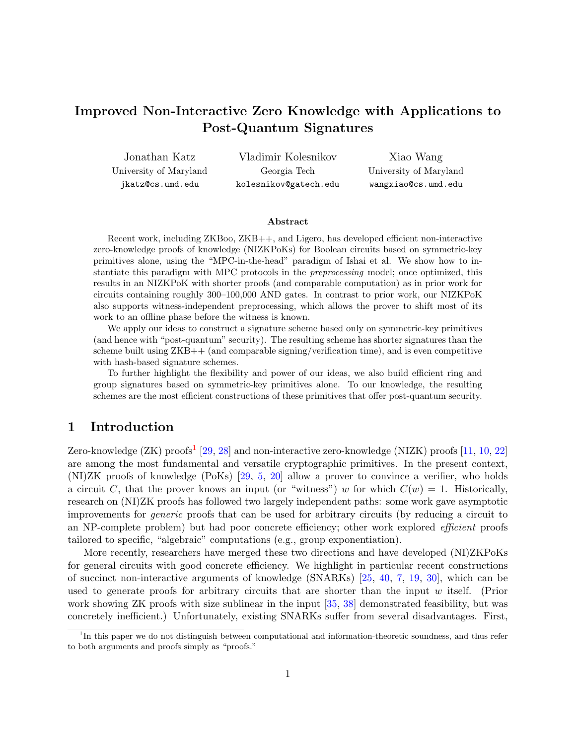# Improved Non-Interactive Zero Knowledge with Applications to Post-Quantum Signatures

Jonathan Katz
University of Maryland
jkatz@cs.umd.edu

Vladimir Kolesnikov
Georgia Tech
kolesnikov@gatech.edu

Xiao Wang
University of Maryland
wangxiao@cs.umd.edu

### Abstract

Recent work, including ZKBoo, ZKB++, and Ligero, has developed efficient non-interactive zero-knowledge proofs of knowledge (NIZKPoKs) for Boolean circuits based on symmetric-key primitives alone, using the "MPC-in-the-head" paradigm of Ishai et al. We show how to instantiate this paradigm with MPC protocols in the *preprocessing* model; once optimized, this results in an NIZKPoK with shorter proofs (and comparable computation) as in prior work for circuits containing roughly 300–100,000 AND gates. In contrast to prior work, our NIZKPoK also supports witness-independent preprocessing, which allows the prover to shift most of its work to an offline phase before the witness is known.

We apply our ideas to construct a signature scheme based only on symmetric-key primitives (and hence with "post-quantum" security). The resulting scheme has shorter signatures than the scheme built using ZKB++ (and comparable signing/verification time), and is even competitive with hash-based signature schemes.

To further highlight the flexibility and power of our ideas, we also build efficient ring and group signatures based on symmetric-key primitives alone. To our knowledge, the resulting schemes are the most efficient constructions of these primitives that offer post-quantum security.

## 1 Introduction

Zero-knowledge (ZK) proofs[1] [29, 28] and non-interactive zero-knowledge (NIZK) proofs [11, 10, 22] are among the most fundamental and versatile cryptographic primitives. In the present context, (NI)ZK proofs of knowledge (PoKs) [29, 5, 20] allow a prover to convince a verifier, who holds a circuit $C$, that the prover knows an input (or "witness") $w$ for which $C(w) = 1$. Historically, research on (NI)ZK proofs has followed two largely independent paths: some work gave asymptotic improvements for *generic* proofs that can be used for arbitrary circuits (by reducing a circuit to an NP-complete problem) but had poor concrete efficiency; other work explored *efficient* proofs tailored to specific, "algebraic" computations (e.g., group exponentiation).

More recently, researchers have merged these two directions and have developed (NI)ZKPoKs for general circuits with good concrete efficiency. We highlight in particular recent constructions of succinct non-interactive arguments of knowledge (SNARKs) [25, 40, 7, 19, 30], which can be used to generate proofs for arbitrary circuits that are shorter than the input $w$ itself. (Prior work showing ZK proofs with size sublinear in the input [35, 38] demonstrated feasibility, but was concretely inefficient.) Unfortunately, existing SNARKs suffer from several disadvantages. First,

[1] In this paper we do not distinguish between computational and information-theoretic soundness, and thus refer to both arguments and proofs simply as "proofs."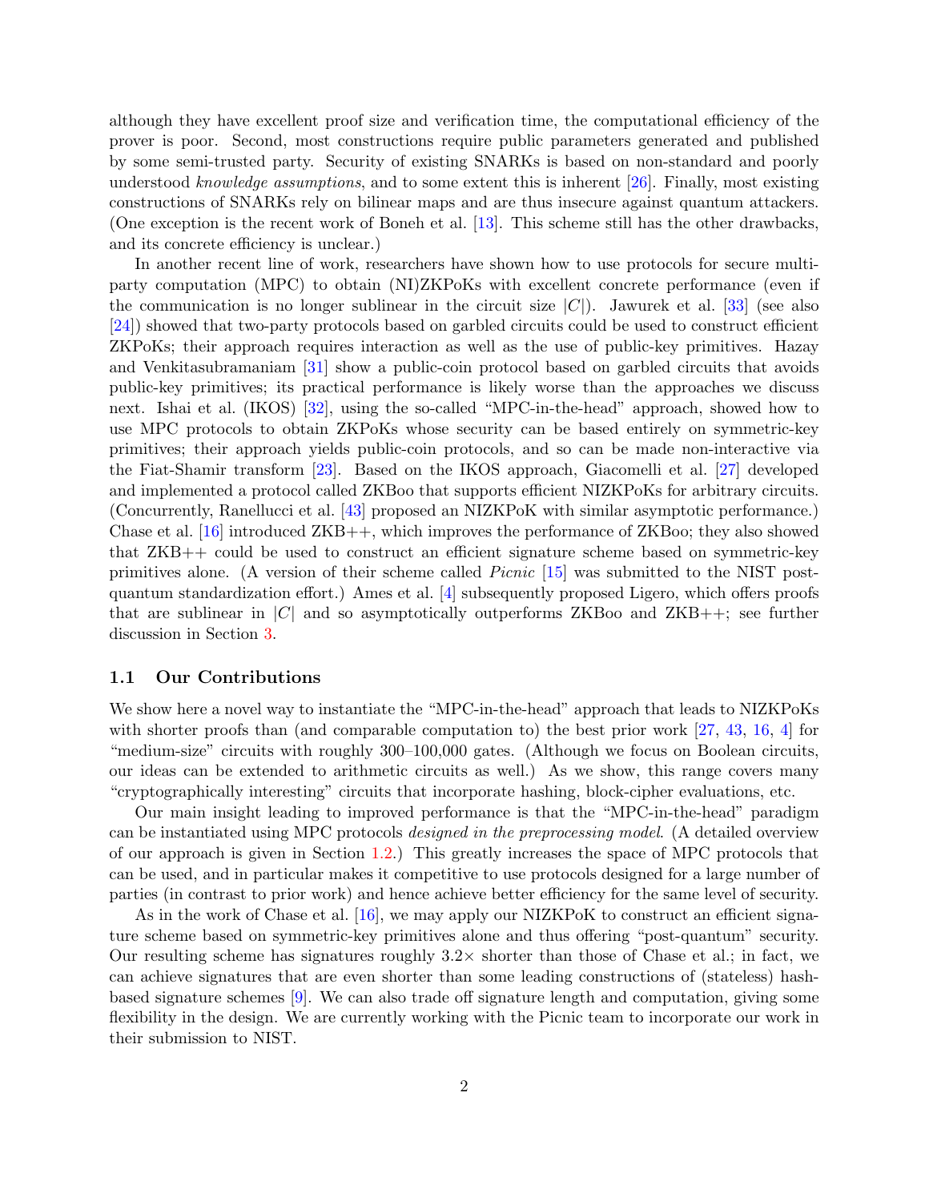although they have excellent proof size and verification time, the computational efficiency of the prover is poor. Second, most constructions require public parameters generated and published by some semi-trusted party. Security of existing SNARKs is based on non-standard and poorly understood *knowledge assumptions*, and to some extent this is inherent [26]. Finally, most existing constructions of SNARKs rely on bilinear maps and are thus insecure against quantum attackers. (One exception is the recent work of Boneh et al. [13]. This scheme still has the other drawbacks, and its concrete efficiency is unclear.)

In another recent line of work, researchers have shown how to use protocols for secure multi-party computation (MPC) to obtain (NI)ZKPoKs with excellent concrete performance (even if the communication is no longer sublinear in the circuit size $|C|$). Jawurek et al. [33] (see also [24]) showed that two-party protocols based on garbled circuits could be used to construct efficient ZKPoKs; their approach requires interaction as well as the use of public-key primitives. Hazay and Venkitasubramaniam [31] show a public-coin protocol based on garbled circuits that avoids public-key primitives; its practical performance is likely worse than the approaches we discuss next. Ishai et al. (IKOS) [32], using the so-called "MPC-in-the-head" approach, showed how to use MPC protocols to obtain ZKPoKs whose security can be based entirely on symmetric-key primitives; their approach yields public-coin protocols, and so can be made non-interactive via the Fiat-Shamir transform [23]. Based on the IKOS approach, Giacomelli et al. [27] developed and implemented a protocol called ZKBoo that supports efficient NIZKPoKs for arbitrary circuits. (Concurrently, Ranellucci et al. [43] proposed an NIZKPoK with similar asymptotic performance.) Chase et al. [16] introduced ZKB++, which improves the performance of ZKBoo; they also showed that ZKB++ could be used to construct an efficient signature scheme based on symmetric-key primitives alone. (A version of their scheme called *Picnic* [15] was submitted to the NIST post-quantum standardization effort.) Ames et al. [4] subsequently proposed Ligero, which offers proofs that are sublinear in $|C|$ and so asymptotically outperforms ZKBoo and ZKB++; see further discussion in Section 3.

## 1.1 Our Contributions

We show here a novel way to instantiate the "MPC-in-the-head" approach that leads to NIZKPoKs with shorter proofs than (and comparable computation to) the best prior work [27, 43, 16, 4] for "medium-size" circuits with roughly 300–100,000 gates. (Although we focus on Boolean circuits, our ideas can be extended to arithmetic circuits as well.) As we show, this range covers many "cryptographically interesting" circuits that incorporate hashing, block-cipher evaluations, etc.

Our main insight leading to improved performance is that the "MPC-in-the-head" paradigm can be instantiated using MPC protocols *designed in the preprocessing model*. (A detailed overview of our approach is given in Section 1.2.) This greatly increases the space of MPC protocols that can be used, and in particular makes it competitive to use protocols designed for a large number of parties (in contrast to prior work) and hence achieve better efficiency for the same level of security.

As in the work of Chase et al. [16], we may apply our NIZKPoK to construct an efficient signature scheme based on symmetric-key primitives alone and thus offering "post-quantum" security. Our resulting scheme has signatures roughly 3.2× shorter than those of Chase et al.; in fact, we can achieve signatures that are even shorter than some leading constructions of (stateless) hash-based signature schemes [9]. We can also trade off signature length and computation, giving some flexibility in the design. We are currently working with the Picnic team to incorporate our work in their submission to NIST.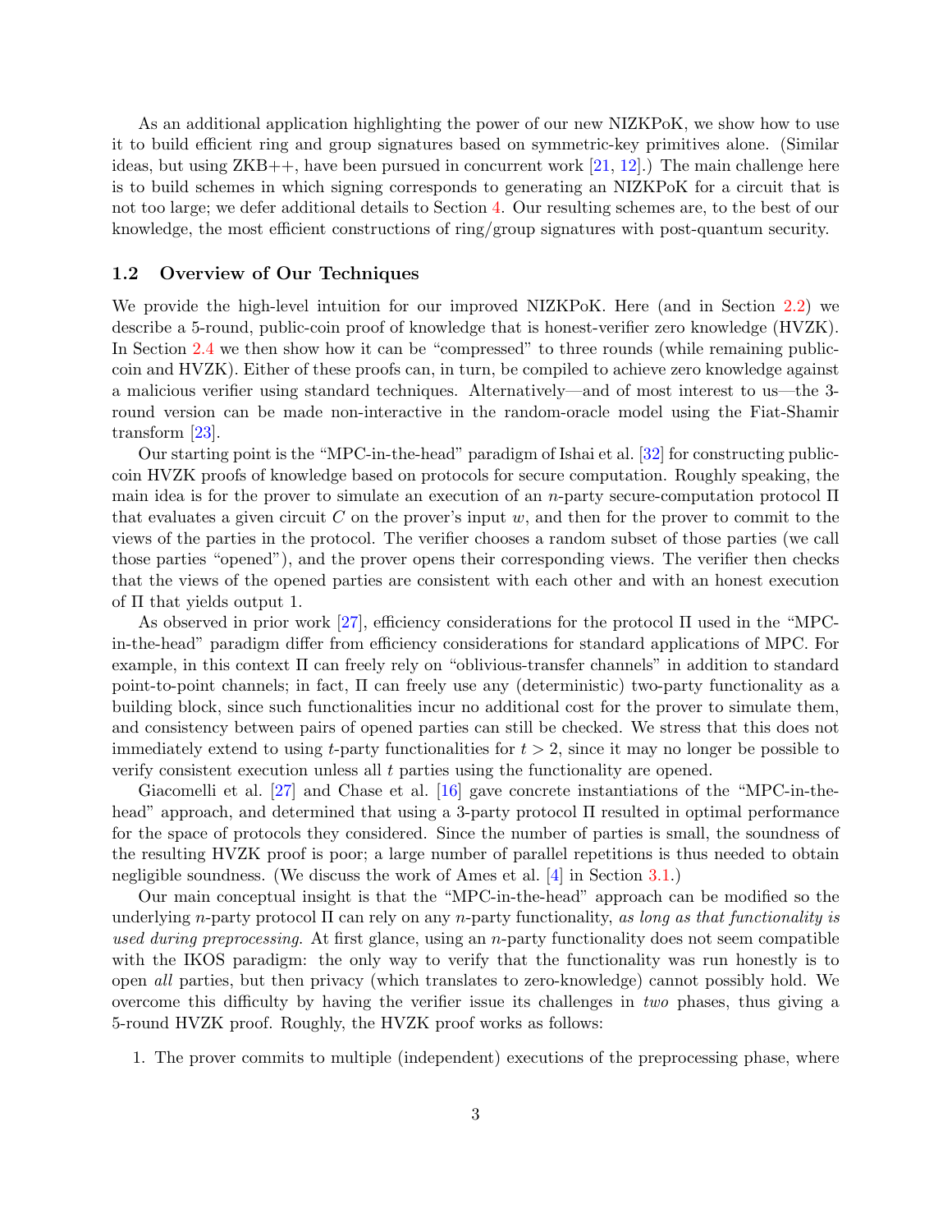As an additional application highlighting the power of our new NIZKPoK, we show how to use it to build efficient ring and group signatures based on symmetric-key primitives alone. (Similar ideas, but using ZKB++, have been pursued in concurrent work [21, 12].) The main challenge here is to build schemes in which signing corresponds to generating an NIZKPoK for a circuit that is not too large; we defer additional details to Section 4. Our resulting schemes are, to the best of our knowledge, the most efficient constructions of ring/group signatures with post-quantum security.

### 1.2 Overview of Our Techniques

We provide the high-level intuition for our improved NIZKPoK. Here (and in Section 2.2) we describe a 5-round, public-coin proof of knowledge that is honest-verifier zero knowledge (HVZK). In Section 2.4 we then show how it can be "compressed" to three rounds (while remaining public-coin and HVZK). Either of these proofs can, in turn, be compiled to achieve zero knowledge against a malicious verifier using standard techniques. Alternatively—and of most interest to us—the 3-round version can be made non-interactive in the random-oracle model using the Fiat-Shamir transform [23].

Our starting point is the "MPC-in-the-head" paradigm of Ishai et al. [32] for constructing public-coin HVZK proofs of knowledge based on protocols for secure computation. Roughly speaking, the main idea is for the prover to simulate an execution of an $n$-party secure-computation protocol $\Pi$ that evaluates a given circuit $C$ on the prover's input $w$, and then for the prover to commit to the views of the parties in the protocol. The verifier chooses a random subset of those parties (we call those parties "opened"), and the prover opens their corresponding views. The verifier then checks that the views of the opened parties are consistent with each other and with an honest execution of $\Pi$ that yields output 1.

As observed in prior work [27], efficiency considerations for the protocol $\Pi$ used in the "MPC-in-the-head" paradigm differ from efficiency considerations for standard applications of MPC. For example, in this context $\Pi$ can freely rely on "oblivious-transfer channels" in addition to standard point-to-point channels; in fact, $\Pi$ can freely use any (deterministic) two-party functionality as a building block, since such functionalities incur no additional cost for the prover to simulate them, and consistency between pairs of opened parties can still be checked. We stress that this does not immediately extend to using $t$-party functionalities for $t > 2$, since it may no longer be possible to verify consistent execution unless all $t$ parties using the functionality are opened.

Giacomelli et al. [27] and Chase et al. [16] gave concrete instantiations of the "MPC-in-the-head" approach, and determined that using a 3-party protocol $\Pi$ resulted in optimal performance for the space of protocols they considered. Since the number of parties is small, the soundness of the resulting HVZK proof is poor; a large number of parallel repetitions is thus needed to obtain negligible soundness. (We discuss the work of Ames et al. [4] in Section 3.1.)

Our main conceptual insight is that the "MPC-in-the-head" approach can be modified so the underlying $n$-party protocol $\Pi$ can rely on any $n$-party functionality, *as long as that functionality is used during preprocessing*. At first glance, using an $n$-party functionality does not seem compatible with the IKOS paradigm: the only way to verify that the functionality was run honestly is to open *all* parties, but then privacy (which translates to zero-knowledge) cannot possibly hold. We overcome this difficulty by having the verifier issue its challenges in *two* phases, thus giving a 5-round HVZK proof. Roughly, the HVZK proof works as follows:

1. The prover commits to multiple (independent) executions of the preprocessing phase, where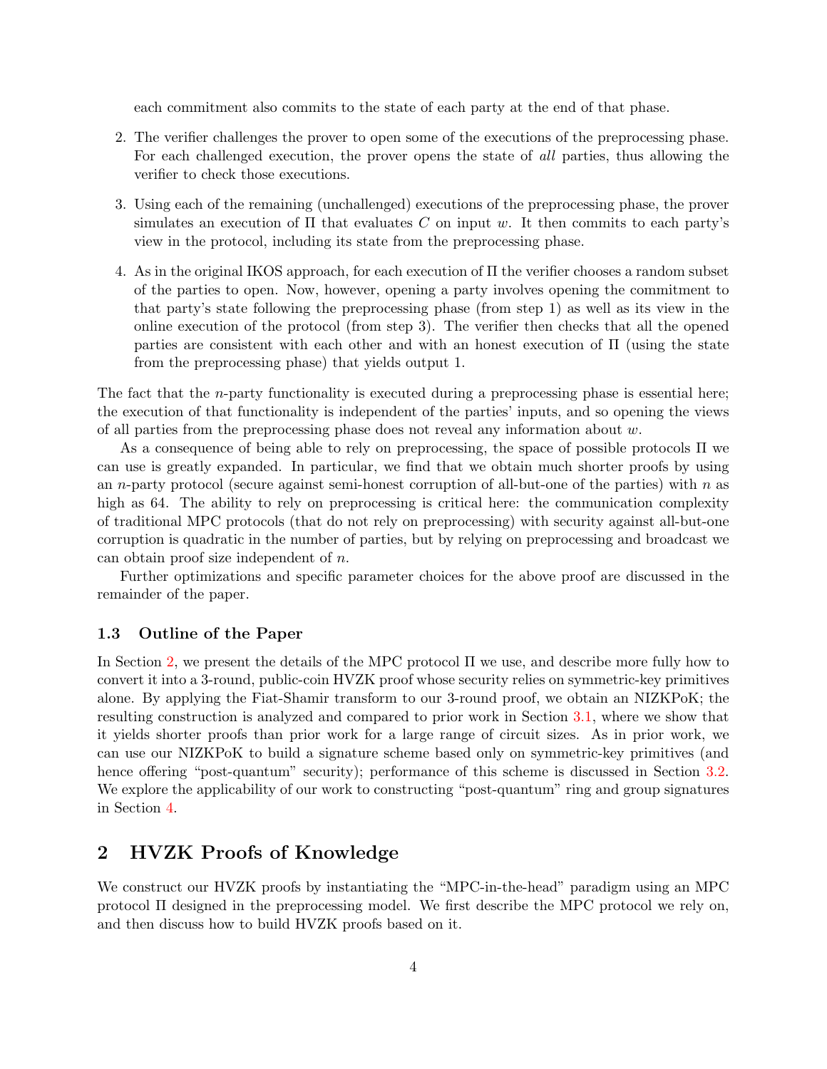each commitment also commits to the state of each party at the end of that phase.

2. The verifier challenges the prover to open some of the executions of the preprocessing phase. For each challenged execution, the prover opens the state of *all* parties, thus allowing the verifier to check those executions.

3. Using each of the remaining (unchallenged) executions of the preprocessing phase, the prover simulates an execution of $\Pi$ that evaluates $C$ on input $w$. It then commits to each party's view in the protocol, including its state from the preprocessing phase.

4. As in the original IKOS approach, for each execution of $\Pi$ the verifier chooses a random subset of the parties to open. Now, however, opening a party involves opening the commitment to that party's state following the preprocessing phase (from step 1) as well as its view in the online execution of the protocol (from step 3). The verifier then checks that all the opened parties are consistent with each other and with an honest execution of $\Pi$ (using the state from the preprocessing phase) that yields output 1.

The fact that the $n$-party functionality is executed during a preprocessing phase is essential here; the execution of that functionality is independent of the parties' inputs, and so opening the views of all parties from the preprocessing phase does not reveal any information about $w$.

As a consequence of being able to rely on preprocessing, the space of possible protocols $\Pi$ we can use is greatly expanded. In particular, we find that we obtain much shorter proofs by using an $n$-party protocol (secure against semi-honest corruption of all-but-one of the parties) with $n$ as high as 64. The ability to rely on preprocessing is critical here: the communication complexity of traditional MPC protocols (that do not rely on preprocessing) with security against all-but-one corruption is quadratic in the number of parties, but by relying on preprocessing and broadcast we can obtain proof size independent of $n$.

Further optimizations and specific parameter choices for the above proof are discussed in the remainder of the paper.

### 1.3 Outline of the Paper

In Section 2, we present the details of the MPC protocol $\Pi$ we use, and describe more fully how to convert it into a 3-round, public-coin HVZK proof whose security relies on symmetric-key primitives alone. By applying the Fiat-Shamir transform to our 3-round proof, we obtain an NIZKPoK; the resulting construction is analyzed and compared to prior work in Section 3.1, where we show that it yields shorter proofs than prior work for a large range of circuit sizes. As in prior work, we can use our NIZKPoK to build a signature scheme based only on symmetric-key primitives (and hence offering "post-quantum" security); performance of this scheme is discussed in Section 3.2. We explore the applicability of our work to constructing "post-quantum" ring and group signatures in Section 4.

## 2 HVZK Proofs of Knowledge

We construct our HVZK proofs by instantiating the "MPC-in-the-head" paradigm using an MPC protocol $\Pi$ designed in the preprocessing model. We first describe the MPC protocol we rely on, and then discuss how to build HVZK proofs based on it.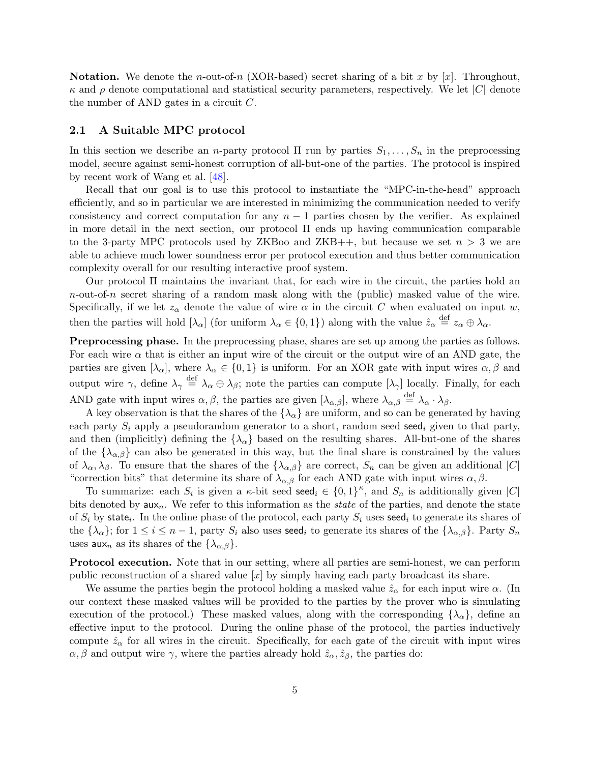**Notation.** We denote the $n$-out-of-$n$ (XOR-based) secret sharing of a bit $x$ by $[x]$. Throughout, $\kappa$ and $\rho$ denote computational and statistical security parameters, respectively. We let $|C|$ denote the number of AND gates in a circuit $C$.

## 2.1 A Suitable MPC protocol

In this section we describe an $n$-party protocol $\Pi$ run by parties $S_1, \ldots, S_n$ in the preprocessing model, secure against semi-honest corruption of all-but-one of the parties. The protocol is inspired by recent work of Wang et al. [48].

Recall that our goal is to use this protocol to instantiate the "MPC-in-the-head" approach efficiently, and so in particular we are interested in minimizing the communication needed to verify consistency and correct computation for any $n-1$ parties chosen by the verifier. As explained in more detail in the next section, our protocol $\Pi$ ends up having communication comparable to the 3-party MPC protocols used by ZKBoo and ZKB++, but because we set $n > 3$ we are able to achieve much lower soundness error per protocol execution and thus better communication complexity overall for our resulting interactive proof system.

Our protocol $\Pi$ maintains the invariant that, for each wire in the circuit, the parties hold an $n$-out-of-$n$ secret sharing of a random mask along with the (public) masked value of the wire. Specifically, if we let $z_\alpha$ denote the value of wire $\alpha$ in the circuit $C$ when evaluated on input $w$, then the parties will hold $[\lambda_\alpha]$ (for uniform $\lambda_\alpha \in \{0,1\}$) along with the value $\hat{z}_\alpha \stackrel{\text{def}}{=} z_\alpha \oplus \lambda_\alpha$.

**Preprocessing phase.** In the preprocessing phase, shares are set up among the parties as follows. For each wire $\alpha$ that is either an input wire of the circuit or the output wire of an AND gate, the parties are given $[\lambda_\alpha]$, where $\lambda_\alpha \in \{0,1\}$ is uniform. For an XOR gate with input wires $\alpha, \beta$ and output wire $\gamma$, define $\lambda_\gamma \stackrel{\text{def}}{=} \lambda_\alpha \oplus \lambda_\beta$; note the parties can compute $[\lambda_\gamma]$ locally. Finally, for each AND gate with input wires $\alpha, \beta$, the parties are given $[\lambda_{\alpha,\beta}]$, where $\lambda_{\alpha,\beta} \stackrel{\text{def}}{=} \lambda_\alpha \cdot \lambda_\beta$.

A key observation is that the shares of the $\{\lambda_\alpha\}$ are uniform, and so can be generated by having each party $S_i$ apply a pseudorandom generator to a short, random seed $\mathsf{seed}_i$ given to that party, and then (implicitly) defining the $\{\lambda_\alpha\}$ based on the resulting shares. All-but-one of the shares of the $\{\lambda_{\alpha,\beta}\}$ can also be generated in this way, but the final share is constrained by the values of $\lambda_\alpha, \lambda_\beta$. To ensure that the shares of the $\{\lambda_{\alpha,\beta}\}$ are correct, $S_n$ can be given an additional $|C|$ "correction bits" that determine its share of $\lambda_{\alpha,\beta}$ for each AND gate with input wires $\alpha, \beta$.

To summarize: each $S_i$ is given a $\kappa$-bit seed $\mathsf{seed}_i \in \{0,1\}^\kappa$, and $S_n$ is additionally given $|C|$ bits denoted by $\mathsf{aux}_n$. We refer to this information as the *state* of the parties, and denote the state of $S_i$ by $\mathsf{state}_i$. In the online phase of the protocol, each party $S_i$ uses $\mathsf{seed}_i$ to generate its shares of the $\{\lambda_\alpha\}$; for $1 \leq i \leq n-1$, party $S_i$ also uses $\mathsf{seed}_i$ to generate its shares of the $\{\lambda_{\alpha,\beta}\}$. Party $S_n$ uses $\mathsf{aux}_n$ as its shares of the $\{\lambda_{\alpha,\beta}\}$.

**Protocol execution.** Note that in our setting, where all parties are semi-honest, we can perform public reconstruction of a shared value $[x]$ by simply having each party broadcast its share.

We assume the parties begin the protocol holding a masked value $\hat{z}_\alpha$ for each input wire $\alpha$. (In our context these masked values will be provided to the parties by the prover who is simulating execution of the protocol.) These masked values, along with the corresponding $\{\lambda_\alpha\}$, define an effective input to the protocol. During the online phase of the protocol, the parties inductively compute $\hat{z}_\alpha$ for all wires in the circuit. Specifically, for each gate of the circuit with input wires $\alpha, \beta$ and output wire $\gamma$, where the parties already hold $\hat{z}_\alpha, \hat{z}_\beta$, the parties do: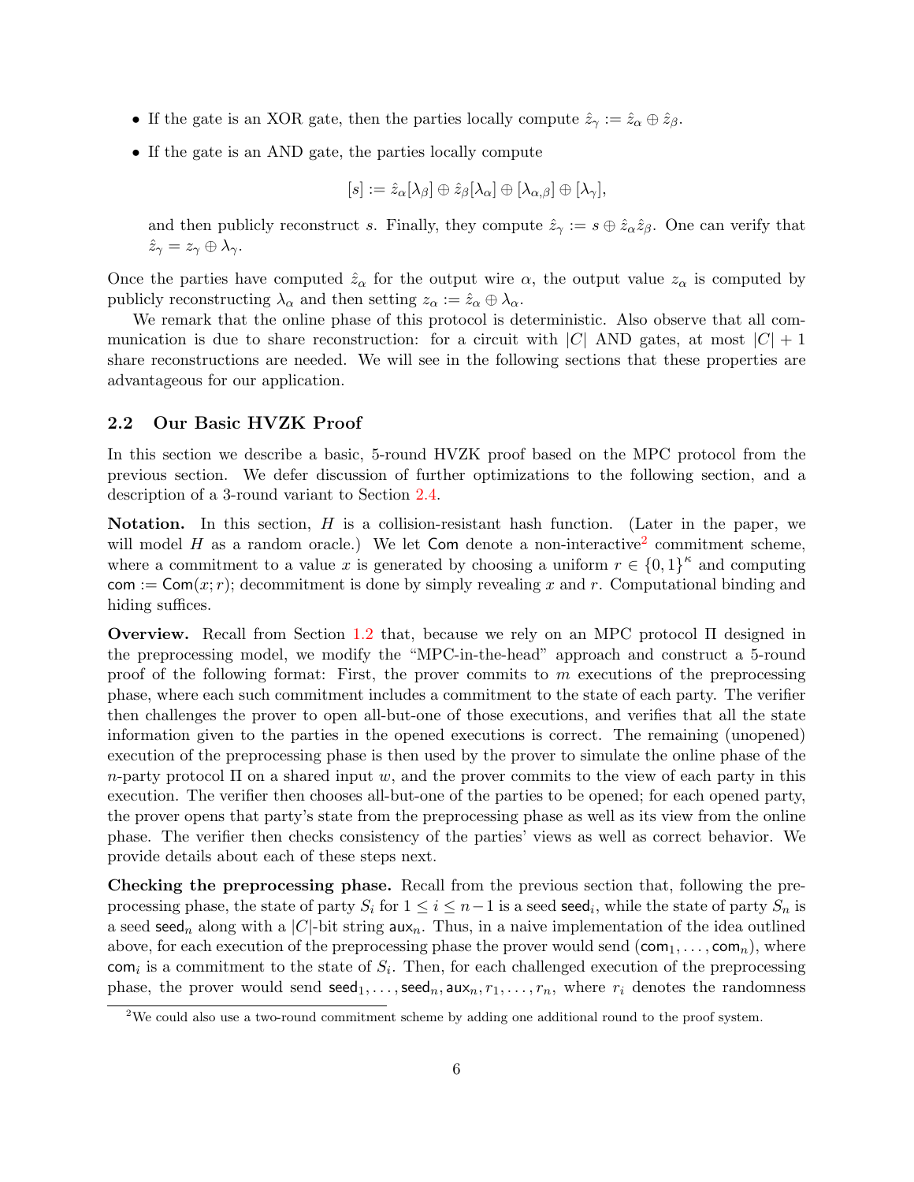- If the gate is an XOR gate, then the parties locally compute $\hat{z}_\gamma := \hat{z}_\alpha \oplus \hat{z}_\beta$.
- If the gate is an AND gate, the parties locally compute

$$[s] := \hat{z}_\alpha[\lambda_\beta] \oplus \hat{z}_\beta[\lambda_\alpha] \oplus [\lambda_{\alpha,\beta}] \oplus [\lambda_\gamma],$$

  and then publicly reconstruct $s$. Finally, they compute $\hat{z}_\gamma := s \oplus \hat{z}_\alpha \hat{z}_\beta$. One can verify that $\hat{z}_\gamma = z_\gamma \oplus \lambda_\gamma$.

Once the parties have computed $\hat{z}_\alpha$ for the output wire $\alpha$, the output value $z_\alpha$ is computed by publicly reconstructing $\lambda_\alpha$ and then setting $z_\alpha := \hat{z}_\alpha \oplus \lambda_\alpha$.

We remark that the online phase of this protocol is deterministic. Also observe that all communication is due to share reconstruction: for a circuit with $|C|$ AND gates, at most $|C| + 1$ share reconstructions are needed. We will see in the following sections that these properties are advantageous for our application.

## 2.2 Our Basic HVZK Proof

In this section we describe a basic, 5-round HVZK proof based on the MPC protocol from the previous section. We defer discussion of further optimizations to the following section, and a description of a 3-round variant to Section 2.4.

**Notation.** In this section, $H$ is a collision-resistant hash function. (Later in the paper, we will model $H$ as a random oracle.) We let $\mathsf{Com}$ denote a non-interactive[2] commitment scheme, where a commitment to a value $x$ is generated by choosing a uniform $r \in \{0,1\}^\kappa$ and computing $\mathsf{com} := \mathsf{Com}(x; r)$; decommitment is done by simply revealing $x$ and $r$. Computational binding and hiding suffices.

**Overview.** Recall from Section 1.2 that, because we rely on an MPC protocol $\Pi$ designed in the preprocessing model, we modify the "MPC-in-the-head" approach and construct a 5-round proof of the following format: First, the prover commits to $m$ executions of the preprocessing phase, where each such commitment includes a commitment to the state of each party. The verifier then challenges the prover to open all-but-one of those executions, and verifies that all the state information given to the parties in the opened executions is correct. The remaining (unopened) execution of the preprocessing phase is then used by the prover to simulate the online phase of the $n$-party protocol $\Pi$ on a shared input $w$, and the prover commits to the view of each party in this execution. The verifier then chooses all-but-one of the parties to be opened; for each opened party, the prover opens that party's state from the preprocessing phase as well as its view from the online phase. The verifier then checks consistency of the parties' views as well as correct behavior. We provide details about each of these steps next.

**Checking the preprocessing phase.** Recall from the previous section that, following the preprocessing phase, the state of party $S_i$ for $1 \le i \le n-1$ is a seed $\mathsf{seed}_i$, while the state of party $S_n$ is a seed $\mathsf{seed}_n$ along with a $|C|$-bit string $\mathsf{aux}_n$. Thus, in a naive implementation of the idea outlined above, for each execution of the preprocessing phase the prover would send $(\mathsf{com}_1, \ldots, \mathsf{com}_n)$, where $\mathsf{com}_i$ is a commitment to the state of $S_i$. Then, for each challenged execution of the preprocessing phase, the prover would send $\mathsf{seed}_1, \ldots, \mathsf{seed}_n, \mathsf{aux}_n, r_1, \ldots, r_n$, where $r_i$ denotes the randomness

[2] We could also use a two-round commitment scheme by adding one additional round to the proof system.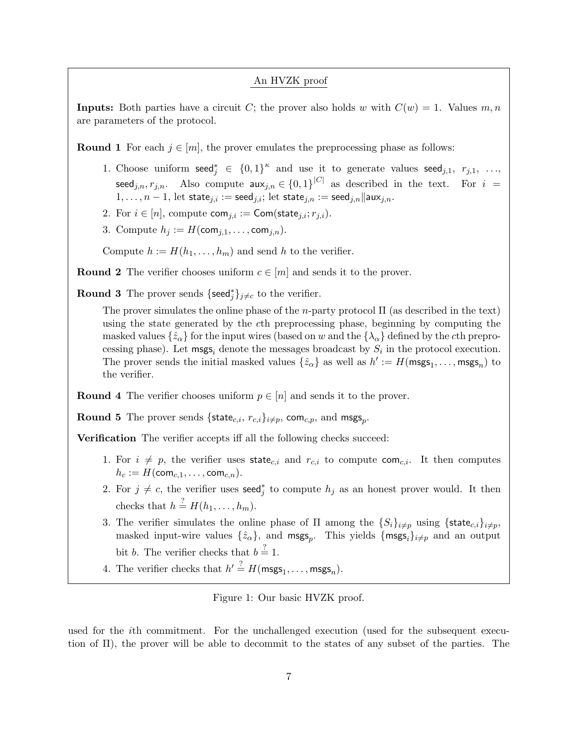## An HVZK proof

**Inputs:** Both parties have a circuit $C$; the prover also holds $w$ with $C(w) = 1$. Values $m, n$ are parameters of the protocol.

**Round 1** For each $j \in [m]$, the prover emulates the preprocessing phase as follows:

1. Choose uniform $\mathsf{seed}^*_j \in \{0,1\}^\kappa$ and use it to generate values $\mathsf{seed}_{j,1}, r_{j,1}, \ldots, \mathsf{seed}_{j,n}, r_{j,n}$. Also compute $\mathsf{aux}_{j,n} \in \{0,1\}^{|C|}$ as described in the text. For $i = 1, \ldots, n-1$, let $\mathsf{state}_{j,i} := \mathsf{seed}_{j,i}$; let $\mathsf{state}_{j,n} := \mathsf{seed}_{j,n} \| \mathsf{aux}_{j,n}$.
2. For $i \in [n]$, compute $\mathsf{com}_{j,i} := \mathsf{Com}(\mathsf{state}_{j,i}; r_{j,i})$.
3. Compute $h_j := H(\mathsf{com}_{j,1}, \ldots, \mathsf{com}_{j,n})$.

Compute $h := H(h_1, \ldots, h_m)$ and send $h$ to the verifier.

**Round 2** The verifier chooses uniform $c \in [m]$ and sends it to the prover.

**Round 3** The prover sends $\{\mathsf{seed}^*_j\}_{j \neq c}$ to the verifier.

The prover simulates the online phase of the $n$-party protocol $\Pi$ (as described in the text) using the state generated by the $c$th preprocessing phase, beginning by computing the masked values $\{\hat{z}_\alpha\}$ for the input wires (based on $w$ and the $\{\lambda_\alpha\}$ defined by the $c$th preprocessing phase). Let $\mathsf{msgs}_i$ denote the messages broadcast by $S_i$ in the protocol execution. The prover sends the initial masked values $\{\hat{z}_\alpha\}$ as well as $h' := H(\mathsf{msgs}_1, \ldots, \mathsf{msgs}_n)$ to the verifier.

**Round 4** The verifier chooses uniform $p \in [n]$ and sends it to the prover.

**Round 5** The prover sends $\{\mathsf{state}_{c,i}, r_{c,i}\}_{i \neq p}$, $\mathsf{com}_{c,p}$, and $\mathsf{msgs}_p$.

**Verification** The verifier accepts iff all the following checks succeed:

1. For $i \neq p$, the verifier uses $\mathsf{state}_{c,i}$ and $r_{c,i}$ to compute $\mathsf{com}_{c,i}$. It then computes $h_c := H(\mathsf{com}_{c,1}, \ldots, \mathsf{com}_{c,n})$.
2. For $j \neq c$, the verifier uses $\mathsf{seed}^*_j$ to compute $h_j$ as an honest prover would. It then checks that $h \stackrel{?}{=} H(h_1, \ldots, h_m)$.
3. The verifier simulates the online phase of $\Pi$ among the $\{S_i\}_{i \neq p}$ using $\{\mathsf{state}_{c,i}\}_{i \neq p}$, masked input-wire values $\{\hat{z}_\alpha\}$, and $\mathsf{msgs}_p$. This yields $\{\mathsf{msgs}_i\}_{i \neq p}$ and an output bit $b$. The verifier checks that $b \stackrel{?}{=} 1$.
4. The verifier checks that $h' \stackrel{?}{=} H(\mathsf{msgs}_1, \ldots, \mathsf{msgs}_n)$.

Figure 1: Our basic HVZK proof.

used for the $i$th commitment. For the unchallenged execution (used for the subsequent execution of $\Pi$), the prover will be able to decommit to the states of any subset of the parties. The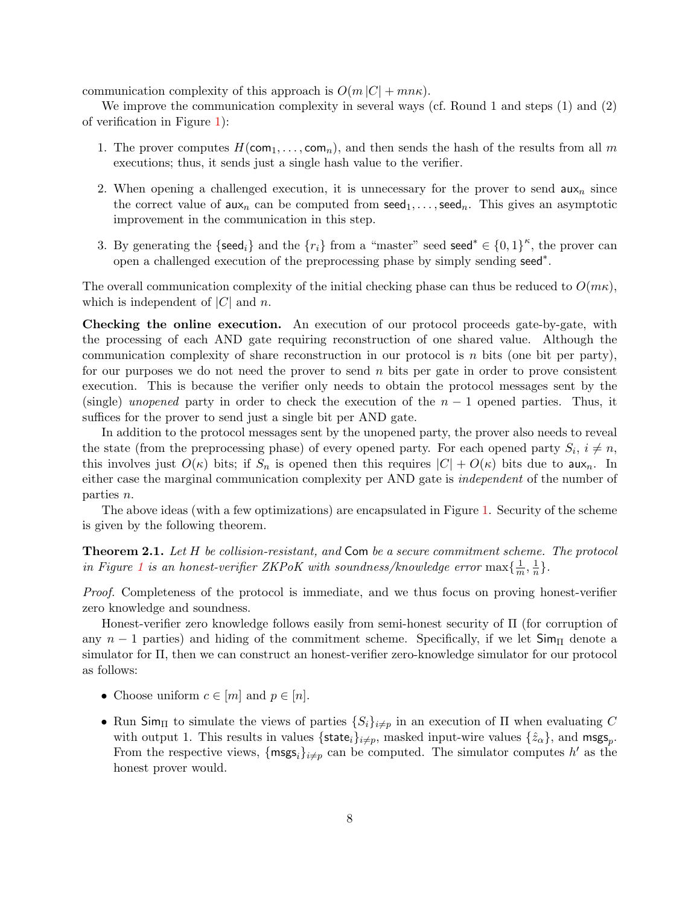communication complexity of this approach is $O(m|C| + mn\kappa)$.

We improve the communication complexity in several ways (cf. Round 1 and steps (1) and (2) of verification in Figure 1):

1. The prover computes $H(\mathsf{com}_1, \ldots, \mathsf{com}_n)$, and then sends the hash of the results from all $m$ executions; thus, it sends just a single hash value to the verifier.

2. When opening a challenged execution, it is unnecessary for the prover to send $\mathsf{aux}_n$ since the correct value of $\mathsf{aux}_n$ can be computed from $\mathsf{seed}_1, \ldots, \mathsf{seed}_n$. This gives an asymptotic improvement in the communication in this step.

3. By generating the $\{\mathsf{seed}_i\}$ and the $\{r_i\}$ from a "master" seed $\mathsf{seed}^* \in \{0,1\}^\kappa$, the prover can open a challenged execution of the preprocessing phase by simply sending $\mathsf{seed}^*$.

The overall communication complexity of the initial checking phase can thus be reduced to $O(m\kappa)$, which is independent of $|C|$ and $n$.

**Checking the online execution.** An execution of our protocol proceeds gate-by-gate, with the processing of each AND gate requiring reconstruction of one shared value. Although the communication complexity of share reconstruction in our protocol is $n$ bits (one bit per party), for our purposes we do not need the prover to send $n$ bits per gate in order to prove consistent execution. This is because the verifier only needs to obtain the protocol messages sent by the (single) *unopened* party in order to check the execution of the $n-1$ opened parties. Thus, it suffices for the prover to send just a single bit per AND gate.

In addition to the protocol messages sent by the unopened party, the prover also needs to reveal the state (from the preprocessing phase) of every opened party. For each opened party $S_i$, $i \neq n$, this involves just $O(\kappa)$ bits; if $S_n$ is opened then this requires $|C| + O(\kappa)$ bits due to $\mathsf{aux}_n$. In either case the marginal communication complexity per AND gate is *independent* of the number of parties $n$.

The above ideas (with a few optimizations) are encapsulated in Figure 1. Security of the scheme is given by the following theorem.

**Theorem 2.1.** *Let $H$ be collision-resistant, and $\mathsf{Com}$ be a secure commitment scheme. The protocol in Figure 1 is an honest-verifier ZKPoK with soundness/knowledge error $\max\{\frac{1}{m}, \frac{1}{n}\}$.*

*Proof.* Completeness of the protocol is immediate, and we thus focus on proving honest-verifier zero knowledge and soundness.

Honest-verifier zero knowledge follows easily from semi-honest security of $\Pi$ (for corruption of any $n-1$ parties) and hiding of the commitment scheme. Specifically, if we let $\mathsf{Sim}_\Pi$ denote a simulator for $\Pi$, then we can construct an honest-verifier zero-knowledge simulator for our protocol as follows:

- Choose uniform $c \in [m]$ and $p \in [n]$.
- Run $\mathsf{Sim}_\Pi$ to simulate the views of parties $\{S_i\}_{i \neq p}$ in an execution of $\Pi$ when evaluating $C$ with output 1. This results in values $\{\mathsf{state}_i\}_{i \neq p}$, masked input-wire values $\{\hat{z}_\alpha\}$, and $\mathsf{msgs}_p$. From the respective views, $\{\mathsf{msgs}_i\}_{i \neq p}$ can be computed. The simulator computes $h'$ as the honest prover would.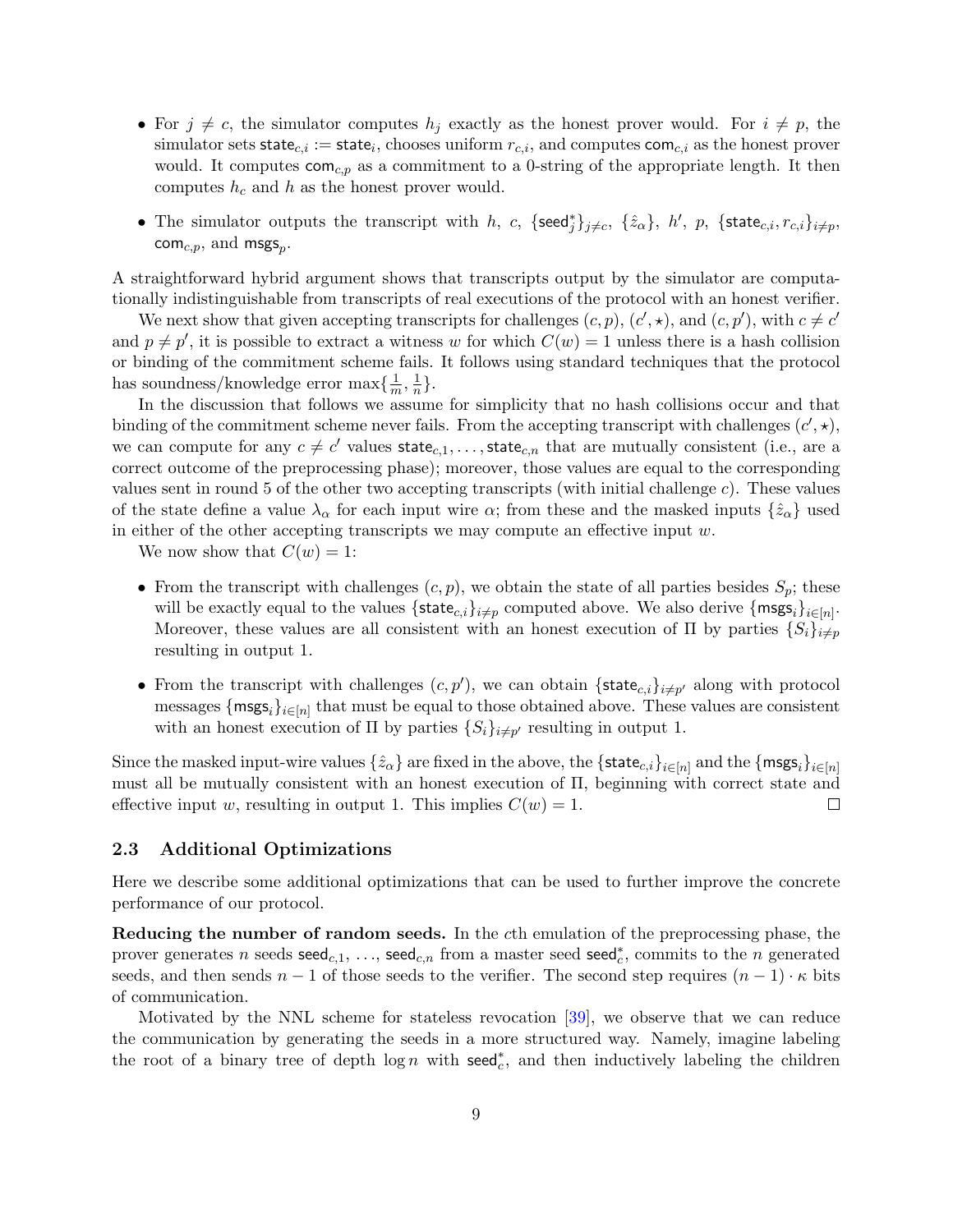- For $j \neq c$, the simulator computes $h_j$ exactly as the honest prover would. For $i \neq p$, the simulator sets $\mathsf{state}_{c,i} := \mathsf{state}_i$, chooses uniform $r_{c,i}$, and computes $\mathsf{com}_{c,i}$ as the honest prover would. It computes $\mathsf{com}_{c,p}$ as a commitment to a 0-string of the appropriate length. It then computes $h_c$ and $h$ as the honest prover would.
- The simulator outputs the transcript with $h$, $c$, $\{\mathsf{seed}^*_j\}_{j \neq c}$, $\{\hat{z}_\alpha\}$, $h'$, $p$, $\{\mathsf{state}_{c,i}, r_{c,i}\}_{i \neq p}$, $\mathsf{com}_{c,p}$, and $\mathsf{msgs}_p$.

A straightforward hybrid argument shows that transcripts output by the simulator are computationally indistinguishable from transcripts of real executions of the protocol with an honest verifier.

We next show that given accepting transcripts for challenges $(c, p)$, $(c', \star)$, and $(c, p')$, with $c \neq c'$ and $p \neq p'$, it is possible to extract a witness $w$ for which $C(w) = 1$ unless there is a hash collision or binding of the commitment scheme fails. It follows using standard techniques that the protocol has soundness/knowledge error $\max\{\frac{1}{m}, \frac{1}{n}\}$.

In the discussion that follows we assume for simplicity that no hash collisions occur and that binding of the commitment scheme never fails. From the accepting transcript with challenges $(c', \star)$, we can compute for any $c \neq c'$ values $\mathsf{state}_{c,1}, \ldots, \mathsf{state}_{c,n}$ that are mutually consistent (i.e., are a correct outcome of the preprocessing phase); moreover, those values are equal to the corresponding values sent in round 5 of the other two accepting transcripts (with initial challenge $c$). These values of the state define a value $\lambda_\alpha$ for each input wire $\alpha$; from these and the masked inputs $\{\hat{z}_\alpha\}$ used in either of the other accepting transcripts we may compute an effective input $w$.

We now show that $C(w) = 1$:

- From the transcript with challenges $(c, p)$, we obtain the state of all parties besides $S_p$; these will be exactly equal to the values $\{\mathsf{state}_{c,i}\}_{i \neq p}$ computed above. We also derive $\{\mathsf{msgs}_i\}_{i \in [n]}$. Moreover, these values are all consistent with an honest execution of $\Pi$ by parties $\{S_i\}_{i \neq p}$ resulting in output 1.
- From the transcript with challenges $(c, p')$, we can obtain $\{\mathsf{state}_{c,i}\}_{i \neq p'}$ along with protocol messages $\{\mathsf{msgs}_i\}_{i \in [n]}$ that must be equal to those obtained above. These values are consistent with an honest execution of $\Pi$ by parties $\{S_i\}_{i \neq p'}$ resulting in output 1.

Since the masked input-wire values $\{\hat{z}_\alpha\}$ are fixed in the above, the $\{\mathsf{state}_{c,i}\}_{i \in [n]}$ and the $\{\mathsf{msgs}_i\}_{i \in [n]}$ must all be mutually consistent with an honest execution of $\Pi$, beginning with correct state and effective input $w$, resulting in output 1. This implies $C(w) = 1$. $\square$

### 2.3 Additional Optimizations

Here we describe some additional optimizations that can be used to further improve the concrete performance of our protocol.

**Reducing the number of random seeds.** In the $c$th emulation of the preprocessing phase, the prover generates $n$ seeds $\mathsf{seed}_{c,1}, \ldots, \mathsf{seed}_{c,n}$ from a master seed $\mathsf{seed}^*_c$, commits to the $n$ generated seeds, and then sends $n - 1$ of those seeds to the verifier. The second step requires $(n - 1) \cdot \kappa$ bits of communication.

Motivated by the NNL scheme for stateless revocation [39], we observe that we can reduce the communication by generating the seeds in a more structured way. Namely, imagine labeling the root of a binary tree of depth $\log n$ with $\mathsf{seed}^*_c$, and then inductively labeling the children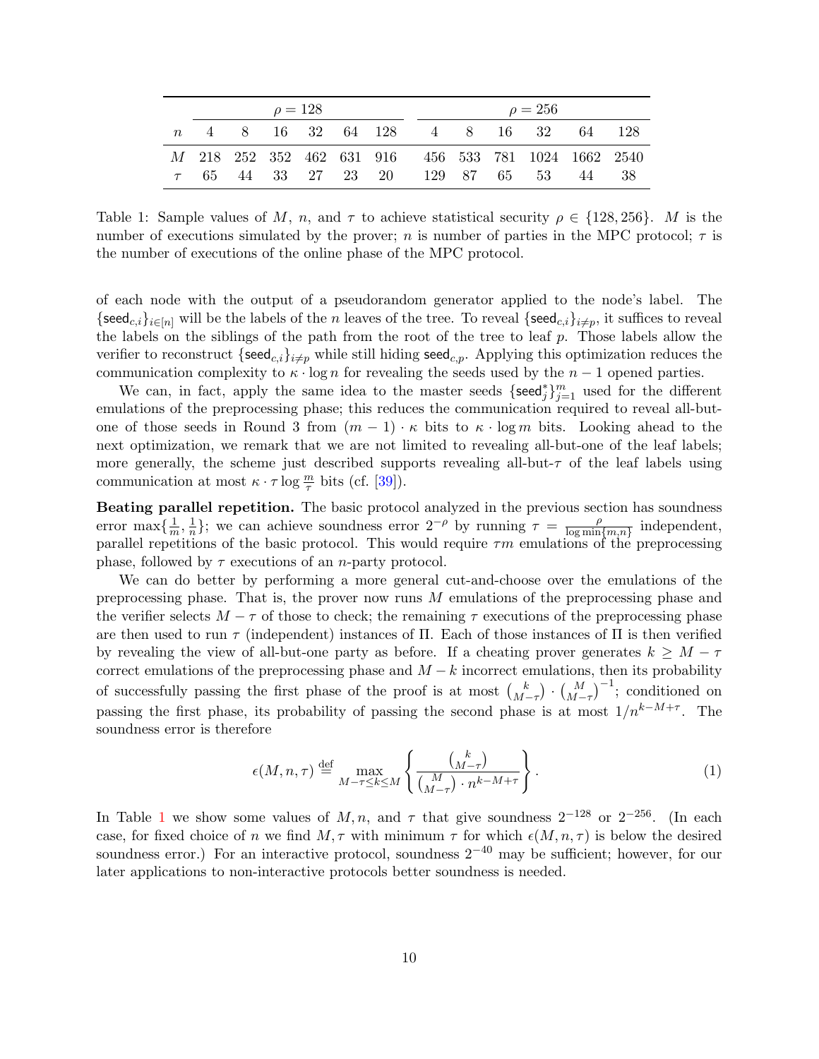| | $\rho = 128$ | | | | | | $\rho = 256$ | | | | | |
|---|---|---|---|---|---|---|---|---|---|---|---|---|
| $n$ | 4 | 8 | 16 | 32 | 64 | 128 | 4 | 8 | 16 | 32 | 64 | 128 |
| $M$ | 218 | 252 | 352 | 462 | 631 | 916 | 456 | 533 | 781 | 1024 | 1662 | 2540 |
| $\tau$ | 65 | 44 | 33 | 27 | 23 | 20 | 129 | 87 | 65 | 53 | 44 | 38 |

Table 1: Sample values of $M$, $n$, and $\tau$ to achieve statistical security $\rho \in \{128, 256\}$. $M$ is the number of executions simulated by the prover; $n$ is number of parties in the MPC protocol; $\tau$ is the number of executions of the online phase of the MPC protocol.

of each node with the output of a pseudorandom generator applied to the node's label. The $\{\mathsf{seed}_{c,i}\}_{i\in[n]}$ will be the labels of the $n$ leaves of the tree. To reveal $\{\mathsf{seed}_{c,i}\}_{i\neq p}$, it suffices to reveal the labels on the siblings of the path from the root of the tree to leaf $p$. Those labels allow the verifier to reconstruct $\{\mathsf{seed}_{c,i}\}_{i\neq p}$ while still hiding $\mathsf{seed}_{c,p}$. Applying this optimization reduces the communication complexity to $\kappa \cdot \log n$ for revealing the seeds used by the $n-1$ opened parties.

We can, in fact, apply the same idea to the master seeds $\{\mathsf{seed}^*_j\}_{j=1}^m$ used for the different emulations of the preprocessing phase; this reduces the communication required to reveal all-but-one of those seeds in Round 3 from $(m-1)\cdot\kappa$ bits to $\kappa \cdot \log m$ bits. Looking ahead to the next optimization, we remark that we are not limited to revealing all-but-one of the leaf labels; more generally, the scheme just described supports revealing all-but-$\tau$ of the leaf labels using communication at most $\kappa \cdot \tau \log \frac{m}{\tau}$ bits (cf. [39]).

**Beating parallel repetition.** The basic protocol analyzed in the previous section has soundness error $\max\{\frac{1}{m}, \frac{1}{n}\}$; we can achieve soundness error $2^{-\rho}$ by running $\tau = \frac{\rho}{\log \min\{m,n\}}$ independent, parallel repetitions of the basic protocol. This would require $\tau m$ emulations of the preprocessing phase, followed by $\tau$ executions of an $n$-party protocol.

We can do better by performing a more general cut-and-choose over the emulations of the preprocessing phase. That is, the prover now runs $M$ emulations of the preprocessing phase and the verifier selects $M-\tau$ of those to check; the remaining $\tau$ executions of the preprocessing phase are then used to run $\tau$ (independent) instances of $\Pi$. Each of those instances of $\Pi$ is then verified by revealing the view of all-but-one party as before. If a cheating prover generates $k \geq M-\tau$ correct emulations of the preprocessing phase and $M-k$ incorrect emulations, then its probability of successfully passing the first phase of the proof is at most $\binom{k}{M-\tau}\cdot\binom{M}{M-\tau}^{-1}$; conditioned on passing the first phase, its probability of passing the second phase is at most $1/n^{k-M+\tau}$. The soundness error is therefore

$$\epsilon(M,n,\tau) \stackrel{\text{def}}{=} \max_{M-\tau\leq k\leq M}\left\{\frac{\binom{k}{M-\tau}}{\binom{M}{M-\tau}\cdot n^{k-M+\tau}}\right\}. \tag{1}$$

In Table 1 we show some values of $M, n$, and $\tau$ that give soundness $2^{-128}$ or $2^{-256}$. (In each case, for fixed choice of $n$ we find $M, \tau$ with minimum $\tau$ for which $\epsilon(M,n,\tau)$ is below the desired soundness error.) For an interactive protocol, soundness $2^{-40}$ may be sufficient; however, for our later applications to non-interactive protocols better soundness is needed.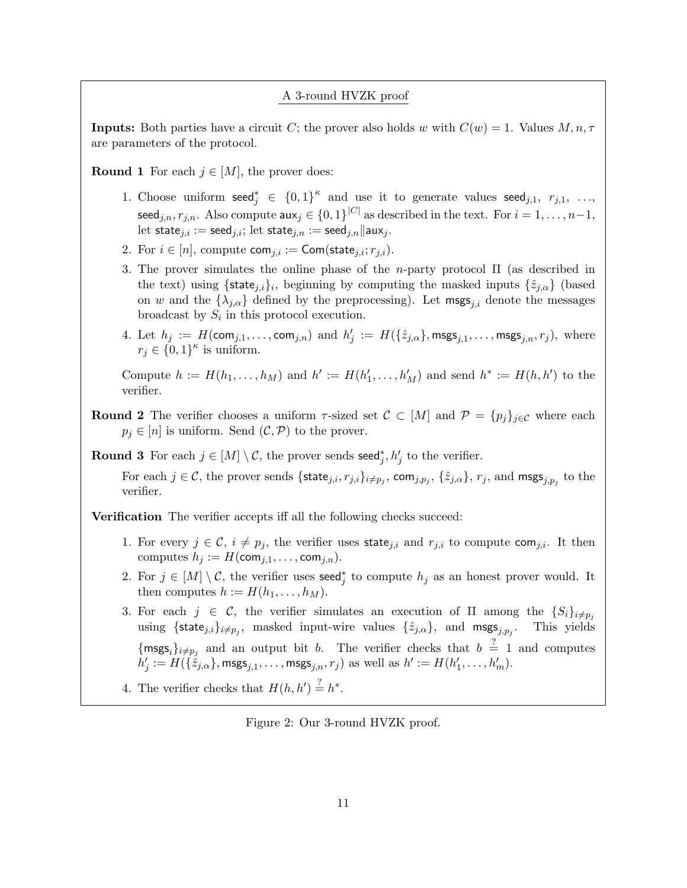<u>A 3-round HVZK proof</u>

**Inputs:** Both parties have a circuit $C$; the prover also holds $w$ with $C(w) = 1$. Values $M, n, \tau$ are parameters of the protocol.

**Round 1** For each $j \in [M]$, the prover does:

1. Choose uniform $\mathsf{seed}^*_j \in \{0,1\}^\kappa$ and use it to generate values $\mathsf{seed}_{j,1}, r_{j,1}, \ldots, \mathsf{seed}_{j,n}, r_{j,n}$. Also compute $\mathsf{aux}_j \in \{0,1\}^{|C|}$ as described in the text. For $i = 1, \ldots, n-1$, let $\mathsf{state}_{j,i} := \mathsf{seed}_{j,i}$; let $\mathsf{state}_{j,n} := \mathsf{seed}_{j,n} \| \mathsf{aux}_j$.
2. For $i \in [n]$, compute $\mathsf{com}_{j,i} := \mathsf{Com}(\mathsf{state}_{j,i}; r_{j,i})$.
3. The prover simulates the online phase of the $n$-party protocol $\Pi$ (as described in the text) using $\{\mathsf{state}_{j,i}\}_i$, beginning by computing the masked inputs $\{\hat{z}_{j,\alpha}\}$ (based on $w$ and the $\{\lambda_{j,\alpha}\}$ defined by the preprocessing). Let $\mathsf{msgs}_{j,i}$ denote the messages broadcast by $S_i$ in this protocol execution.
4. Let $h_j := H(\mathsf{com}_{j,1}, \ldots, \mathsf{com}_{j,n})$ and $h'_j := H(\{\hat{z}_{j,\alpha}\}, \mathsf{msgs}_{j,1}, \ldots, \mathsf{msgs}_{j,n}, r_j)$, where $r_j \in \{0,1\}^\kappa$ is uniform.

Compute $h := H(h_1, \ldots, h_M)$ and $h' := H(h'_1, \ldots, h'_M)$ and send $h^* := H(h, h')$ to the verifier.

**Round 2** The verifier chooses a uniform $\tau$-sized set $\mathcal{C} \subset [M]$ and $\mathcal{P} = \{p_j\}_{j \in \mathcal{C}}$ where each $p_j \in [n]$ is uniform. Send $(\mathcal{C}, \mathcal{P})$ to the prover.

**Round 3** For each $j \in [M] \setminus \mathcal{C}$, the prover sends $\mathsf{seed}^*_j, h'_j$ to the verifier.

For each $j \in \mathcal{C}$, the prover sends $\{\mathsf{state}_{j,i}, r_{j,i}\}_{i \neq p_j}$, $\mathsf{com}_{j,p_j}$, $\{\hat{z}_{j,\alpha}\}$, $r_j$, and $\mathsf{msgs}_{j,p_j}$ to the verifier.

**Verification** The verifier accepts iff all the following checks succeed:

1. For every $j \in \mathcal{C}$, $i \neq p_j$, the verifier uses $\mathsf{state}_{j,i}$ and $r_{j,i}$ to compute $\mathsf{com}_{j,i}$. It then computes $h_j := H(\mathsf{com}_{j,1}, \ldots, \mathsf{com}_{j,n})$.
2. For $j \in [M] \setminus \mathcal{C}$, the verifier uses $\mathsf{seed}^*_j$ to compute $h_j$ as an honest prover would. It then computes $h := H(h_1, \ldots, h_M)$.
3. For each $j \in \mathcal{C}$, the verifier simulates an execution of $\Pi$ among the $\{S_i\}_{i \neq p_j}$ using $\{\mathsf{state}_{j,i}\}_{i \neq p_j}$, masked input-wire values $\{\hat{z}_{j,\alpha}\}$, and $\mathsf{msgs}_{j,p_j}$. This yields $\{\mathsf{msgs}_i\}_{i \neq p_j}$ and an output bit $b$. The verifier checks that $b \stackrel{?}{=} 1$ and computes $h'_j := H(\{\hat{z}_{j,\alpha}\}, \mathsf{msgs}_{j,1}, \ldots, \mathsf{msgs}_{j,n}, r_j)$ as well as $h' := H(h'_1, \ldots, h'_m)$.
4. The verifier checks that $H(h, h') \stackrel{?}{=} h^*$.

Figure 2: Our 3-round HVZK proof.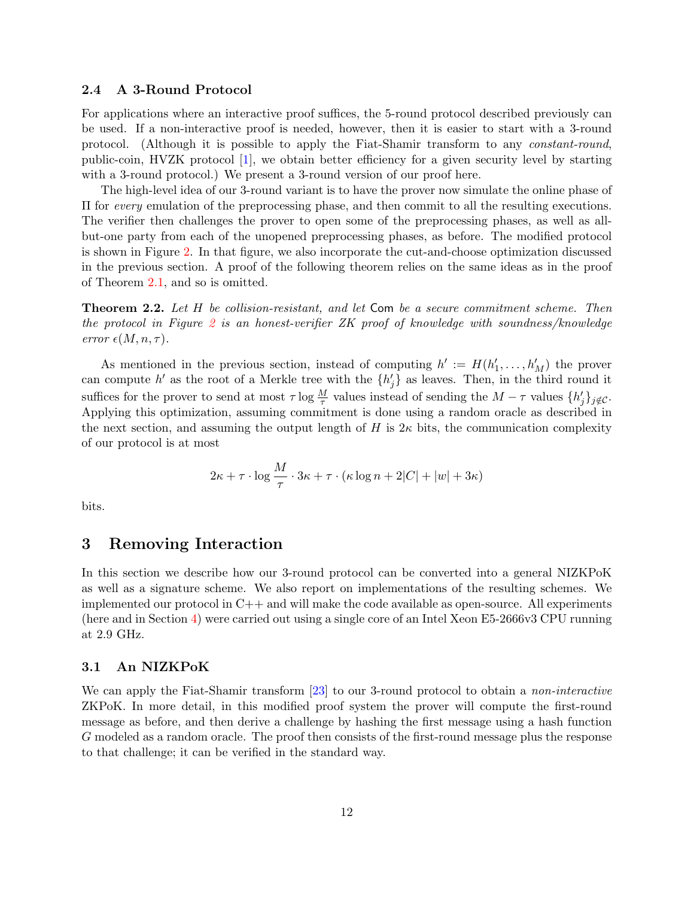### 2.4 A 3-Round Protocol

For applications where an interactive proof suffices, the 5-round protocol described previously can be used. If a non-interactive proof is needed, however, then it is easier to start with a 3-round protocol. (Although it is possible to apply the Fiat-Shamir transform to any *constant-round*, public-coin, HVZK protocol [1], we obtain better efficiency for a given security level by starting with a 3-round protocol.) We present a 3-round version of our proof here.

The high-level idea of our 3-round variant is to have the prover now simulate the online phase of $\Pi$ for *every* emulation of the preprocessing phase, and then commit to all the resulting executions. The verifier then challenges the prover to open some of the preprocessing phases, as well as all-but-one party from each of the unopened preprocessing phases, as before. The modified protocol is shown in Figure 2. In that figure, we also incorporate the cut-and-choose optimization discussed in the previous section. A proof of the following theorem relies on the same ideas as in the proof of Theorem 2.1, and so is omitted.

**Theorem 2.2.** *Let $H$ be collision-resistant, and let* Com *be a secure commitment scheme. Then the protocol in Figure 2 is an honest-verifier ZK proof of knowledge with soundness/knowledge error $\epsilon(M, n, \tau)$.*

As mentioned in the previous section, instead of computing $h' := H(h'_1, \ldots, h'_M)$ the prover can compute $h'$ as the root of a Merkle tree with the $\{h'_j\}$ as leaves. Then, in the third round it suffices for the prover to send at most $\tau \log \frac{M}{\tau}$ values instead of sending the $M - \tau$ values $\{h'_j\}_{j \notin \mathcal{C}}$. Applying this optimization, assuming commitment is done using a random oracle as described in the next section, and assuming the output length of $H$ is $2\kappa$ bits, the communication complexity of our protocol is at most

$$2\kappa + \tau \cdot \log \frac{M}{\tau} \cdot 3\kappa + \tau \cdot (\kappa \log n + 2|C| + |w| + 3\kappa)$$

bits.

## 3 Removing Interaction

In this section we describe how our 3-round protocol can be converted into a general NIZKPoK as well as a signature scheme. We also report on implementations of the resulting schemes. We implemented our protocol in C++ and will make the code available as open-source. All experiments (here and in Section 4) were carried out using a single core of an Intel Xeon E5-2666v3 CPU running at 2.9 GHz.

### 3.1 An NIZKPoK

We can apply the Fiat-Shamir transform [23] to our 3-round protocol to obtain a *non-interactive* ZKPoK. In more detail, in this modified proof system the prover will compute the first-round message as before, and then derive a challenge by hashing the first message using a hash function $G$ modeled as a random oracle. The proof then consists of the first-round message plus the response to that challenge; it can be verified in the standard way.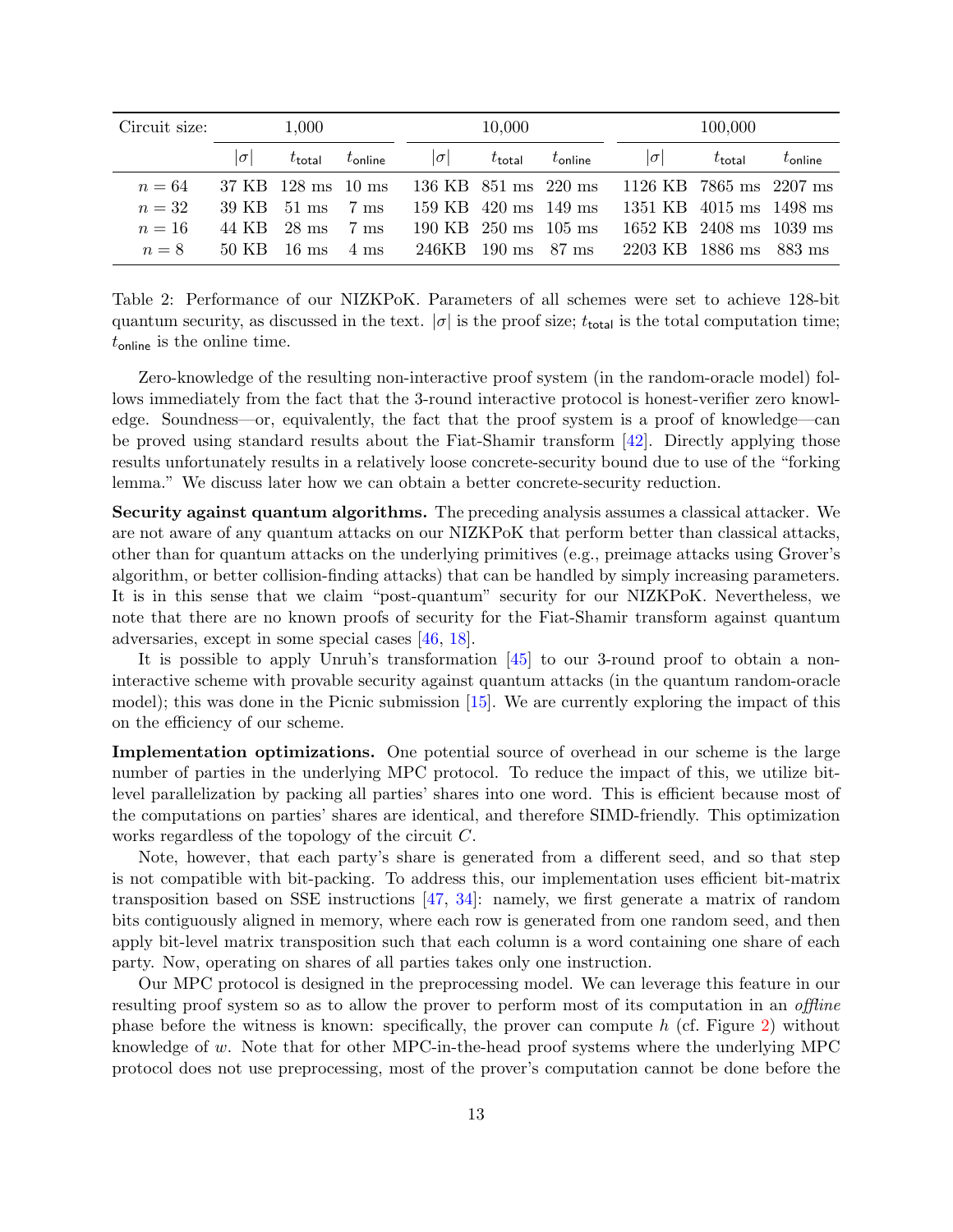| Circuit size: | 1,000 | | | 10,000 | | | 100,000 | | |
|---|---|---|---|---|---|---|---|---|---|
| | $\lvert\sigma\rvert$ | $t_{\mathsf{total}}$ | $t_{\mathsf{online}}$ | $\lvert\sigma\rvert$ | $t_{\mathsf{total}}$ | $t_{\mathsf{online}}$ | $\lvert\sigma\rvert$ | $t_{\mathsf{total}}$ | $t_{\mathsf{online}}$ |
| $n = 64$ | 37 KB | 128 ms | 10 ms | 136 KB | 851 ms | 220 ms | 1126 KB | 7865 ms | 2207 ms |
| $n = 32$ | 39 KB | 51 ms | 7 ms | 159 KB | 420 ms | 149 ms | 1351 KB | 4015 ms | 1498 ms |
| $n = 16$ | 44 KB | 28 ms | 7 ms | 190 KB | 250 ms | 105 ms | 1652 KB | 2408 ms | 1039 ms |
| $n = 8$ | 50 KB | 16 ms | 4 ms | 246KB | 190 ms | 87 ms | 2203 KB | 1886 ms | 883 ms |

Table 2: Performance of our NIZKPoK. Parameters of all schemes were set to achieve 128-bit quantum security, as discussed in the text. $|\sigma|$ is the proof size; $t_{\mathsf{total}}$ is the total computation time; $t_{\mathsf{online}}$ is the online time.

Zero-knowledge of the resulting non-interactive proof system (in the random-oracle model) follows immediately from the fact that the 3-round interactive protocol is honest-verifier zero knowledge. Soundness—or, equivalently, the fact that the proof system is a proof of knowledge—can be proved using standard results about the Fiat-Shamir transform [42]. Directly applying those results unfortunately results in a relatively loose concrete-security bound due to use of the "forking lemma." We discuss later how we can obtain a better concrete-security reduction.

**Security against quantum algorithms.** The preceding analysis assumes a classical attacker. We are not aware of any quantum attacks on our NIZKPoK that perform better than classical attacks, other than for quantum attacks on the underlying primitives (e.g., preimage attacks using Grover's algorithm, or better collision-finding attacks) that can be handled by simply increasing parameters. It is in this sense that we claim "post-quantum" security for our NIZKPoK. Nevertheless, we note that there are no known proofs of security for the Fiat-Shamir transform against quantum adversaries, except in some special cases [46, 18].

It is possible to apply Unruh's transformation [45] to our 3-round proof to obtain a non-interactive scheme with provable security against quantum attacks (in the quantum random-oracle model); this was done in the Picnic submission [15]. We are currently exploring the impact of this on the efficiency of our scheme.

**Implementation optimizations.** One potential source of overhead in our scheme is the large number of parties in the underlying MPC protocol. To reduce the impact of this, we utilize bit-level parallelization by packing all parties' shares into one word. This is efficient because most of the computations on parties' shares are identical, and therefore SIMD-friendly. This optimization works regardless of the topology of the circuit $C$.

Note, however, that each party's share is generated from a different seed, and so that step is not compatible with bit-packing. To address this, our implementation uses efficient bit-matrix transposition based on SSE instructions [47, 34]: namely, we first generate a matrix of random bits contiguously aligned in memory, where each row is generated from one random seed, and then apply bit-level matrix transposition such that each column is a word containing one share of each party. Now, operating on shares of all parties takes only one instruction.

Our MPC protocol is designed in the preprocessing model. We can leverage this feature in our resulting proof system so as to allow the prover to perform most of its computation in an *offline* phase before the witness is known: specifically, the prover can compute $h$ (cf. Figure 2) without knowledge of $w$. Note that for other MPC-in-the-head proof systems where the underlying MPC protocol does not use preprocessing, most of the prover's computation cannot be done before the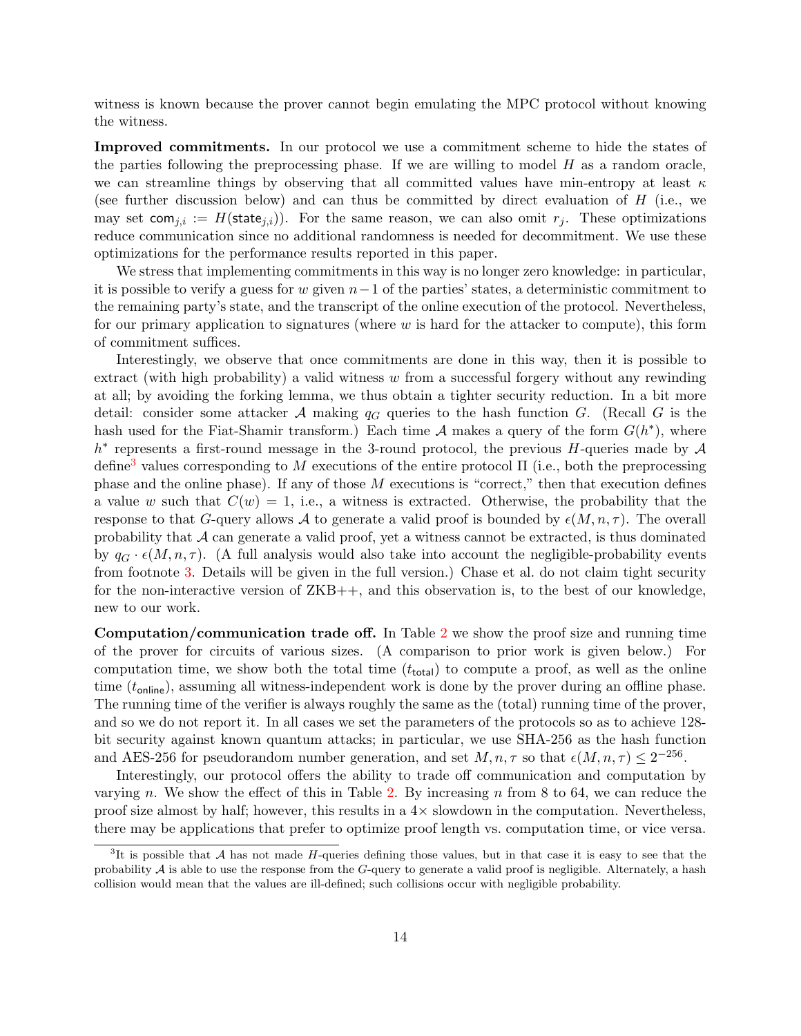witness is known because the prover cannot begin emulating the MPC protocol without knowing the witness.

**Improved commitments.** In our protocol we use a commitment scheme to hide the states of the parties following the preprocessing phase. If we are willing to model $H$ as a random oracle, we can streamline things by observing that all committed values have min-entropy at least $\kappa$ (see further discussion below) and can thus be committed by direct evaluation of $H$ (i.e., we may set $\mathsf{com}_{j,i} := H(\mathsf{state}_{j,i})$). For the same reason, we can also omit $r_j$. These optimizations reduce communication since no additional randomness is needed for decommitment. We use these optimizations for the performance results reported in this paper.

We stress that implementing commitments in this way is no longer zero knowledge: in particular, it is possible to verify a guess for $w$ given $n-1$ of the parties' states, a deterministic commitment to the remaining party's state, and the transcript of the online execution of the protocol. Nevertheless, for our primary application to signatures (where $w$ is hard for the attacker to compute), this form of commitment suffices.

Interestingly, we observe that once commitments are done in this way, then it is possible to extract (with high probability) a valid witness $w$ from a successful forgery without any rewinding at all; by avoiding the forking lemma, we thus obtain a tighter security reduction. In a bit more detail: consider some attacker $\mathcal{A}$ making $q_G$ queries to the hash function $G$. (Recall $G$ is the hash used for the Fiat-Shamir transform.) Each time $\mathcal{A}$ makes a query of the form $G(h^*)$, where $h^*$ represents a first-round message in the 3-round protocol, the previous $H$-queries made by $\mathcal{A}$ define[3] values corresponding to $M$ executions of the entire protocol $\Pi$ (i.e., both the preprocessing phase and the online phase). If any of those $M$ executions is "correct," then that execution defines a value $w$ such that $C(w) = 1$, i.e., a witness is extracted. Otherwise, the probability that the response to that $G$-query allows $\mathcal{A}$ to generate a valid proof is bounded by $\epsilon(M, n, \tau)$. The overall probability that $\mathcal{A}$ can generate a valid proof, yet a witness cannot be extracted, is thus dominated by $q_G \cdot \epsilon(M, n, \tau)$. (A full analysis would also take into account the negligible-probability events from footnote 3. Details will be given in the full version.) Chase et al. do not claim tight security for the non-interactive version of ZKB++, and this observation is, to the best of our knowledge, new to our work.

**Computation/communication trade off.** In Table 2 we show the proof size and running time of the prover for circuits of various sizes. (A comparison to prior work is given below.) For computation time, we show both the total time ($t_{\mathsf{total}}$) to compute a proof, as well as the online time ($t_{\mathsf{online}}$), assuming all witness-independent work is done by the prover during an offline phase. The running time of the verifier is always roughly the same as the (total) running time of the prover, and so we do not report it. In all cases we set the parameters of the protocols so as to achieve 128-bit security against known quantum attacks; in particular, we use SHA-256 as the hash function and AES-256 for pseudorandom number generation, and set $M, n, \tau$ so that $\epsilon(M, n, \tau) \leq 2^{-256}$.

Interestingly, our protocol offers the ability to trade off communication and computation by varying $n$. We show the effect of this in Table 2. By increasing $n$ from 8 to 64, we can reduce the proof size almost by half; however, this results in a $4\times$ slowdown in the computation. Nevertheless, there may be applications that prefer to optimize proof length vs. computation time, or vice versa.

[3] It is possible that $\mathcal{A}$ has not made $H$-queries defining those values, but in that case it is easy to see that the probability $\mathcal{A}$ is able to use the response from the $G$-query to generate a valid proof is negligible. Alternately, a hash collision would mean that the values are ill-defined; such collisions occur with negligible probability.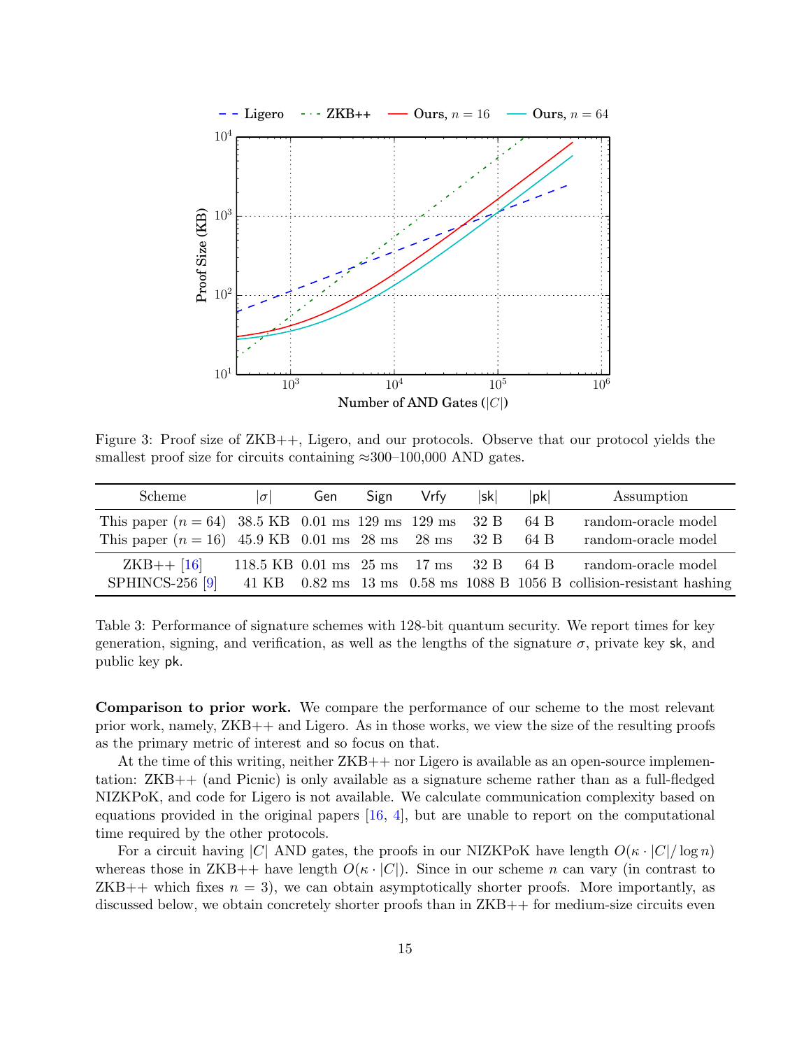Ligero ZKB++ Ours, $n = 16$ Ours, $n = 64$

Proof Size (KB)

$10^4$ $10^3$ $10^2$ $10^1$

$10^3$ $10^4$ $10^5$ $10^6$

Number of AND Gates ($|C|$)

Figure 3: Proof size of ZKB++, Ligero, and our protocols. Observe that our protocol yields the smallest proof size for circuits containing ≈300–100,000 AND gates.

| Scheme | $\lvert\sigma\rvert$ | Gen | Sign | Vrfy | $\lvert$sk$\rvert$ | $\lvert$pk$\rvert$ | Assumption |
|---|---|---|---|---|---|---|---|
| This paper ($n = 64$) | 38.5 KB | 0.01 ms | 129 ms | 129 ms | 32 B | 64 B | random-oracle model |
| This paper ($n = 16$) | 45.9 KB | 0.01 ms | 28 ms | 28 ms | 32 B | 64 B | random-oracle model |
| ZKB++ [16] | 118.5 KB | 0.01 ms | 25 ms | 17 ms | 32 B | 64 B | random-oracle model |
| SPHINCS-256 [9] | 41 KB | 0.82 ms | 13 ms | 0.58 ms | 1088 B | 1056 B | collision-resistant hashing |

Table 3: Performance of signature schemes with 128-bit quantum security. We report times for key generation, signing, and verification, as well as the lengths of the signature $\sigma$, private key sk, and public key pk.

**Comparison to prior work.** We compare the performance of our scheme to the most relevant prior work, namely, ZKB++ and Ligero. As in those works, we view the size of the resulting proofs as the primary metric of interest and so focus on that.

At the time of this writing, neither ZKB++ nor Ligero is available as an open-source implementation: ZKB++ (and Picnic) is only available as a signature scheme rather than as a full-fledged NIZKPoK, and code for Ligero is not available. We calculate communication complexity based on equations provided in the original papers [16, 4], but are unable to report on the computational time required by the other protocols.

For a circuit having $|C|$ AND gates, the proofs in our NIZKPoK have length $O(\kappa \cdot |C|/\log n)$ whereas those in ZKB++ have length $O(\kappa \cdot |C|)$. Since in our scheme $n$ can vary (in contrast to ZKB++ which fixes $n = 3$), we can obtain asymptotically shorter proofs. More importantly, as discussed below, we obtain concretely shorter proofs than in ZKB++ for medium-size circuits even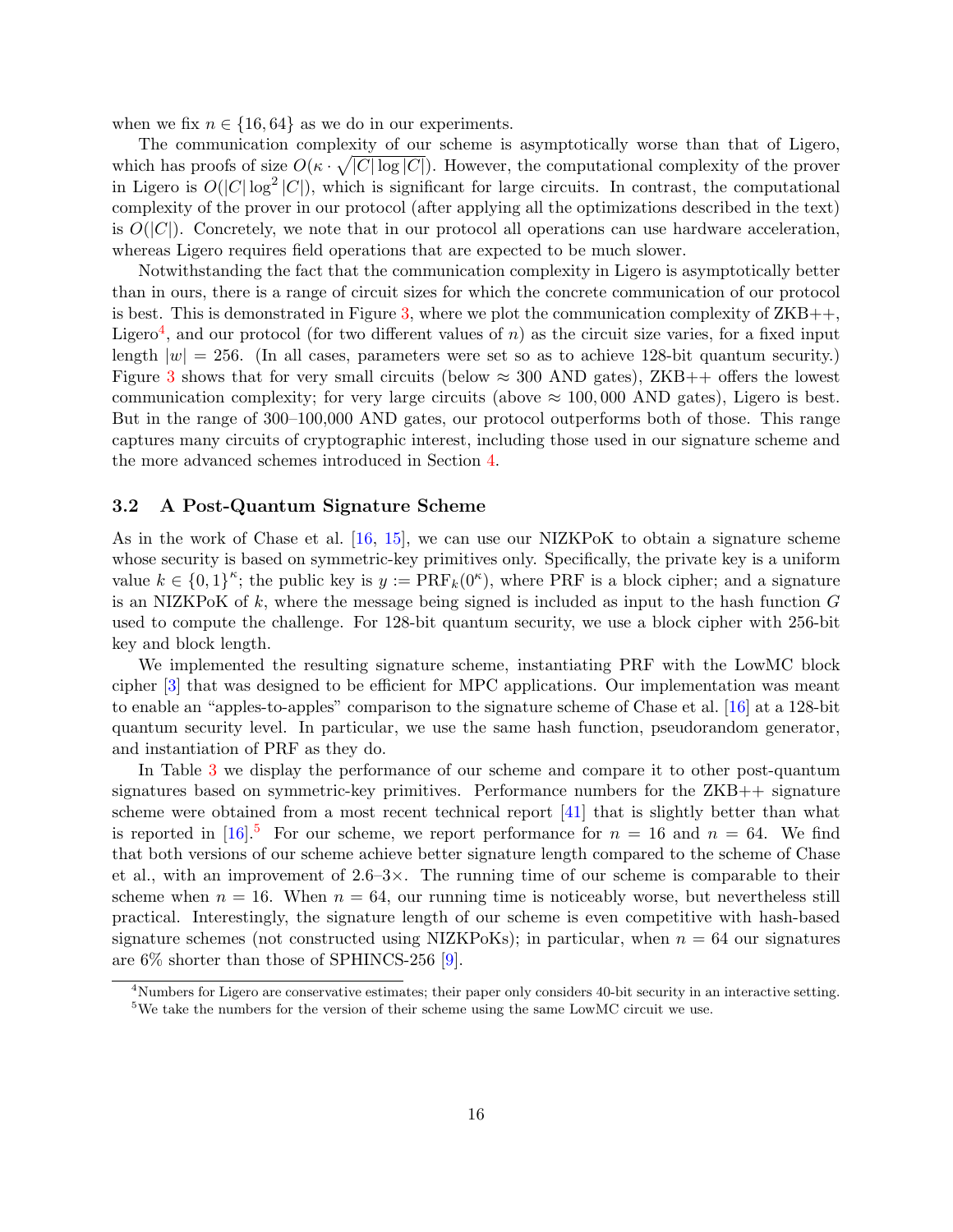when we fix $n \in \{16, 64\}$ as we do in our experiments.

The communication complexity of our scheme is asymptotically worse than that of Ligero, which has proofs of size $O(\kappa \cdot \sqrt{|C| \log |C|})$. However, the computational complexity of the prover in Ligero is $O(|C| \log^2 |C|)$, which is significant for large circuits. In contrast, the computational complexity of the prover in our protocol (after applying all the optimizations described in the text) is $O(|C|)$. Concretely, we note that in our protocol all operations can use hardware acceleration, whereas Ligero requires field operations that are expected to be much slower.

Notwithstanding the fact that the communication complexity in Ligero is asymptotically better than in ours, there is a range of circuit sizes for which the concrete communication of our protocol is best. This is demonstrated in Figure 3, where we plot the communication complexity of ZKB++, Ligero[4], and our protocol (for two different values of $n$) as the circuit size varies, for a fixed input length $|w| = 256$. (In all cases, parameters were set so as to achieve 128-bit quantum security.) Figure 3 shows that for very small circuits (below $\approx 300$ AND gates), ZKB++ offers the lowest communication complexity; for very large circuits (above $\approx 100,000$ AND gates), Ligero is best. But in the range of 300–100,000 AND gates, our protocol outperforms both of those. This range captures many circuits of cryptographic interest, including those used in our signature scheme and the more advanced schemes introduced in Section 4.

### 3.2 A Post-Quantum Signature Scheme

As in the work of Chase et al. [16, 15], we can use our NIZKPoK to obtain a signature scheme whose security is based on symmetric-key primitives only. Specifically, the private key is a uniform value $k \in \{0,1\}^\kappa$; the public key is $y := \text{PRF}_k(0^\kappa)$, where PRF is a block cipher; and a signature is an NIZKPoK of $k$, where the message being signed is included as input to the hash function $G$ used to compute the challenge. For 128-bit quantum security, we use a block cipher with 256-bit key and block length.

We implemented the resulting signature scheme, instantiating PRF with the LowMC block cipher [3] that was designed to be efficient for MPC applications. Our implementation was meant to enable an "apples-to-apples" comparison to the signature scheme of Chase et al. [16] at a 128-bit quantum security level. In particular, we use the same hash function, pseudorandom generator, and instantiation of PRF as they do.

In Table 3 we display the performance of our scheme and compare it to other post-quantum signatures based on symmetric-key primitives. Performance numbers for the ZKB++ signature scheme were obtained from a most recent technical report [41] that is slightly better than what is reported in [16].[5] For our scheme, we report performance for $n = 16$ and $n = 64$. We find that both versions of our scheme achieve better signature length compared to the scheme of Chase et al., with an improvement of 2.6–3×. The running time of our scheme is comparable to their scheme when $n = 16$. When $n = 64$, our running time is noticeably worse, but nevertheless still practical. Interestingly, the signature length of our scheme is even competitive with hash-based signature schemes (not constructed using NIZKPoKs); in particular, when $n = 64$ our signatures are 6% shorter than those of SPHINCS-256 [9].

[4] Numbers for Ligero are conservative estimates; their paper only considers 40-bit security in an interactive setting.

[5] We take the numbers for the version of their scheme using the same LowMC circuit we use.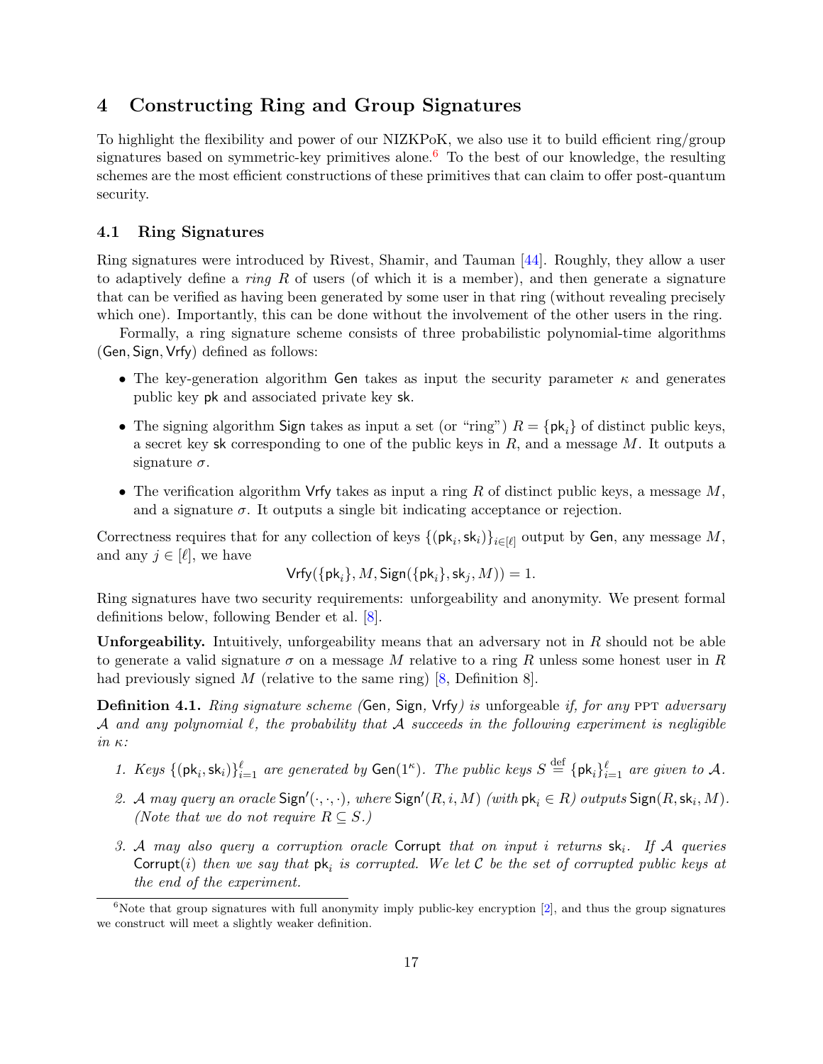# 4 Constructing Ring and Group Signatures

To highlight the flexibility and power of our NIZKPoK, we also use it to build efficient ring/group signatures based on symmetric-key primitives alone.[6] To the best of our knowledge, the resulting schemes are the most efficient constructions of these primitives that can claim to offer post-quantum security.

## 4.1 Ring Signatures

Ring signatures were introduced by Rivest, Shamir, and Tauman [44]. Roughly, they allow a user to adaptively define a *ring* $R$ of users (of which it is a member), and then generate a signature that can be verified as having been generated by some user in that ring (without revealing precisely which one). Importantly, this can be done without the involvement of the other users in the ring.

Formally, a ring signature scheme consists of three probabilistic polynomial-time algorithms $(\mathsf{Gen}, \mathsf{Sign}, \mathsf{Vrfy})$ defined as follows:

- The key-generation algorithm $\mathsf{Gen}$ takes as input the security parameter $\kappa$ and generates public key $\mathsf{pk}$ and associated private key $\mathsf{sk}$.
- The signing algorithm $\mathsf{Sign}$ takes as input a set (or "ring") $R = \{\mathsf{pk}_i\}$ of distinct public keys, a secret key $\mathsf{sk}$ corresponding to one of the public keys in $R$, and a message $M$. It outputs a signature $\sigma$.
- The verification algorithm $\mathsf{Vrfy}$ takes as input a ring $R$ of distinct public keys, a message $M$, and a signature $\sigma$. It outputs a single bit indicating acceptance or rejection.

Correctness requires that for any collection of keys $\{(\mathsf{pk}_i, \mathsf{sk}_i)\}_{i\in[\ell]}$ output by $\mathsf{Gen}$, any message $M$, and any $j \in [\ell]$, we have

$$\mathsf{Vrfy}(\{\mathsf{pk}_i\}, M, \mathsf{Sign}(\{\mathsf{pk}_i\}, \mathsf{sk}_j, M)) = 1.$$

Ring signatures have two security requirements: unforgeability and anonymity. We present formal definitions below, following Bender et al. [8].

**Unforgeability.** Intuitively, unforgeability means that an adversary not in $R$ should not be able to generate a valid signature $\sigma$ on a message $M$ relative to a ring $R$ unless some honest user in $R$ had previously signed $M$ (relative to the same ring) [8, Definition 8].

**Definition 4.1.** *Ring signature scheme* $(\mathsf{Gen}, \mathsf{Sign}, \mathsf{Vrfy})$ *is* unforgeable *if, for any* PPT *adversary* $\mathcal{A}$ *and any polynomial* $\ell$*, the probability that* $\mathcal{A}$ *succeeds in the following experiment is negligible in* $\kappa$*:*

1. *Keys* $\{(\mathsf{pk}_i, \mathsf{sk}_i)\}_{i=1}^{\ell}$ *are generated by* $\mathsf{Gen}(1^\kappa)$*. The public keys* $S \stackrel{\text{def}}{=} \{\mathsf{pk}_i\}_{i=1}^{\ell}$ *are given to* $\mathcal{A}$*.*
2. $\mathcal{A}$ *may query an oracle* $\mathsf{Sign}'(\cdot,\cdot,\cdot)$*, where* $\mathsf{Sign}'(R, i, M)$ *(with* $\mathsf{pk}_i \in R$*) outputs* $\mathsf{Sign}(R, \mathsf{sk}_i, M)$*. (Note that we do not require* $R \subseteq S$*.)*
3. $\mathcal{A}$ *may also query a corruption oracle* $\mathsf{Corrupt}$ *that on input* $i$ *returns* $\mathsf{sk}_i$*. If* $\mathcal{A}$ *queries* $\mathsf{Corrupt}(i)$ *then we say that* $\mathsf{pk}_i$ *is corrupted. We let* $\mathcal{C}$ *be the set of corrupted public keys at the end of the experiment.*

[6] Note that group signatures with full anonymity imply public-key encryption [2], and thus the group signatures we construct will meet a slightly weaker definition.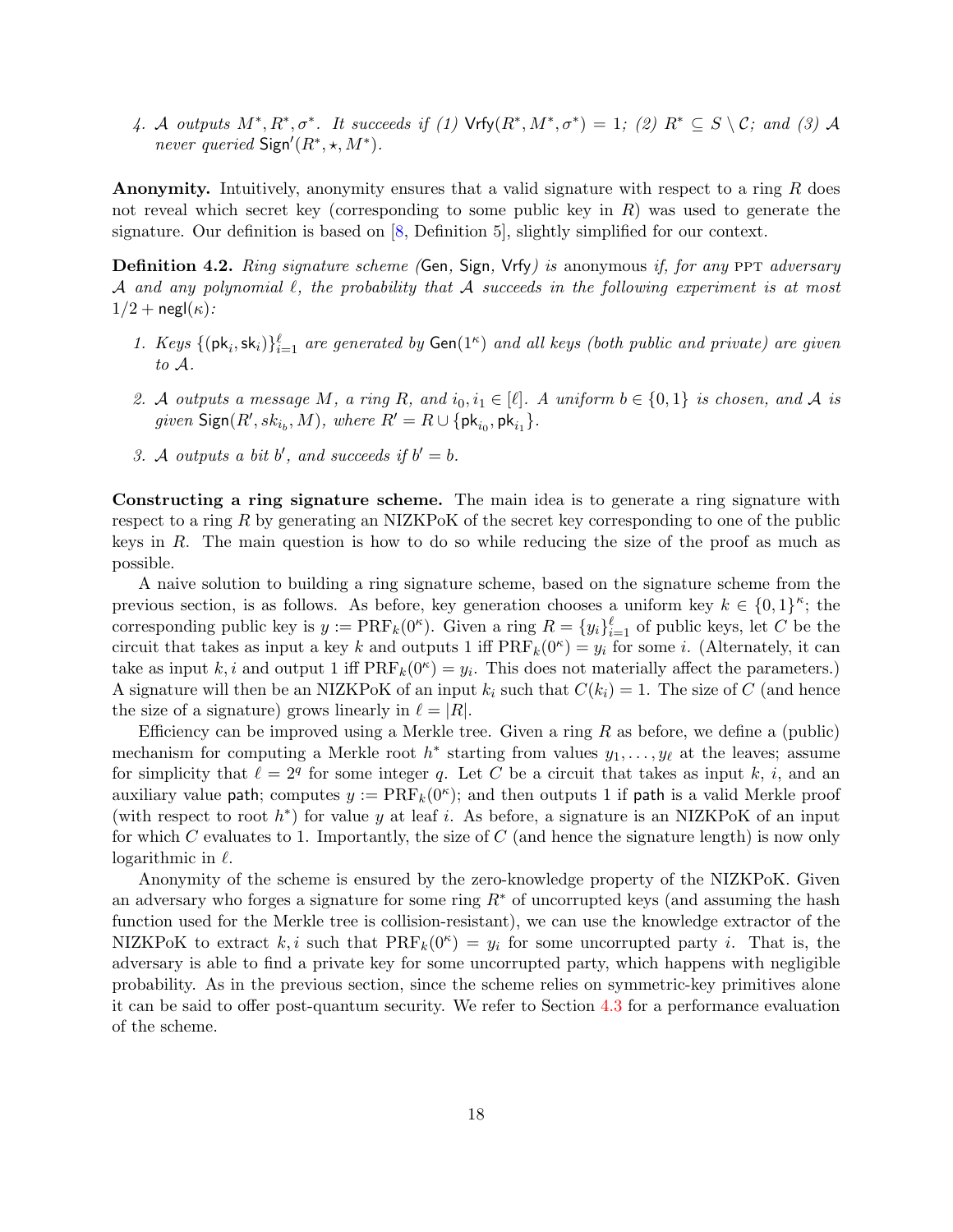4. *$\mathcal{A}$ outputs $M^*, R^*, \sigma^*$. It succeeds if (1) $\mathsf{Vrfy}(R^*, M^*, \sigma^*) = 1$; (2) $R^* \subseteq S \setminus \mathcal{C}$; and (3) $\mathcal{A}$ never queried $\mathsf{Sign}'(R^*, \star, M^*)$.*

**Anonymity.** Intuitively, anonymity ensures that a valid signature with respect to a ring $R$ does not reveal which secret key (corresponding to some public key in $R$) was used to generate the signature. Our definition is based on [8, Definition 5], slightly simplified for our context.

**Definition 4.2.** *Ring signature scheme (*$\mathsf{Gen}$*,* $\mathsf{Sign}$*,* $\mathsf{Vrfy}$*) is* anonymous *if, for any* PPT *adversary $\mathcal{A}$ and any polynomial $\ell$, the probability that $\mathcal{A}$ succeeds in the following experiment is at most $1/2 + \mathsf{negl}(\kappa)$:*

1. *Keys $\{(\mathsf{pk}_i, \mathsf{sk}_i)\}_{i=1}^{\ell}$ are generated by $\mathsf{Gen}(1^\kappa)$ and all keys (both public and private) are given to $\mathcal{A}$.*

2. *$\mathcal{A}$ outputs a message $M$, a ring $R$, and $i_0, i_1 \in [\ell]$. A uniform $b \in \{0, 1\}$ is chosen, and $\mathcal{A}$ is given $\mathsf{Sign}(R', sk_{i_b}, M)$, where $R' = R \cup \{\mathsf{pk}_{i_0}, \mathsf{pk}_{i_1}\}$.*

3. *$\mathcal{A}$ outputs a bit $b'$, and succeeds if $b' = b$.*

**Constructing a ring signature scheme.** The main idea is to generate a ring signature with respect to a ring $R$ by generating an NIZKPoK of the secret key corresponding to one of the public keys in $R$. The main question is how to do so while reducing the size of the proof as much as possible.

A naive solution to building a ring signature scheme, based on the signature scheme from the previous section, is as follows. As before, key generation chooses a uniform key $k \in \{0, 1\}^\kappa$; the corresponding public key is $y := \mathrm{PRF}_k(0^\kappa)$. Given a ring $R = \{y_i\}_{i=1}^{\ell}$ of public keys, let $C$ be the circuit that takes as input a key $k$ and outputs 1 iff $\mathrm{PRF}_k(0^\kappa) = y_i$ for some $i$. (Alternately, it can take as input $k, i$ and output 1 iff $\mathrm{PRF}_k(0^\kappa) = y_i$. This does not materially affect the parameters.) A signature will then be an NIZKPoK of an input $k_i$ such that $C(k_i) = 1$. The size of $C$ (and hence the size of a signature) grows linearly in $\ell = |R|$.

Efficiency can be improved using a Merkle tree. Given a ring $R$ as before, we define a (public) mechanism for computing a Merkle root $h^*$ starting from values $y_1, \ldots, y_\ell$ at the leaves; assume for simplicity that $\ell = 2^q$ for some integer $q$. Let $C$ be a circuit that takes as input $k$, $i$, and an auxiliary value $\mathsf{path}$; computes $y := \mathrm{PRF}_k(0^\kappa)$; and then outputs 1 if $\mathsf{path}$ is a valid Merkle proof (with respect to root $h^*$) for value $y$ at leaf $i$. As before, a signature is an NIZKPoK of an input for which $C$ evaluates to 1. Importantly, the size of $C$ (and hence the signature length) is now only logarithmic in $\ell$.

Anonymity of the scheme is ensured by the zero-knowledge property of the NIZKPoK. Given an adversary who forges a signature for some ring $R^*$ of uncorrupted keys (and assuming the hash function used for the Merkle tree is collision-resistant), we can use the knowledge extractor of the NIZKPoK to extract $k, i$ such that $\mathrm{PRF}_k(0^\kappa) = y_i$ for some uncorrupted party $i$. That is, the adversary is able to find a private key for some uncorrupted party, which happens with negligible probability. As in the previous section, since the scheme relies on symmetric-key primitives alone it can be said to offer post-quantum security. We refer to Section 4.3 for a performance evaluation of the scheme.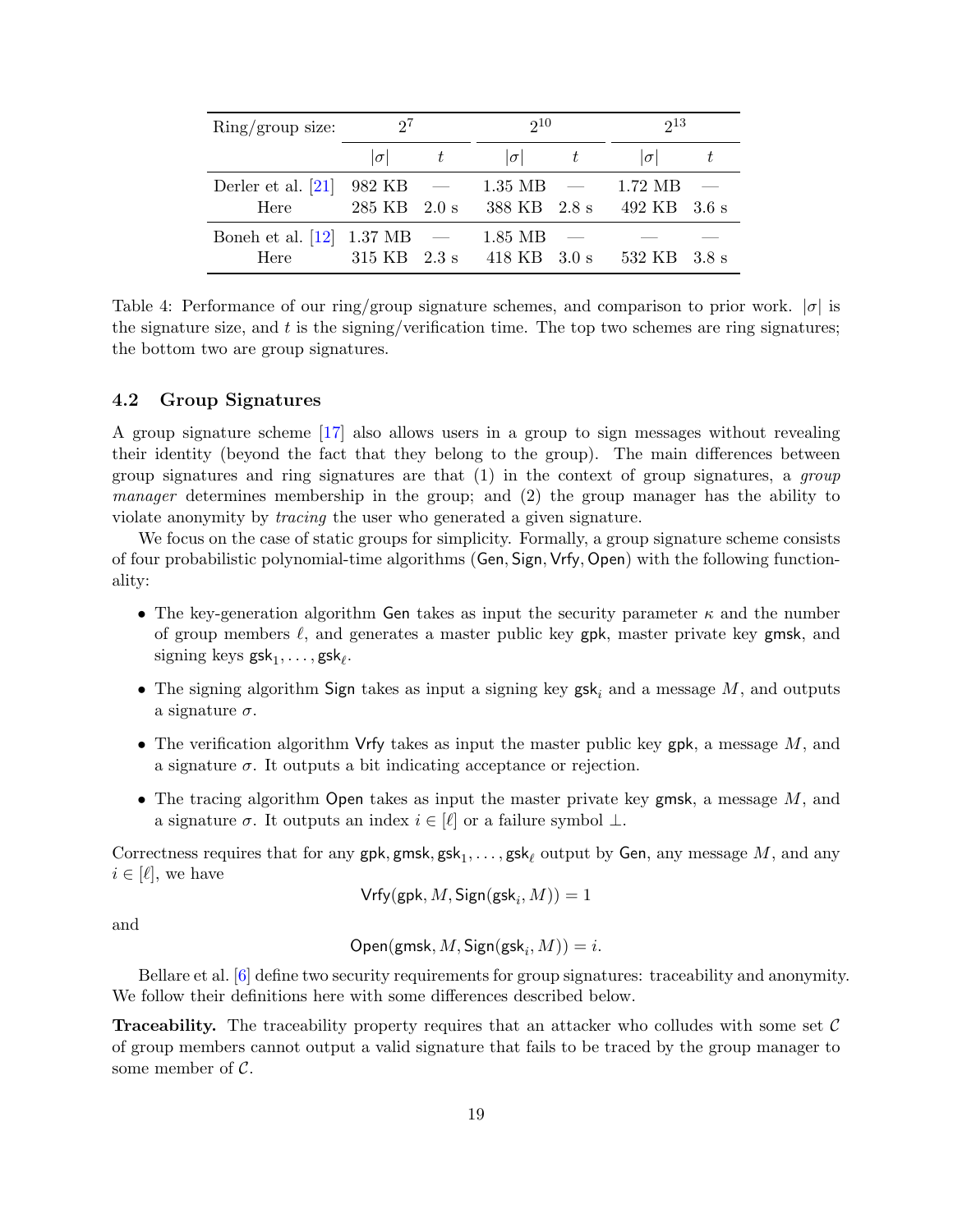| Ring/group size: | $2^7$ | | $2^{10}$ | | $2^{13}$ | |
|---|---|---|---|---|---|---|
| | $\|\sigma\|$ | $t$ | $\|\sigma\|$ | $t$ | $\|\sigma\|$ | $t$ |
| Derler et al. [21] | 982 KB | — | 1.35 MB | — | 1.72 MB | — |
| Here | 285 KB | 2.0 s | 388 KB | 2.8 s | 492 KB | 3.6 s |
| Boneh et al. [12] | 1.37 MB | — | 1.85 MB | — | — | — |
| Here | 315 KB | 2.3 s | 418 KB | 3.0 s | 532 KB | 3.8 s |

Table 4: Performance of our ring/group signature schemes, and comparison to prior work. $|\sigma|$ is the signature size, and $t$ is the signing/verification time. The top two schemes are ring signatures; the bottom two are group signatures.

### 4.2 Group Signatures

A group signature scheme [17] also allows users in a group to sign messages without revealing their identity (beyond the fact that they belong to the group). The main differences between group signatures and ring signatures are that (1) in the context of group signatures, a *group manager* determines membership in the group; and (2) the group manager has the ability to violate anonymity by *tracing* the user who generated a given signature.

We focus on the case of static groups for simplicity. Formally, a group signature scheme consists of four probabilistic polynomial-time algorithms $(\mathsf{Gen}, \mathsf{Sign}, \mathsf{Vrfy}, \mathsf{Open})$ with the following functionality:

- The key-generation algorithm $\mathsf{Gen}$ takes as input the security parameter $\kappa$ and the number of group members $\ell$, and generates a master public key $\mathsf{gpk}$, master private key $\mathsf{gmsk}$, and signing keys $\mathsf{gsk}_1, \ldots, \mathsf{gsk}_\ell$.
- The signing algorithm $\mathsf{Sign}$ takes as input a signing key $\mathsf{gsk}_i$ and a message $M$, and outputs a signature $\sigma$.
- The verification algorithm $\mathsf{Vrfy}$ takes as input the master public key $\mathsf{gpk}$, a message $M$, and a signature $\sigma$. It outputs a bit indicating acceptance or rejection.
- The tracing algorithm $\mathsf{Open}$ takes as input the master private key $\mathsf{gmsk}$, a message $M$, and a signature $\sigma$. It outputs an index $i \in [\ell]$ or a failure symbol $\perp$.

Correctness requires that for any $\mathsf{gpk}, \mathsf{gmsk}, \mathsf{gsk}_1, \ldots, \mathsf{gsk}_\ell$ output by $\mathsf{Gen}$, any message $M$, and any $i \in [\ell]$, we have

$$\mathsf{Vrfy}(\mathsf{gpk}, M, \mathsf{Sign}(\mathsf{gsk}_i, M)) = 1$$

and

$$\mathsf{Open}(\mathsf{gmsk}, M, \mathsf{Sign}(\mathsf{gsk}_i, M)) = i.$$

Bellare et al. [6] define two security requirements for group signatures: traceability and anonymity. We follow their definitions here with some differences described below.

**Traceability.** The traceability property requires that an attacker who colludes with some set $\mathcal{C}$ of group members cannot output a valid signature that fails to be traced by the group manager to some member of $\mathcal{C}$.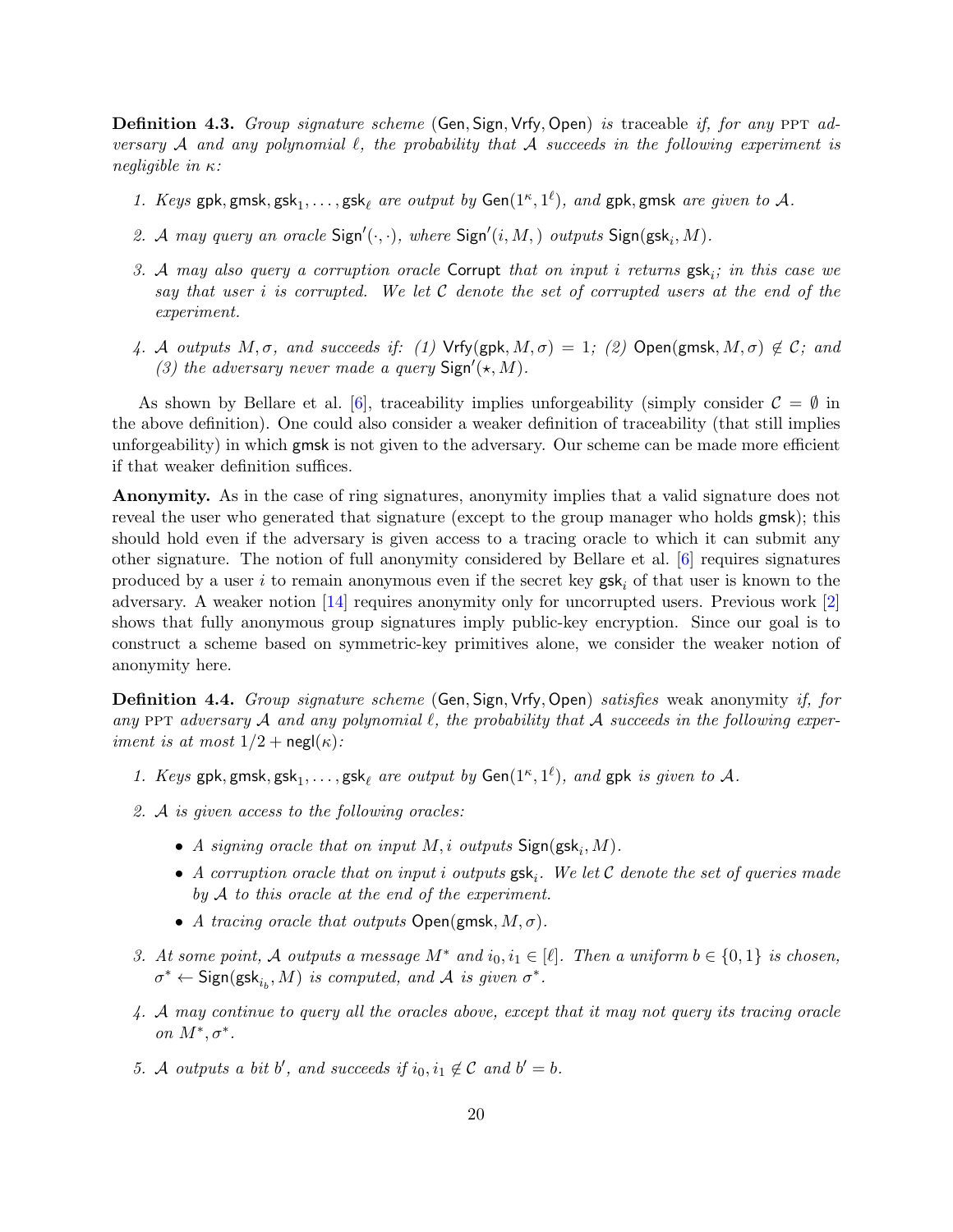**Definition 4.3.** *Group signature scheme* $(\mathsf{Gen}, \mathsf{Sign}, \mathsf{Vrfy}, \mathsf{Open})$ *is* traceable *if, for any* PPT *adversary* $\mathcal{A}$ *and any polynomial* $\ell$*, the probability that* $\mathcal{A}$ *succeeds in the following experiment is negligible in* $\kappa$*:*

1. *Keys* $\mathsf{gpk}, \mathsf{gmsk}, \mathsf{gsk}_1, \ldots, \mathsf{gsk}_\ell$ *are output by* $\mathsf{Gen}(1^\kappa, 1^\ell)$*, and* $\mathsf{gpk}, \mathsf{gmsk}$ *are given to* $\mathcal{A}$*.*
2. $\mathcal{A}$ *may query an oracle* $\mathsf{Sign}'(\cdot, \cdot)$*, where* $\mathsf{Sign}'(i, M, )$ *outputs* $\mathsf{Sign}(\mathsf{gsk}_i, M)$*.*
3. $\mathcal{A}$ *may also query a corruption oracle* $\mathsf{Corrupt}$ *that on input* $i$ *returns* $\mathsf{gsk}_i$*; in this case we say that user* $i$ *is corrupted. We let* $\mathcal{C}$ *denote the set of corrupted users at the end of the experiment.*
4. $\mathcal{A}$ *outputs* $M, \sigma$*, and succeeds if: (1)* $\mathsf{Vrfy}(\mathsf{gpk}, M, \sigma) = 1$*; (2)* $\mathsf{Open}(\mathsf{gmsk}, M, \sigma) \notin \mathcal{C}$*; and (3) the adversary never made a query* $\mathsf{Sign}'(\star, M)$*.*

As shown by Bellare et al. [6], traceability implies unforgeability (simply consider $\mathcal{C} = \emptyset$ in the above definition). One could also consider a weaker definition of traceability (that still implies unforgeability) in which $\mathsf{gmsk}$ is not given to the adversary. Our scheme can be made more efficient if that weaker definition suffices.

**Anonymity.** As in the case of ring signatures, anonymity implies that a valid signature does not reveal the user who generated that signature (except to the group manager who holds $\mathsf{gmsk}$); this should hold even if the adversary is given access to a tracing oracle to which it can submit any other signature. The notion of full anonymity considered by Bellare et al. [6] requires signatures produced by a user $i$ to remain anonymous even if the secret key $\mathsf{gsk}_i$ of that user is known to the adversary. A weaker notion [14] requires anonymity only for uncorrupted users. Previous work [2] shows that fully anonymous group signatures imply public-key encryption. Since our goal is to construct a scheme based on symmetric-key primitives alone, we consider the weaker notion of anonymity here.

**Definition 4.4.** *Group signature scheme* $(\mathsf{Gen}, \mathsf{Sign}, \mathsf{Vrfy}, \mathsf{Open})$ *satisfies* weak anonymity *if, for any* PPT *adversary* $\mathcal{A}$ *and any polynomial* $\ell$*, the probability that* $\mathcal{A}$ *succeeds in the following experiment is at most* $1/2 + \mathsf{negl}(\kappa)$*:*

1. *Keys* $\mathsf{gpk}, \mathsf{gmsk}, \mathsf{gsk}_1, \ldots, \mathsf{gsk}_\ell$ *are output by* $\mathsf{Gen}(1^\kappa, 1^\ell)$*, and* $\mathsf{gpk}$ *is given to* $\mathcal{A}$*.*
2. $\mathcal{A}$ *is given access to the following oracles:*
   - *A signing oracle that on input* $M, i$ *outputs* $\mathsf{Sign}(\mathsf{gsk}_i, M)$*.*
   - *A corruption oracle that on input* $i$ *outputs* $\mathsf{gsk}_i$*. We let* $\mathcal{C}$ *denote the set of queries made by* $\mathcal{A}$ *to this oracle at the end of the experiment.*
   - *A tracing oracle that outputs* $\mathsf{Open}(\mathsf{gmsk}, M, \sigma)$*.*
3. *At some point,* $\mathcal{A}$ *outputs a message* $M^*$ *and* $i_0, i_1 \in [\ell]$*. Then a uniform* $b \in \{0, 1\}$ *is chosen,* $\sigma^* \leftarrow \mathsf{Sign}(\mathsf{gsk}_{i_b}, M)$ *is computed, and* $\mathcal{A}$ *is given* $\sigma^*$*.*
4. $\mathcal{A}$ *may continue to query all the oracles above, except that it may not query its tracing oracle on* $M^*, \sigma^*$*.*
5. $\mathcal{A}$ *outputs a bit* $b'$*, and succeeds if* $i_0, i_1 \notin \mathcal{C}$ *and* $b' = b$*.*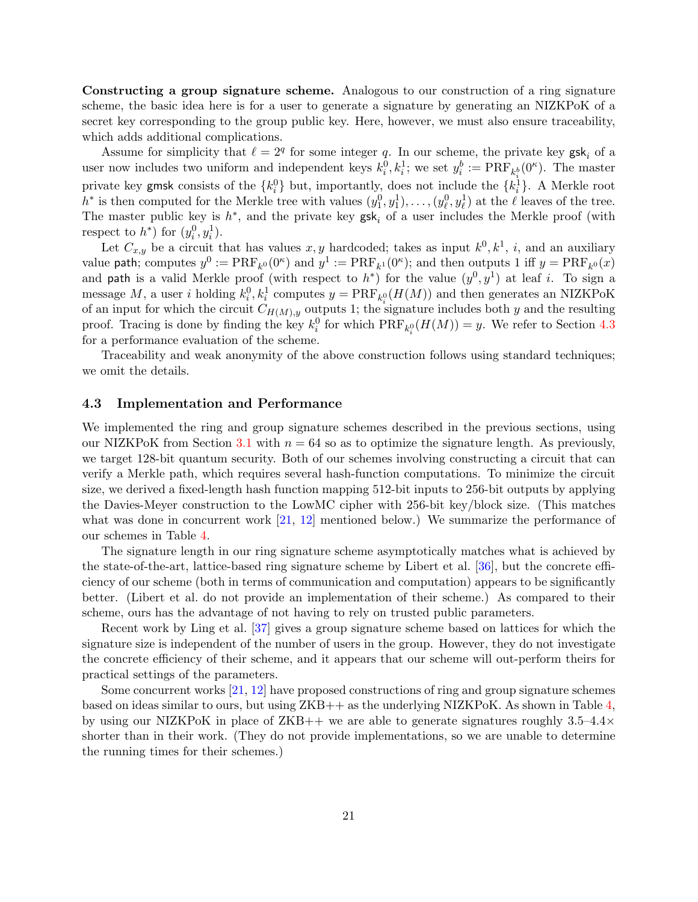**Constructing a group signature scheme.** Analogous to our construction of a ring signature scheme, the basic idea here is for a user to generate a signature by generating an NIZKPoK of a secret key corresponding to the group public key. Here, however, we must also ensure traceability, which adds additional complications.

Assume for simplicity that $\ell = 2^q$ for some integer $q$. In our scheme, the private key $\mathsf{gsk}_i$ of a user now includes two uniform and independent keys $k_i^0, k_i^1$; we set $y_i^b := \mathrm{PRF}_{k_i^b}(0^\kappa)$. The master private key $\mathsf{gmsk}$ consists of the $\{k_i^0\}$ but, importantly, does not include the $\{k_i^1\}$. A Merkle root $h^*$ is then computed for the Merkle tree with values $(y_1^0, y_1^1), \ldots, (y_\ell^0, y_\ell^1)$ at the $\ell$ leaves of the tree. The master public key is $h^*$, and the private key $\mathsf{gsk}_i$ of a user includes the Merkle proof (with respect to $h^*$) for $(y_i^0, y_i^1)$.

Let $C_{x,y}$ be a circuit that has values $x, y$ hardcoded; takes as input $k^0, k^1$, $i$, and an auxiliary value $\mathsf{path}$; computes $y^0 := \mathrm{PRF}_{k^0}(0^\kappa)$ and $y^1 := \mathrm{PRF}_{k^1}(0^\kappa)$; and then outputs 1 iff $y = \mathrm{PRF}_{k^0}(x)$ and $\mathsf{path}$ is a valid Merkle proof (with respect to $h^*$) for the value $(y^0, y^1)$ at leaf $i$. To sign a message $M$, a user $i$ holding $k_i^0, k_i^1$ computes $y = \mathrm{PRF}_{k_i^0}(H(M))$ and then generates an NIZKPoK of an input for which the circuit $C_{H(M),y}$ outputs 1; the signature includes both $y$ and the resulting proof. Tracing is done by finding the key $k_i^0$ for which $\mathrm{PRF}_{k_i^0}(H(M)) = y$. We refer to Section 4.3 for a performance evaluation of the scheme.

Traceability and weak anonymity of the above construction follows using standard techniques; we omit the details.

### 4.3 Implementation and Performance

We implemented the ring and group signature schemes described in the previous sections, using our NIZKPoK from Section 3.1 with $n = 64$ so as to optimize the signature length. As previously, we target 128-bit quantum security. Both of our schemes involving constructing a circuit that can verify a Merkle path, which requires several hash-function computations. To minimize the circuit size, we derived a fixed-length hash function mapping 512-bit inputs to 256-bit outputs by applying the Davies-Meyer construction to the LowMC cipher with 256-bit key/block size. (This matches what was done in concurrent work [21, 12] mentioned below.) We summarize the performance of our schemes in Table 4.

The signature length in our ring signature scheme asymptotically matches what is achieved by the state-of-the-art, lattice-based ring signature scheme by Libert et al. [36], but the concrete efficiency of our scheme (both in terms of communication and computation) appears to be significantly better. (Libert et al. do not provide an implementation of their scheme.) As compared to their scheme, ours has the advantage of not having to rely on trusted public parameters.

Recent work by Ling et al. [37] gives a group signature scheme based on lattices for which the signature size is independent of the number of users in the group. However, they do not investigate the concrete efficiency of their scheme, and it appears that our scheme will out-perform theirs for practical settings of the parameters.

Some concurrent works [21, 12] have proposed constructions of ring and group signature schemes based on ideas similar to ours, but using ZKB++ as the underlying NIZKPoK. As shown in Table 4, by using our NIZKPoK in place of ZKB++ we are able to generate signatures roughly 3.5–4.4× shorter than in their work. (They do not provide implementations, so we are unable to determine the running times for their schemes.)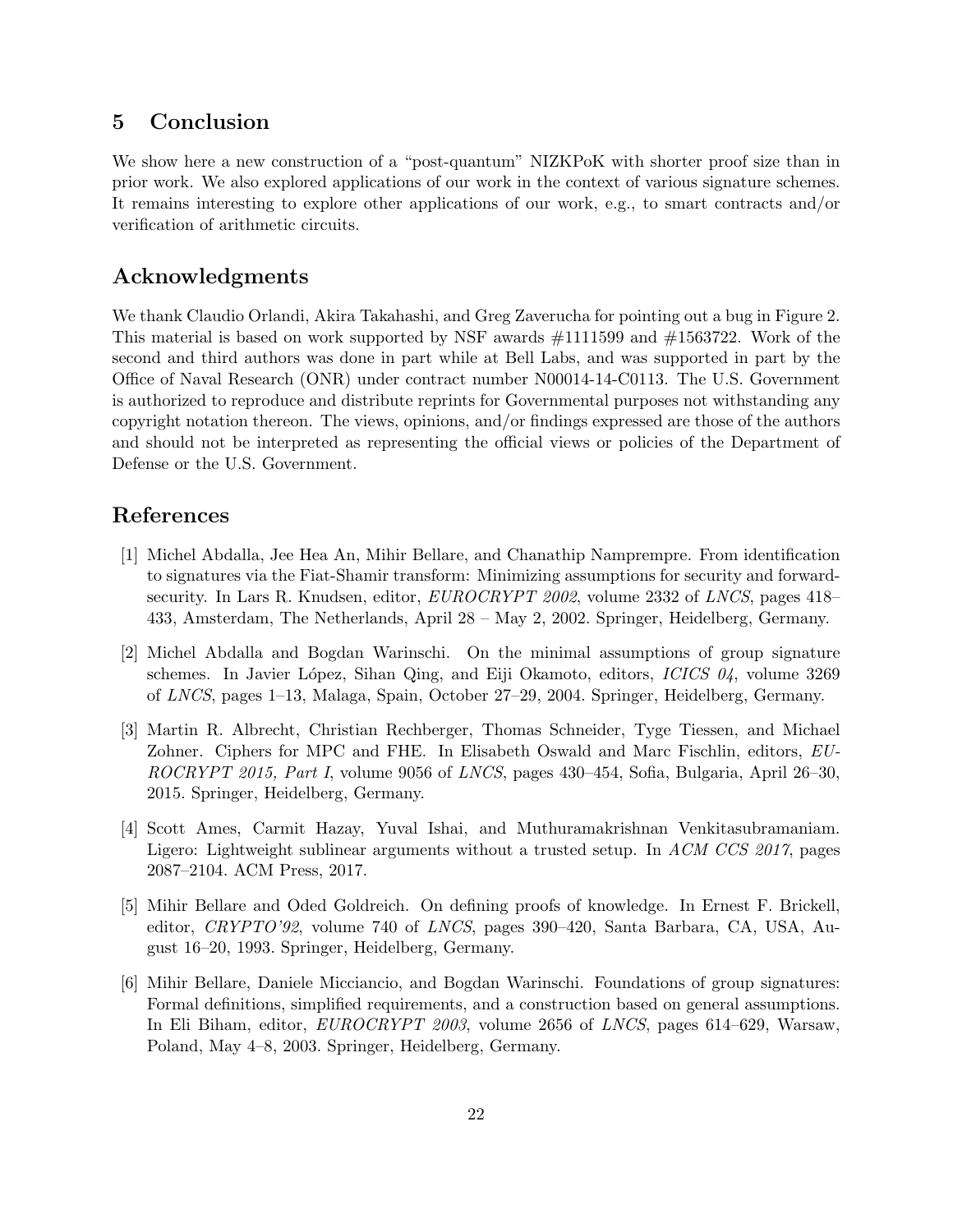## 5 Conclusion

We show here a new construction of a "post-quantum" NIZKPoK with shorter proof size than in prior work. We also explored applications of our work in the context of various signature schemes. It remains interesting to explore other applications of our work, e.g., to smart contracts and/or verification of arithmetic circuits.

## Acknowledgments

We thank Claudio Orlandi, Akira Takahashi, and Greg Zaverucha for pointing out a bug in Figure 2. This material is based on work supported by NSF awards #1111599 and #1563722. Work of the second and third authors was done in part while at Bell Labs, and was supported in part by the Office of Naval Research (ONR) under contract number N00014-14-C0113. The U.S. Government is authorized to reproduce and distribute reprints for Governmental purposes not withstanding any copyright notation thereon. The views, opinions, and/or findings expressed are those of the authors and should not be interpreted as representing the official views or policies of the Department of Defense or the U.S. Government.

## References

[1] Michel Abdalla, Jee Hea An, Mihir Bellare, and Chanathip Namprempre. From identification to signatures via the Fiat-Shamir transform: Minimizing assumptions for security and forward-security. In Lars R. Knudsen, editor, *EUROCRYPT 2002*, volume 2332 of *LNCS*, pages 418–433, Amsterdam, The Netherlands, April 28 – May 2, 2002. Springer, Heidelberg, Germany.

[2] Michel Abdalla and Bogdan Warinschi. On the minimal assumptions of group signature schemes. In Javier López, Sihan Qing, and Eiji Okamoto, editors, *ICICS 04*, volume 3269 of *LNCS*, pages 1–13, Malaga, Spain, October 27–29, 2004. Springer, Heidelberg, Germany.

[3] Martin R. Albrecht, Christian Rechberger, Thomas Schneider, Tyge Tiessen, and Michael Zohner. Ciphers for MPC and FHE. In Elisabeth Oswald and Marc Fischlin, editors, *EUROCRYPT 2015, Part I*, volume 9056 of *LNCS*, pages 430–454, Sofia, Bulgaria, April 26–30, 2015. Springer, Heidelberg, Germany.

[4] Scott Ames, Carmit Hazay, Yuval Ishai, and Muthuramakrishnan Venkitasubramaniam. Ligero: Lightweight sublinear arguments without a trusted setup. In *ACM CCS 2017*, pages 2087–2104. ACM Press, 2017.

[5] Mihir Bellare and Oded Goldreich. On defining proofs of knowledge. In Ernest F. Brickell, editor, *CRYPTO'92*, volume 740 of *LNCS*, pages 390–420, Santa Barbara, CA, USA, August 16–20, 1993. Springer, Heidelberg, Germany.

[6] Mihir Bellare, Daniele Micciancio, and Bogdan Warinschi. Foundations of group signatures: Formal definitions, simplified requirements, and a construction based on general assumptions. In Eli Biham, editor, *EUROCRYPT 2003*, volume 2656 of *LNCS*, pages 614–629, Warsaw, Poland, May 4–8, 2003. Springer, Heidelberg, Germany.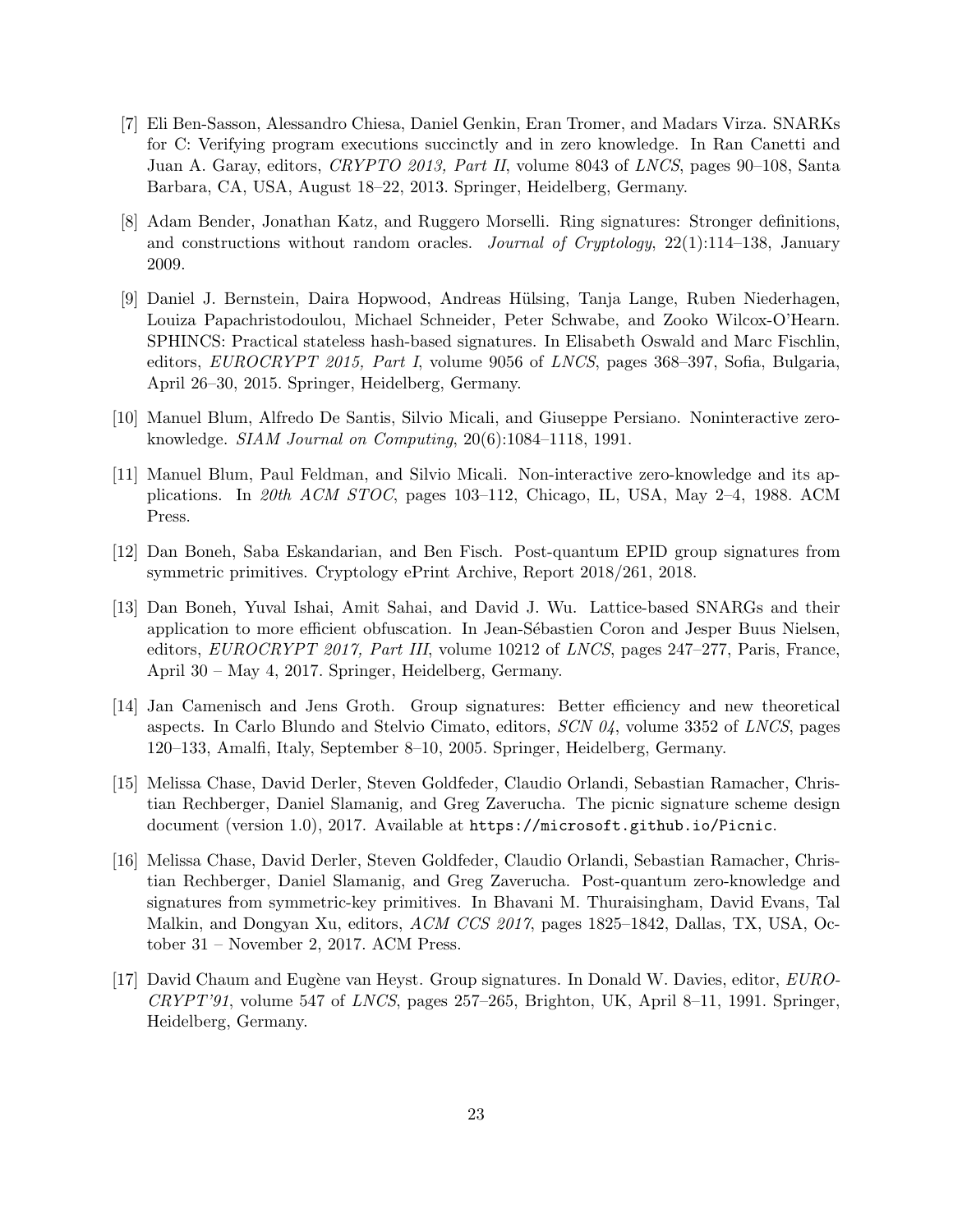[7] Eli Ben-Sasson, Alessandro Chiesa, Daniel Genkin, Eran Tromer, and Madars Virza. SNARKs for C: Verifying program executions succinctly and in zero knowledge. In Ran Canetti and Juan A. Garay, editors, *CRYPTO 2013, Part II*, volume 8043 of *LNCS*, pages 90–108, Santa Barbara, CA, USA, August 18–22, 2013. Springer, Heidelberg, Germany.

[8] Adam Bender, Jonathan Katz, and Ruggero Morselli. Ring signatures: Stronger definitions, and constructions without random oracles. *Journal of Cryptology*, 22(1):114–138, January 2009.

[9] Daniel J. Bernstein, Daira Hopwood, Andreas Hülsing, Tanja Lange, Ruben Niederhagen, Louiza Papachristodoulou, Michael Schneider, Peter Schwabe, and Zooko Wilcox-O'Hearn. SPHINCS: Practical stateless hash-based signatures. In Elisabeth Oswald and Marc Fischlin, editors, *EUROCRYPT 2015, Part I*, volume 9056 of *LNCS*, pages 368–397, Sofia, Bulgaria, April 26–30, 2015. Springer, Heidelberg, Germany.

[10] Manuel Blum, Alfredo De Santis, Silvio Micali, and Giuseppe Persiano. Noninteractive zero-knowledge. *SIAM Journal on Computing*, 20(6):1084–1118, 1991.

[11] Manuel Blum, Paul Feldman, and Silvio Micali. Non-interactive zero-knowledge and its applications. In *20th ACM STOC*, pages 103–112, Chicago, IL, USA, May 2–4, 1988. ACM Press.

[12] Dan Boneh, Saba Eskandarian, and Ben Fisch. Post-quantum EPID group signatures from symmetric primitives. Cryptology ePrint Archive, Report 2018/261, 2018.

[13] Dan Boneh, Yuval Ishai, Amit Sahai, and David J. Wu. Lattice-based SNARGs and their application to more efficient obfuscation. In Jean-Sébastien Coron and Jesper Buus Nielsen, editors, *EUROCRYPT 2017, Part III*, volume 10212 of *LNCS*, pages 247–277, Paris, France, April 30 – May 4, 2017. Springer, Heidelberg, Germany.

[14] Jan Camenisch and Jens Groth. Group signatures: Better efficiency and new theoretical aspects. In Carlo Blundo and Stelvio Cimato, editors, *SCN 04*, volume 3352 of *LNCS*, pages 120–133, Amalfi, Italy, September 8–10, 2005. Springer, Heidelberg, Germany.

[15] Melissa Chase, David Derler, Steven Goldfeder, Claudio Orlandi, Sebastian Ramacher, Christian Rechberger, Daniel Slamanig, and Greg Zaverucha. The picnic signature scheme design document (version 1.0), 2017. Available at `https://microsoft.github.io/Picnic`.

[16] Melissa Chase, David Derler, Steven Goldfeder, Claudio Orlandi, Sebastian Ramacher, Christian Rechberger, Daniel Slamanig, and Greg Zaverucha. Post-quantum zero-knowledge and signatures from symmetric-key primitives. In Bhavani M. Thuraisingham, David Evans, Tal Malkin, and Dongyan Xu, editors, *ACM CCS 2017*, pages 1825–1842, Dallas, TX, USA, October 31 – November 2, 2017. ACM Press.

[17] David Chaum and Eugène van Heyst. Group signatures. In Donald W. Davies, editor, *EUROCRYPT'91*, volume 547 of *LNCS*, pages 257–265, Brighton, UK, April 8–11, 1991. Springer, Heidelberg, Germany.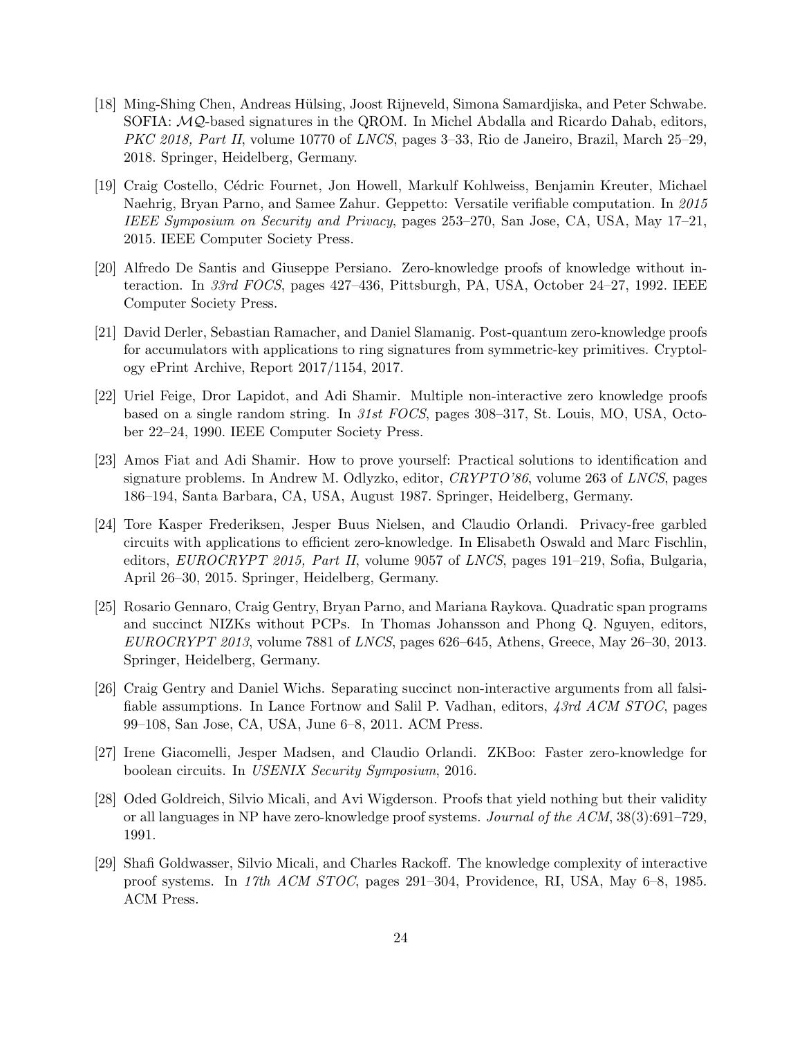[18] Ming-Shing Chen, Andreas Hülsing, Joost Rijneveld, Simona Samardjiska, and Peter Schwabe. SOFIA: $\mathcal{MQ}$-based signatures in the QROM. In Michel Abdalla and Ricardo Dahab, editors, *PKC 2018, Part II*, volume 10770 of *LNCS*, pages 3–33, Rio de Janeiro, Brazil, March 25–29, 2018. Springer, Heidelberg, Germany.

[19] Craig Costello, Cédric Fournet, Jon Howell, Markulf Kohlweiss, Benjamin Kreuter, Michael Naehrig, Bryan Parno, and Samee Zahur. Geppetto: Versatile verifiable computation. In *2015 IEEE Symposium on Security and Privacy*, pages 253–270, San Jose, CA, USA, May 17–21, 2015. IEEE Computer Society Press.

[20] Alfredo De Santis and Giuseppe Persiano. Zero-knowledge proofs of knowledge without interaction. In *33rd FOCS*, pages 427–436, Pittsburgh, PA, USA, October 24–27, 1992. IEEE Computer Society Press.

[21] David Derler, Sebastian Ramacher, and Daniel Slamanig. Post-quantum zero-knowledge proofs for accumulators with applications to ring signatures from symmetric-key primitives. Cryptology ePrint Archive, Report 2017/1154, 2017.

[22] Uriel Feige, Dror Lapidot, and Adi Shamir. Multiple non-interactive zero knowledge proofs based on a single random string. In *31st FOCS*, pages 308–317, St. Louis, MO, USA, October 22–24, 1990. IEEE Computer Society Press.

[23] Amos Fiat and Adi Shamir. How to prove yourself: Practical solutions to identification and signature problems. In Andrew M. Odlyzko, editor, *CRYPTO'86*, volume 263 of *LNCS*, pages 186–194, Santa Barbara, CA, USA, August 1987. Springer, Heidelberg, Germany.

[24] Tore Kasper Frederiksen, Jesper Buus Nielsen, and Claudio Orlandi. Privacy-free garbled circuits with applications to efficient zero-knowledge. In Elisabeth Oswald and Marc Fischlin, editors, *EUROCRYPT 2015, Part II*, volume 9057 of *LNCS*, pages 191–219, Sofia, Bulgaria, April 26–30, 2015. Springer, Heidelberg, Germany.

[25] Rosario Gennaro, Craig Gentry, Bryan Parno, and Mariana Raykova. Quadratic span programs and succinct NIZKs without PCPs. In Thomas Johansson and Phong Q. Nguyen, editors, *EUROCRYPT 2013*, volume 7881 of *LNCS*, pages 626–645, Athens, Greece, May 26–30, 2013. Springer, Heidelberg, Germany.

[26] Craig Gentry and Daniel Wichs. Separating succinct non-interactive arguments from all falsifiable assumptions. In Lance Fortnow and Salil P. Vadhan, editors, *43rd ACM STOC*, pages 99–108, San Jose, CA, USA, June 6–8, 2011. ACM Press.

[27] Irene Giacomelli, Jesper Madsen, and Claudio Orlandi. ZKBoo: Faster zero-knowledge for boolean circuits. In *USENIX Security Symposium*, 2016.

[28] Oded Goldreich, Silvio Micali, and Avi Wigderson. Proofs that yield nothing but their validity or all languages in NP have zero-knowledge proof systems. *Journal of the ACM*, 38(3):691–729, 1991.

[29] Shafi Goldwasser, Silvio Micali, and Charles Rackoff. The knowledge complexity of interactive proof systems. In *17th ACM STOC*, pages 291–304, Providence, RI, USA, May 6–8, 1985. ACM Press.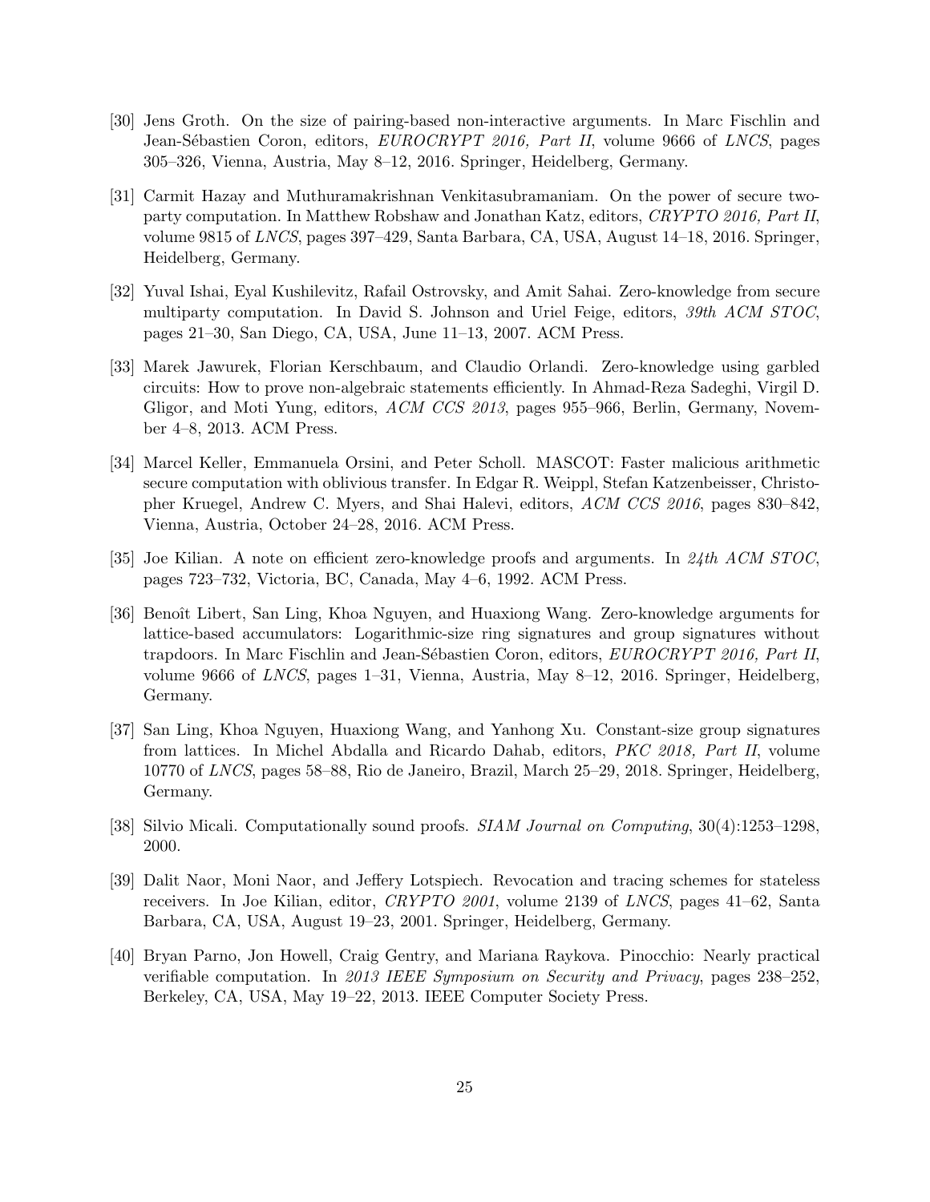[30] Jens Groth. On the size of pairing-based non-interactive arguments. In Marc Fischlin and Jean-Sébastien Coron, editors, *EUROCRYPT 2016, Part II*, volume 9666 of *LNCS*, pages 305–326, Vienna, Austria, May 8–12, 2016. Springer, Heidelberg, Germany.

[31] Carmit Hazay and Muthuramakrishnan Venkitasubramaniam. On the power of secure two-party computation. In Matthew Robshaw and Jonathan Katz, editors, *CRYPTO 2016, Part II*, volume 9815 of *LNCS*, pages 397–429, Santa Barbara, CA, USA, August 14–18, 2016. Springer, Heidelberg, Germany.

[32] Yuval Ishai, Eyal Kushilevitz, Rafail Ostrovsky, and Amit Sahai. Zero-knowledge from secure multiparty computation. In David S. Johnson and Uriel Feige, editors, *39th ACM STOC*, pages 21–30, San Diego, CA, USA, June 11–13, 2007. ACM Press.

[33] Marek Jawurek, Florian Kerschbaum, and Claudio Orlandi. Zero-knowledge using garbled circuits: How to prove non-algebraic statements efficiently. In Ahmad-Reza Sadeghi, Virgil D. Gligor, and Moti Yung, editors, *ACM CCS 2013*, pages 955–966, Berlin, Germany, November 4–8, 2013. ACM Press.

[34] Marcel Keller, Emmanuela Orsini, and Peter Scholl. MASCOT: Faster malicious arithmetic secure computation with oblivious transfer. In Edgar R. Weippl, Stefan Katzenbeisser, Christopher Kruegel, Andrew C. Myers, and Shai Halevi, editors, *ACM CCS 2016*, pages 830–842, Vienna, Austria, October 24–28, 2016. ACM Press.

[35] Joe Kilian. A note on efficient zero-knowledge proofs and arguments. In *24th ACM STOC*, pages 723–732, Victoria, BC, Canada, May 4–6, 1992. ACM Press.

[36] Benoît Libert, San Ling, Khoa Nguyen, and Huaxiong Wang. Zero-knowledge arguments for lattice-based accumulators: Logarithmic-size ring signatures and group signatures without trapdoors. In Marc Fischlin and Jean-Sébastien Coron, editors, *EUROCRYPT 2016, Part II*, volume 9666 of *LNCS*, pages 1–31, Vienna, Austria, May 8–12, 2016. Springer, Heidelberg, Germany.

[37] San Ling, Khoa Nguyen, Huaxiong Wang, and Yanhong Xu. Constant-size group signatures from lattices. In Michel Abdalla and Ricardo Dahab, editors, *PKC 2018, Part II*, volume 10770 of *LNCS*, pages 58–88, Rio de Janeiro, Brazil, March 25–29, 2018. Springer, Heidelberg, Germany.

[38] Silvio Micali. Computationally sound proofs. *SIAM Journal on Computing*, 30(4):1253–1298, 2000.

[39] Dalit Naor, Moni Naor, and Jeffery Lotspiech. Revocation and tracing schemes for stateless receivers. In Joe Kilian, editor, *CRYPTO 2001*, volume 2139 of *LNCS*, pages 41–62, Santa Barbara, CA, USA, August 19–23, 2001. Springer, Heidelberg, Germany.

[40] Bryan Parno, Jon Howell, Craig Gentry, and Mariana Raykova. Pinocchio: Nearly practical verifiable computation. In *2013 IEEE Symposium on Security and Privacy*, pages 238–252, Berkeley, CA, USA, May 19–22, 2013. IEEE Computer Society Press.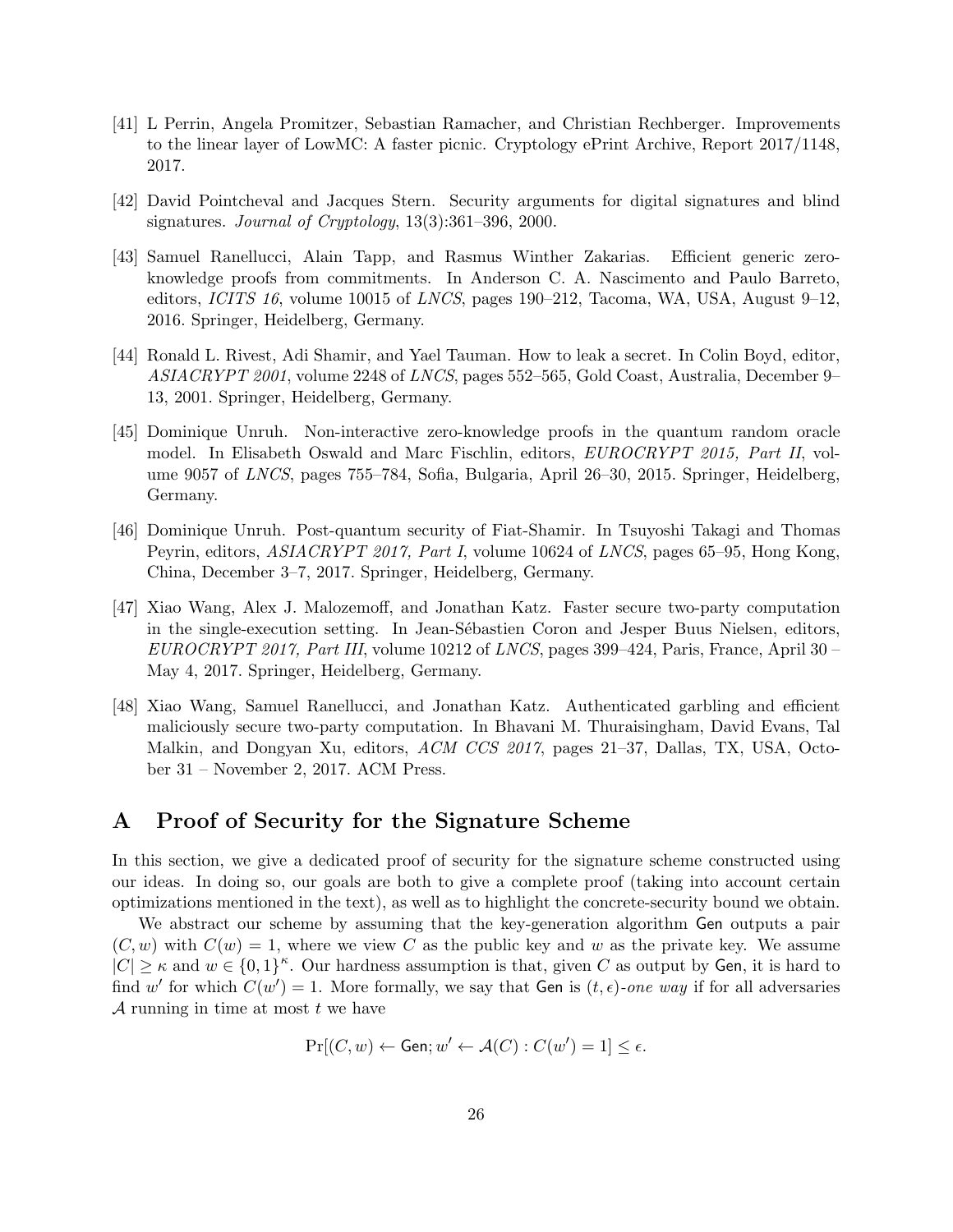[41] L Perrin, Angela Promitzer, Sebastian Ramacher, and Christian Rechberger. Improvements to the linear layer of LowMC: A faster picnic. Cryptology ePrint Archive, Report 2017/1148, 2017.

[42] David Pointcheval and Jacques Stern. Security arguments for digital signatures and blind signatures. *Journal of Cryptology*, 13(3):361–396, 2000.

[43] Samuel Ranellucci, Alain Tapp, and Rasmus Winther Zakarias. Efficient generic zero-knowledge proofs from commitments. In Anderson C. A. Nascimento and Paulo Barreto, editors, *ICITS 16*, volume 10015 of *LNCS*, pages 190–212, Tacoma, WA, USA, August 9–12, 2016. Springer, Heidelberg, Germany.

[44] Ronald L. Rivest, Adi Shamir, and Yael Tauman. How to leak a secret. In Colin Boyd, editor, *ASIACRYPT 2001*, volume 2248 of *LNCS*, pages 552–565, Gold Coast, Australia, December 9–13, 2001. Springer, Heidelberg, Germany.

[45] Dominique Unruh. Non-interactive zero-knowledge proofs in the quantum random oracle model. In Elisabeth Oswald and Marc Fischlin, editors, *EUROCRYPT 2015, Part II*, volume 9057 of *LNCS*, pages 755–784, Sofia, Bulgaria, April 26–30, 2015. Springer, Heidelberg, Germany.

[46] Dominique Unruh. Post-quantum security of Fiat-Shamir. In Tsuyoshi Takagi and Thomas Peyrin, editors, *ASIACRYPT 2017, Part I*, volume 10624 of *LNCS*, pages 65–95, Hong Kong, China, December 3–7, 2017. Springer, Heidelberg, Germany.

[47] Xiao Wang, Alex J. Malozemoff, and Jonathan Katz. Faster secure two-party computation in the single-execution setting. In Jean-Sébastien Coron and Jesper Buus Nielsen, editors, *EUROCRYPT 2017, Part III*, volume 10212 of *LNCS*, pages 399–424, Paris, France, April 30 – May 4, 2017. Springer, Heidelberg, Germany.

[48] Xiao Wang, Samuel Ranellucci, and Jonathan Katz. Authenticated garbling and efficient maliciously secure two-party computation. In Bhavani M. Thuraisingham, David Evans, Tal Malkin, and Dongyan Xu, editors, *ACM CCS 2017*, pages 21–37, Dallas, TX, USA, October 31 – November 2, 2017. ACM Press.

# A Proof of Security for the Signature Scheme

In this section, we give a dedicated proof of security for the signature scheme constructed using our ideas. In doing so, our goals are both to give a complete proof (taking into account certain optimizations mentioned in the text), as well as to highlight the concrete-security bound we obtain.

We abstract our scheme by assuming that the key-generation algorithm $\mathsf{Gen}$ outputs a pair $(C, w)$ with $C(w) = 1$, where we view $C$ as the public key and $w$ as the private key. We assume $|C| \geq \kappa$ and $w \in \{0,1\}^\kappa$. Our hardness assumption is that, given $C$ as output by $\mathsf{Gen}$, it is hard to find $w'$ for which $C(w') = 1$. More formally, we say that $\mathsf{Gen}$ is $(t, \epsilon)$-*one way* if for all adversaries $\mathcal{A}$ running in time at most $t$ we have

$$\Pr[(C, w) \leftarrow \mathsf{Gen}; w' \leftarrow \mathcal{A}(C) : C(w') = 1] \leq \epsilon.$$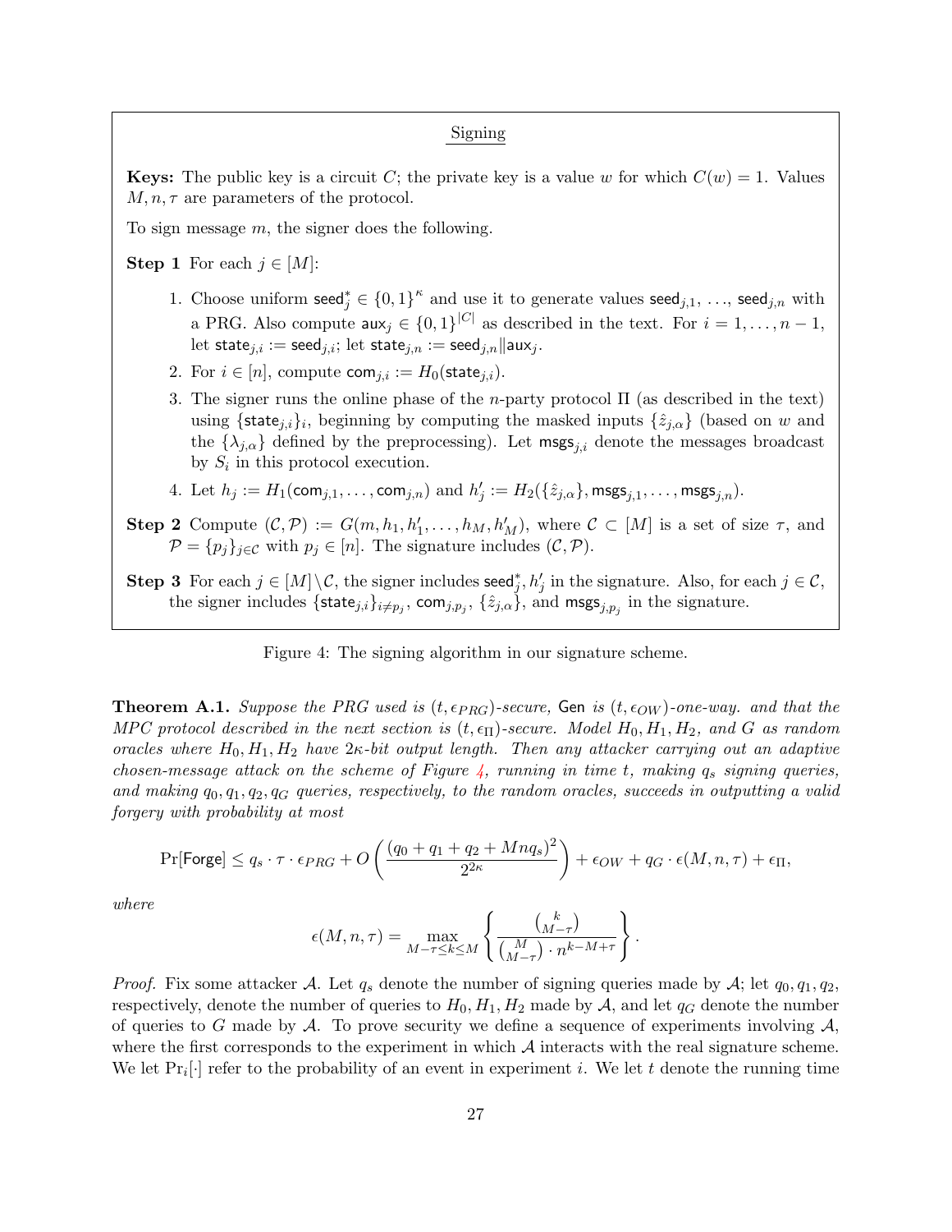---

**Signing**

**Keys:** The public key is a circuit $C$; the private key is a value $w$ for which $C(w) = 1$. Values $M, n, \tau$ are parameters of the protocol.

To sign message $m$, the signer does the following.

**Step 1** For each $j \in [M]$:

1. Choose uniform $\mathsf{seed}_j^* \in \{0,1\}^\kappa$ and use it to generate values $\mathsf{seed}_{j,1}, \ldots, \mathsf{seed}_{j,n}$ with a PRG. Also compute $\mathsf{aux}_j \in \{0,1\}^{|C|}$ as described in the text. For $i = 1, \ldots, n-1$, let $\mathsf{state}_{j,i} := \mathsf{seed}_{j,i}$; let $\mathsf{state}_{j,n} := \mathsf{seed}_{j,n} \| \mathsf{aux}_j$.
2. For $i \in [n]$, compute $\mathsf{com}_{j,i} := H_0(\mathsf{state}_{j,i})$.
3. The signer runs the online phase of the $n$-party protocol $\Pi$ (as described in the text) using $\{\mathsf{state}_{j,i}\}_i$, beginning by computing the masked inputs $\{\hat{z}_{j,\alpha}\}$ (based on $w$ and the $\{\lambda_{j,\alpha}\}$ defined by the preprocessing). Let $\mathsf{msgs}_{j,i}$ denote the messages broadcast by $S_i$ in this protocol execution.
4. Let $h_j := H_1(\mathsf{com}_{j,1}, \ldots, \mathsf{com}_{j,n})$ and $h'_j := H_2(\{\hat{z}_{j,\alpha}\}, \mathsf{msgs}_{j,1}, \ldots, \mathsf{msgs}_{j,n})$.

**Step 2** Compute $(\mathcal{C}, \mathcal{P}) := G(m, h_1, h'_1, \ldots, h_M, h'_M)$, where $\mathcal{C} \subset [M]$ is a set of size $\tau$, and $\mathcal{P} = \{p_j\}_{j \in \mathcal{C}}$ with $p_j \in [n]$. The signature includes $(\mathcal{C}, \mathcal{P})$.

**Step 3** For each $j \in [M] \setminus \mathcal{C}$, the signer includes $\mathsf{seed}_j^*, h'_j$ in the signature. Also, for each $j \in \mathcal{C}$, the signer includes $\{\mathsf{state}_{j,i}\}_{i \neq p_j}$, $\mathsf{com}_{j,p_j}$, $\{\hat{z}_{j,\alpha}\}$, and $\mathsf{msgs}_{j,p_j}$ in the signature.

---

Figure 4: The signing algorithm in our signature scheme.

**Theorem A.1.** *Suppose the PRG used is $(t, \epsilon_{PRG})$-secure, $\mathsf{Gen}$ is $(t, \epsilon_{OW})$-one-way. and that the MPC protocol described in the next section is $(t, \epsilon_\Pi)$-secure. Model $H_0, H_1, H_2$, and $G$ as random oracles where $H_0, H_1, H_2$ have $2\kappa$-bit output length. Then any attacker carrying out an adaptive chosen-message attack on the scheme of Figure 4, running in time $t$, making $q_s$ signing queries, and making $q_0, q_1, q_2, q_G$ queries, respectively, to the random oracles, succeeds in outputting a valid forgery with probability at most*

$$\Pr[\mathsf{Forge}] \leq q_s \cdot \tau \cdot \epsilon_{PRG} + O\left(\frac{(q_0 + q_1 + q_2 + Mnq_s)^2}{2^{2\kappa}}\right) + \epsilon_{OW} + q_G \cdot \epsilon(M, n, \tau) + \epsilon_\Pi,$$

*where*

$$\epsilon(M, n, \tau) = \max_{M-\tau \leq k \leq M} \left\{ \frac{\binom{k}{M-\tau}}{\binom{M}{M-\tau} \cdot n^{k-M+\tau}} \right\}.$$

*Proof.* Fix some attacker $\mathcal{A}$. Let $q_s$ denote the number of signing queries made by $\mathcal{A}$; let $q_0, q_1, q_2$, respectively, denote the number of queries to $H_0, H_1, H_2$ made by $\mathcal{A}$, and let $q_G$ denote the number of queries to $G$ made by $\mathcal{A}$. To prove security we define a sequence of experiments involving $\mathcal{A}$, where the first corresponds to the experiment in which $\mathcal{A}$ interacts with the real signature scheme. We let $\Pr_i[\cdot]$ refer to the probability of an event in experiment $i$. We let $t$ denote the running time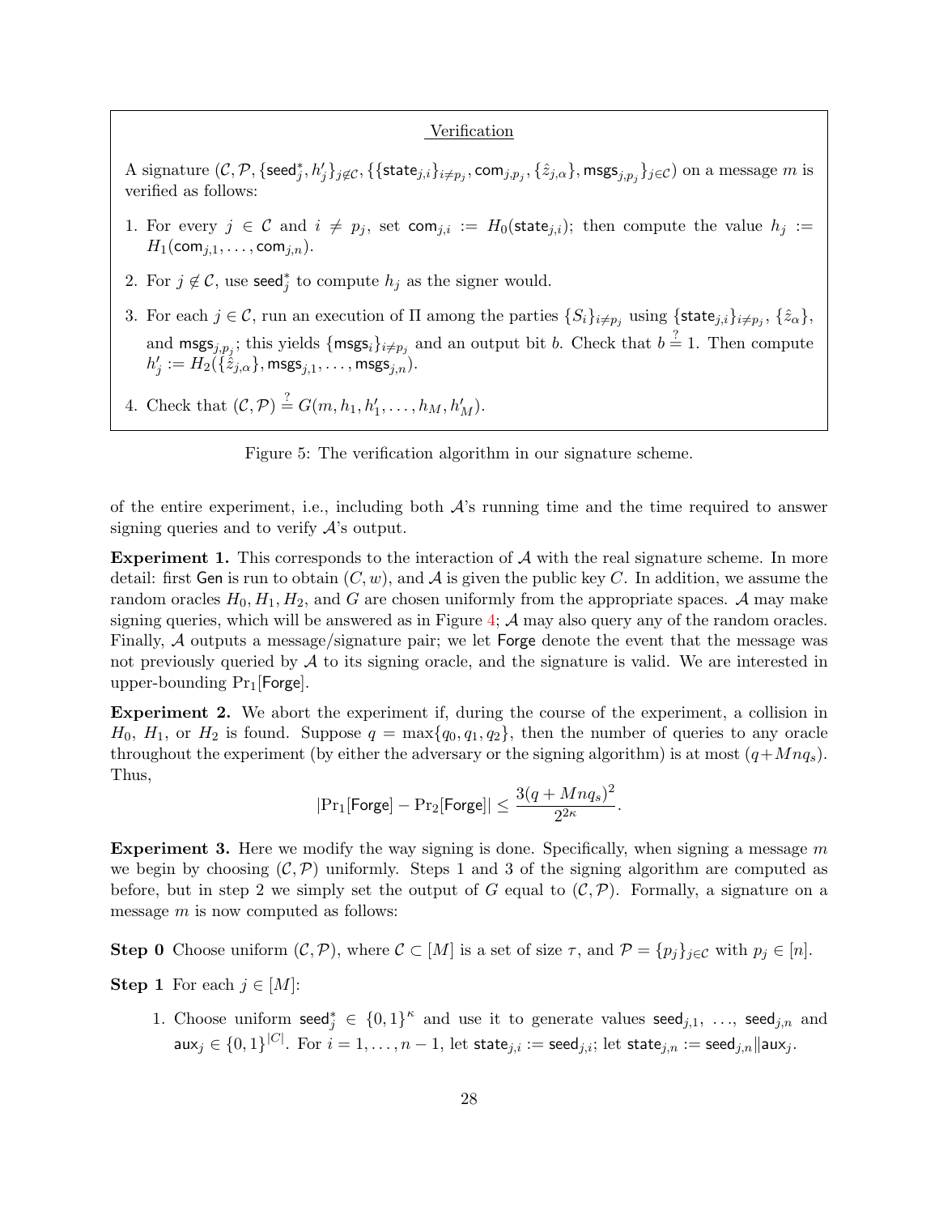<u>Verification</u>

A signature $(\mathcal{C}, \mathcal{P}, \{\mathsf{seed}^*_j, h'_j\}_{j \notin \mathcal{C}}, \{\{\mathsf{state}_{j,i}\}_{i \neq p_j}, \mathsf{com}_{j,p_j}, \{\hat{z}_{j,\alpha}\}, \mathsf{msgs}_{j,p_j}\}_{j \in \mathcal{C}})$ on a message $m$ is verified as follows:

1. For every $j \in \mathcal{C}$ and $i \neq p_j$, set $\mathsf{com}_{j,i} := H_0(\mathsf{state}_{j,i})$; then compute the value $h_j := H_1(\mathsf{com}_{j,1}, \ldots, \mathsf{com}_{j,n})$.
2. For $j \notin \mathcal{C}$, use $\mathsf{seed}^*_j$ to compute $h_j$ as the signer would.
3. For each $j \in \mathcal{C}$, run an execution of $\Pi$ among the parties $\{S_i\}_{i \neq p_j}$ using $\{\mathsf{state}_{j,i}\}_{i \neq p_j}$, $\{\hat{z}_\alpha\}$, and $\mathsf{msgs}_{j,p_j}$; this yields $\{\mathsf{msgs}_i\}_{i \neq p_j}$ and an output bit $b$. Check that $b \stackrel{?}{=} 1$. Then compute $h'_j := H_2(\{\hat{z}_{j,\alpha}\}, \mathsf{msgs}_{j,1}, \ldots, \mathsf{msgs}_{j,n})$.
4. Check that $(\mathcal{C}, \mathcal{P}) \stackrel{?}{=} G(m, h_1, h'_1, \ldots, h_M, h'_M)$.

Figure 5: The verification algorithm in our signature scheme.

of the entire experiment, i.e., including both $\mathcal{A}$'s running time and the time required to answer signing queries and to verify $\mathcal{A}$'s output.

**Experiment 1.** This corresponds to the interaction of $\mathcal{A}$ with the real signature scheme. In more detail: first $\mathsf{Gen}$ is run to obtain $(C, w)$, and $\mathcal{A}$ is given the public key $C$. In addition, we assume the random oracles $H_0, H_1, H_2$, and $G$ are chosen uniformly from the appropriate spaces. $\mathcal{A}$ may make signing queries, which will be answered as in Figure 4; $\mathcal{A}$ may also query any of the random oracles. Finally, $\mathcal{A}$ outputs a message/signature pair; we let $\mathsf{Forge}$ denote the event that the message was not previously queried by $\mathcal{A}$ to its signing oracle, and the signature is valid. We are interested in upper-bounding $\Pr_1[\mathsf{Forge}]$.

**Experiment 2.** We abort the experiment if, during the course of the experiment, a collision in $H_0$, $H_1$, or $H_2$ is found. Suppose $q = \max\{q_0, q_1, q_2\}$, then the number of queries to any oracle throughout the experiment (by either the adversary or the signing algorithm) is at most $(q + Mnq_s)$. Thus,

$$|\Pr_1[\mathsf{Forge}] - \Pr_2[\mathsf{Forge}]| \leq \frac{3(q + Mnq_s)^2}{2^{2\kappa}}.$$

**Experiment 3.** Here we modify the way signing is done. Specifically, when signing a message $m$ we begin by choosing $(\mathcal{C}, \mathcal{P})$ uniformly. Steps 1 and 3 of the signing algorithm are computed as before, but in step 2 we simply set the output of $G$ equal to $(\mathcal{C}, \mathcal{P})$. Formally, a signature on a message $m$ is now computed as follows:

**Step 0** Choose uniform $(\mathcal{C}, \mathcal{P})$, where $\mathcal{C} \subset [M]$ is a set of size $\tau$, and $\mathcal{P} = \{p_j\}_{j \in \mathcal{C}}$ with $p_j \in [n]$.

**Step 1** For each $j \in [M]$:

1. Choose uniform $\mathsf{seed}^*_j \in \{0,1\}^\kappa$ and use it to generate values $\mathsf{seed}_{j,1}, \ldots, \mathsf{seed}_{j,n}$ and $\mathsf{aux}_j \in \{0,1\}^{|C|}$. For $i = 1, \ldots, n-1$, let $\mathsf{state}_{j,i} := \mathsf{seed}_{j,i}$; let $\mathsf{state}_{j,n} := \mathsf{seed}_{j,n} \| \mathsf{aux}_j$.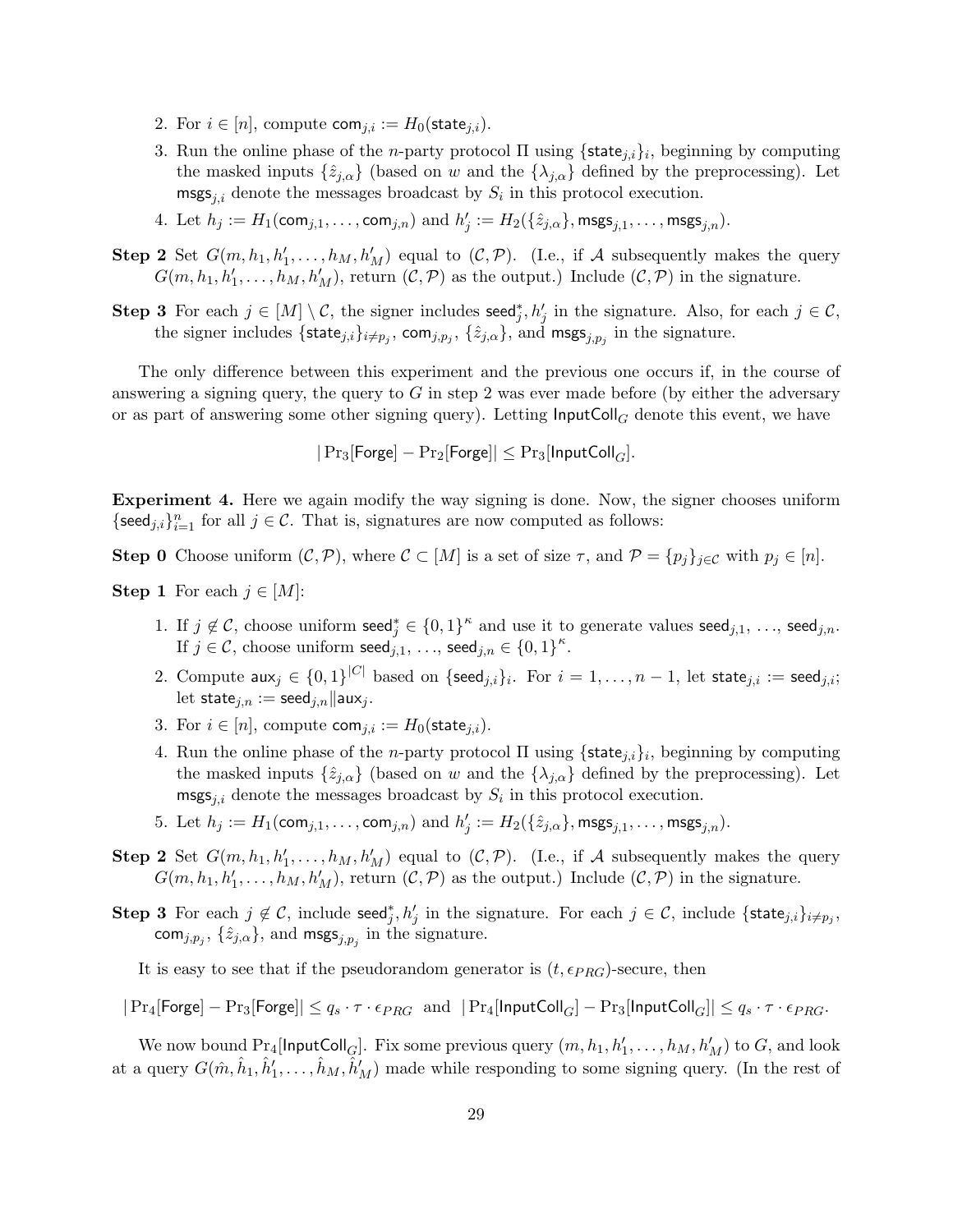2. For $i \in [n]$, compute $\mathsf{com}_{j,i} := H_0(\mathsf{state}_{j,i})$.
3. Run the online phase of the $n$-party protocol $\Pi$ using $\{\mathsf{state}_{j,i}\}_i$, beginning by computing the masked inputs $\{\hat{z}_{j,\alpha}\}$ (based on $w$ and the $\{\lambda_{j,\alpha}\}$ defined by the preprocessing). Let $\mathsf{msgs}_{j,i}$ denote the messages broadcast by $S_i$ in this protocol execution.
4. Let $h_j := H_1(\mathsf{com}_{j,1}, \ldots, \mathsf{com}_{j,n})$ and $h'_j := H_2(\{\hat{z}_{j,\alpha}\}, \mathsf{msgs}_{j,1}, \ldots, \mathsf{msgs}_{j,n})$.

**Step 2** Set $G(m, h_1, h'_1, \ldots, h_M, h'_M)$ equal to $(\mathcal{C}, \mathcal{P})$. (I.e., if $\mathcal{A}$ subsequently makes the query $G(m, h_1, h'_1, \ldots, h_M, h'_M)$, return $(\mathcal{C}, \mathcal{P})$ as the output.) Include $(\mathcal{C}, \mathcal{P})$ in the signature.

**Step 3** For each $j \in [M] \setminus \mathcal{C}$, the signer includes $\mathsf{seed}^*_j, h'_j$ in the signature. Also, for each $j \in \mathcal{C}$, the signer includes $\{\mathsf{state}_{j,i}\}_{i \neq p_j}$, $\mathsf{com}_{j,p_j}$, $\{\hat{z}_{j,\alpha}\}$, and $\mathsf{msgs}_{j,p_j}$ in the signature.

The only difference between this experiment and the previous one occurs if, in the course of answering a signing query, the query to $G$ in step 2 was ever made before (by either the adversary or as part of answering some other signing query). Letting $\mathsf{InputColl}_G$ denote this event, we have

$$|\Pr_3[\mathsf{Forge}] - \Pr_2[\mathsf{Forge}]| \leq \Pr_3[\mathsf{InputColl}_G].$$

**Experiment 4.** Here we again modify the way signing is done. Now, the signer chooses uniform $\{\mathsf{seed}_{j,i}\}_{i=1}^n$ for all $j \in \mathcal{C}$. That is, signatures are now computed as follows:

**Step 0** Choose uniform $(\mathcal{C}, \mathcal{P})$, where $\mathcal{C} \subset [M]$ is a set of size $\tau$, and $\mathcal{P} = \{p_j\}_{j \in \mathcal{C}}$ with $p_j \in [n]$.

**Step 1** For each $j \in [M]$:

1. If $j \notin \mathcal{C}$, choose uniform $\mathsf{seed}^*_j \in \{0,1\}^\kappa$ and use it to generate values $\mathsf{seed}_{j,1}, \ldots, \mathsf{seed}_{j,n}$. If $j \in \mathcal{C}$, choose uniform $\mathsf{seed}_{j,1}, \ldots, \mathsf{seed}_{j,n} \in \{0,1\}^\kappa$.
2. Compute $\mathsf{aux}_j \in \{0,1\}^{|C|}$ based on $\{\mathsf{seed}_{j,i}\}_i$. For $i = 1, \ldots, n-1$, let $\mathsf{state}_{j,i} := \mathsf{seed}_{j,i}$; let $\mathsf{state}_{j,n} := \mathsf{seed}_{j,n} \| \mathsf{aux}_j$.
3. For $i \in [n]$, compute $\mathsf{com}_{j,i} := H_0(\mathsf{state}_{j,i})$.
4. Run the online phase of the $n$-party protocol $\Pi$ using $\{\mathsf{state}_{j,i}\}_i$, beginning by computing the masked inputs $\{\hat{z}_{j,\alpha}\}$ (based on $w$ and the $\{\lambda_{j,\alpha}\}$ defined by the preprocessing). Let $\mathsf{msgs}_{j,i}$ denote the messages broadcast by $S_i$ in this protocol execution.
5. Let $h_j := H_1(\mathsf{com}_{j,1}, \ldots, \mathsf{com}_{j,n})$ and $h'_j := H_2(\{\hat{z}_{j,\alpha}\}, \mathsf{msgs}_{j,1}, \ldots, \mathsf{msgs}_{j,n})$.

**Step 2** Set $G(m, h_1, h'_1, \ldots, h_M, h'_M)$ equal to $(\mathcal{C}, \mathcal{P})$. (I.e., if $\mathcal{A}$ subsequently makes the query $G(m, h_1, h'_1, \ldots, h_M, h'_M)$, return $(\mathcal{C}, \mathcal{P})$ as the output.) Include $(\mathcal{C}, \mathcal{P})$ in the signature.

**Step 3** For each $j \notin \mathcal{C}$, include $\mathsf{seed}^*_j, h'_j$ in the signature. For each $j \in \mathcal{C}$, include $\{\mathsf{state}_{j,i}\}_{i \neq p_j}$, $\mathsf{com}_{j,p_j}$, $\{\hat{z}_{j,\alpha}\}$, and $\mathsf{msgs}_{j,p_j}$ in the signature.

It is easy to see that if the pseudorandom generator is $(t, \epsilon_{PRG})$-secure, then

$$|\Pr_4[\mathsf{Forge}] - \Pr_3[\mathsf{Forge}]| \leq q_s \cdot \tau \cdot \epsilon_{PRG} \quad \text{and} \quad |\Pr_4[\mathsf{InputColl}_G] - \Pr_3[\mathsf{InputColl}_G]| \leq q_s \cdot \tau \cdot \epsilon_{PRG}.$$

We now bound $\Pr_4[\mathsf{InputColl}_G]$. Fix some previous query $(m, h_1, h'_1, \ldots, h_M, h'_M)$ to $G$, and look at a query $G(\hat{m}, \hat{h}_1, \hat{h}'_1, \ldots, \hat{h}_M, \hat{h}'_M)$ made while responding to some signing query. (In the rest of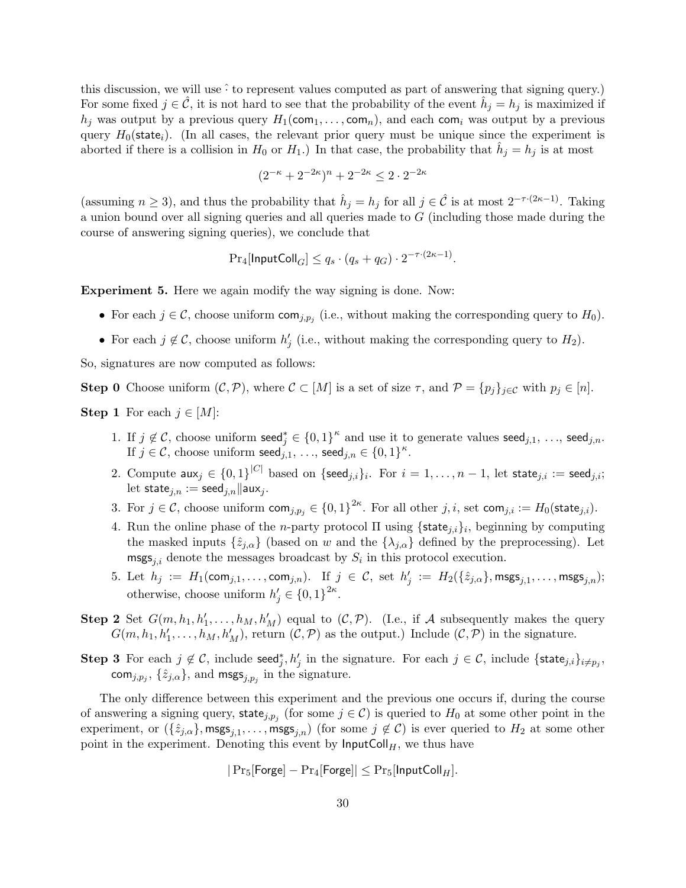this discussion, we will use $\hat{}$ to represent values computed as part of answering that signing query.) For some fixed $j \in \hat{\mathcal{C}}$, it is not hard to see that the probability of the event $\hat{h}_j = h_j$ is maximized if $h_j$ was output by a previous query $H_1(\mathsf{com}_1, \ldots, \mathsf{com}_n)$, and each $\mathsf{com}_i$ was output by a previous query $H_0(\mathsf{state}_i)$. (In all cases, the relevant prior query must be unique since the experiment is aborted if there is a collision in $H_0$ or $H_1$.) In that case, the probability that $\hat{h}_j = h_j$ is at most

$$(2^{-\kappa} + 2^{-2\kappa})^n + 2^{-2\kappa} \leq 2 \cdot 2^{-2\kappa}$$

(assuming $n \geq 3$), and thus the probability that $\hat{h}_j = h_j$ for all $j \in \hat{\mathcal{C}}$ is at most $2^{-\tau \cdot (2\kappa - 1)}$. Taking a union bound over all signing queries and all queries made to $G$ (including those made during the course of answering signing queries), we conclude that

$$\Pr_4[\mathsf{InputColl}_G] \leq q_s \cdot (q_s + q_G) \cdot 2^{-\tau \cdot (2\kappa - 1)}.$$

**Experiment 5.** Here we again modify the way signing is done. Now:

- For each $j \in \mathcal{C}$, choose uniform $\mathsf{com}_{j,p_j}$ (i.e., without making the corresponding query to $H_0$).
- For each $j \notin \mathcal{C}$, choose uniform $h'_j$ (i.e., without making the corresponding query to $H_2$).

So, signatures are now computed as follows:

**Step 0** Choose uniform $(\mathcal{C}, \mathcal{P})$, where $\mathcal{C} \subset [M]$ is a set of size $\tau$, and $\mathcal{P} = \{p_j\}_{j \in \mathcal{C}}$ with $p_j \in [n]$.

**Step 1** For each $j \in [M]$:

1. If $j \notin \mathcal{C}$, choose uniform $\mathsf{seed}^*_j \in \{0,1\}^\kappa$ and use it to generate values $\mathsf{seed}_{j,1}, \ldots, \mathsf{seed}_{j,n}$. If $j \in \mathcal{C}$, choose uniform $\mathsf{seed}_{j,1}, \ldots, \mathsf{seed}_{j,n} \in \{0,1\}^\kappa$.
2. Compute $\mathsf{aux}_j \in \{0,1\}^{|C|}$ based on $\{\mathsf{seed}_{j,i}\}_i$. For $i = 1, \ldots, n-1$, let $\mathsf{state}_{j,i} := \mathsf{seed}_{j,i}$; let $\mathsf{state}_{j,n} := \mathsf{seed}_{j,n} \| \mathsf{aux}_j$.
3. For $j \in \mathcal{C}$, choose uniform $\mathsf{com}_{j,p_j} \in \{0,1\}^{2\kappa}$. For all other $j, i$, set $\mathsf{com}_{j,i} := H_0(\mathsf{state}_{j,i})$.
4. Run the online phase of the $n$-party protocol $\Pi$ using $\{\mathsf{state}_{j,i}\}_i$, beginning by computing the masked inputs $\{\hat{z}_{j,\alpha}\}$ (based on $w$ and the $\{\lambda_{j,\alpha}\}$ defined by the preprocessing). Let $\mathsf{msgs}_{j,i}$ denote the messages broadcast by $S_i$ in this protocol execution.
5. Let $h_j := H_1(\mathsf{com}_{j,1}, \ldots, \mathsf{com}_{j,n})$. If $j \in \mathcal{C}$, set $h'_j := H_2(\{\hat{z}_{j,\alpha}\}, \mathsf{msgs}_{j,1}, \ldots, \mathsf{msgs}_{j,n})$; otherwise, choose uniform $h'_j \in \{0,1\}^{2\kappa}$.

**Step 2** Set $G(m, h_1, h'_1, \ldots, h_M, h'_M)$ equal to $(\mathcal{C}, \mathcal{P})$. (I.e., if $\mathcal{A}$ subsequently makes the query $G(m, h_1, h'_1, \ldots, h_M, h'_M)$, return $(\mathcal{C}, \mathcal{P})$ as the output.) Include $(\mathcal{C}, \mathcal{P})$ in the signature.

**Step 3** For each $j \notin \mathcal{C}$, include $\mathsf{seed}^*_j, h'_j$ in the signature. For each $j \in \mathcal{C}$, include $\{\mathsf{state}_{j,i}\}_{i \neq p_j}$, $\mathsf{com}_{j,p_j}$, $\{\hat{z}_{j,\alpha}\}$, and $\mathsf{msgs}_{j,p_j}$ in the signature.

The only difference between this experiment and the previous one occurs if, during the course of answering a signing query, $\mathsf{state}_{j,p_j}$ (for some $j \in \mathcal{C}$) is queried to $H_0$ at some other point in the experiment, or $(\{\hat{z}_{j,\alpha}\}, \mathsf{msgs}_{j,1}, \ldots, \mathsf{msgs}_{j,n})$ (for some $j \notin \mathcal{C}$) is ever queried to $H_2$ at some other point in the experiment. Denoting this event by $\mathsf{InputColl}_H$, we thus have

$$|\Pr_5[\mathsf{Forge}] - \Pr_4[\mathsf{Forge}]| \leq \Pr_5[\mathsf{InputColl}_H].$$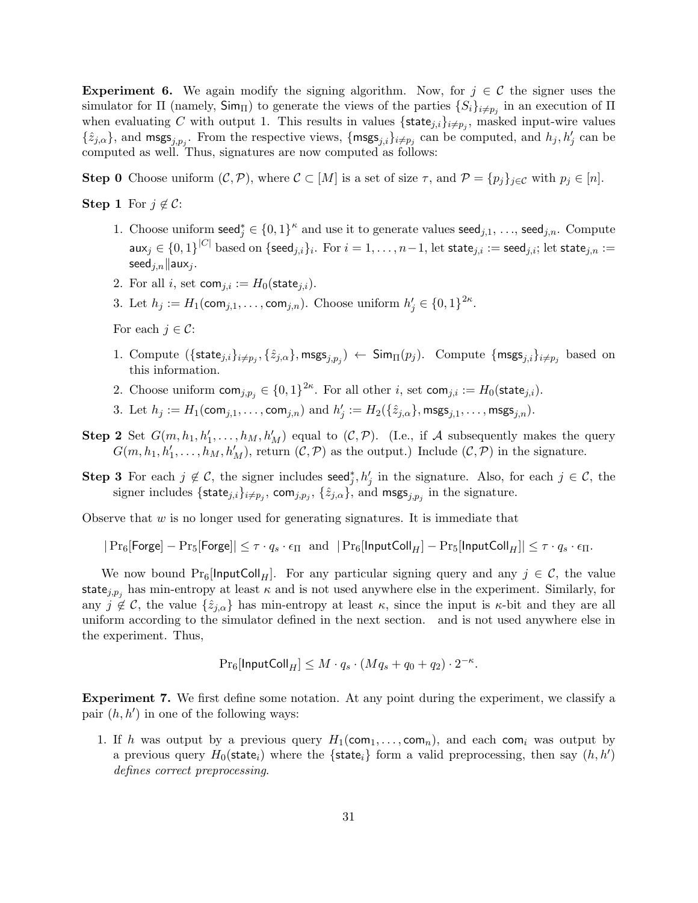**Experiment 6.** We again modify the signing algorithm. Now, for $j \in \mathcal{C}$ the signer uses the simulator for $\Pi$ (namely, $\mathsf{Sim}_\Pi$) to generate the views of the parties $\{S_i\}_{i \neq p_j}$ in an execution of $\Pi$ when evaluating $C$ with output 1. This results in values $\{\mathsf{state}_{j,i}\}_{i \neq p_j}$, masked input-wire values $\{\hat{z}_{j,\alpha}\}$, and $\mathsf{msgs}_{j,p_j}$. From the respective views, $\{\mathsf{msgs}_{j,i}\}_{i \neq p_j}$ can be computed, and $h_j, h'_j$ can be computed as well. Thus, signatures are now computed as follows:

**Step 0** Choose uniform $(\mathcal{C}, \mathcal{P})$, where $\mathcal{C} \subset [M]$ is a set of size $\tau$, and $\mathcal{P} = \{p_j\}_{j \in \mathcal{C}}$ with $p_j \in [n]$.

**Step 1** For $j \notin \mathcal{C}$:

1. Choose uniform $\mathsf{seed}^*_j \in \{0,1\}^\kappa$ and use it to generate values $\mathsf{seed}_{j,1}, \ldots, \mathsf{seed}_{j,n}$. Compute $\mathsf{aux}_j \in \{0,1\}^{|C|}$ based on $\{\mathsf{seed}_{j,i}\}_i$. For $i = 1, \ldots, n-1$, let $\mathsf{state}_{j,i} := \mathsf{seed}_{j,i}$; let $\mathsf{state}_{j,n} := \mathsf{seed}_{j,n} \| \mathsf{aux}_j$.
2. For all $i$, set $\mathsf{com}_{j,i} := H_0(\mathsf{state}_{j,i})$.
3. Let $h_j := H_1(\mathsf{com}_{j,1}, \ldots, \mathsf{com}_{j,n})$. Choose uniform $h'_j \in \{0,1\}^{2\kappa}$.

For each $j \in \mathcal{C}$:

1. Compute $(\{\mathsf{state}_{j,i}\}_{i \neq p_j}, \{\hat{z}_{j,\alpha}\}, \mathsf{msgs}_{j,p_j}) \leftarrow \mathsf{Sim}_\Pi(p_j)$. Compute $\{\mathsf{msgs}_{j,i}\}_{i \neq p_j}$ based on this information.
2. Choose uniform $\mathsf{com}_{j,p_j} \in \{0,1\}^{2\kappa}$. For all other $i$, set $\mathsf{com}_{j,i} := H_0(\mathsf{state}_{j,i})$.
3. Let $h_j := H_1(\mathsf{com}_{j,1}, \ldots, \mathsf{com}_{j,n})$ and $h'_j := H_2(\{\hat{z}_{j,\alpha}\}, \mathsf{msgs}_{j,1}, \ldots, \mathsf{msgs}_{j,n})$.

**Step 2** Set $G(m, h_1, h'_1, \ldots, h_M, h'_M)$ equal to $(\mathcal{C}, \mathcal{P})$. (I.e., if $\mathcal{A}$ subsequently makes the query $G(m, h_1, h'_1, \ldots, h_M, h'_M)$, return $(\mathcal{C}, \mathcal{P})$ as the output.) Include $(\mathcal{C}, \mathcal{P})$ in the signature.

**Step 3** For each $j \notin \mathcal{C}$, the signer includes $\mathsf{seed}^*_j, h'_j$ in the signature. Also, for each $j \in \mathcal{C}$, the signer includes $\{\mathsf{state}_{j,i}\}_{i \neq p_j}$, $\mathsf{com}_{j,p_j}$, $\{\hat{z}_{j,\alpha}\}$, and $\mathsf{msgs}_{j,p_j}$ in the signature.

Observe that $w$ is no longer used for generating signatures. It is immediate that

$$|\Pr_6[\mathsf{Forge}] - \Pr_5[\mathsf{Forge}]| \leq \tau \cdot q_s \cdot \epsilon_\Pi \;\text{ and }\; |\Pr_6[\mathsf{InputColl}_H] - \Pr_5[\mathsf{InputColl}_H]| \leq \tau \cdot q_s \cdot \epsilon_\Pi.$$

We now bound $\Pr_6[\mathsf{InputColl}_H]$. For any particular signing query and any $j \in \mathcal{C}$, the value $\mathsf{state}_{j,p_j}$ has min-entropy at least $\kappa$ and is not used anywhere else in the experiment. Similarly, for any $j \notin \mathcal{C}$, the value $\{\hat{z}_{j,\alpha}\}$ has min-entropy at least $\kappa$, since the input is $\kappa$-bit and they are all uniform according to the simulator defined in the next section. and is not used anywhere else in the experiment. Thus,

$$\Pr_6[\mathsf{InputColl}_H] \leq M \cdot q_s \cdot (Mq_s + q_0 + q_2) \cdot 2^{-\kappa}.$$

**Experiment 7.** We first define some notation. At any point during the experiment, we classify a pair $(h, h')$ in one of the following ways:

1. If $h$ was output by a previous query $H_1(\mathsf{com}_1, \ldots, \mathsf{com}_n)$, and each $\mathsf{com}_i$ was output by a previous query $H_0(\mathsf{state}_i)$ where the $\{\mathsf{state}_i\}$ form a valid preprocessing, then say $(h, h')$ *defines correct preprocessing.*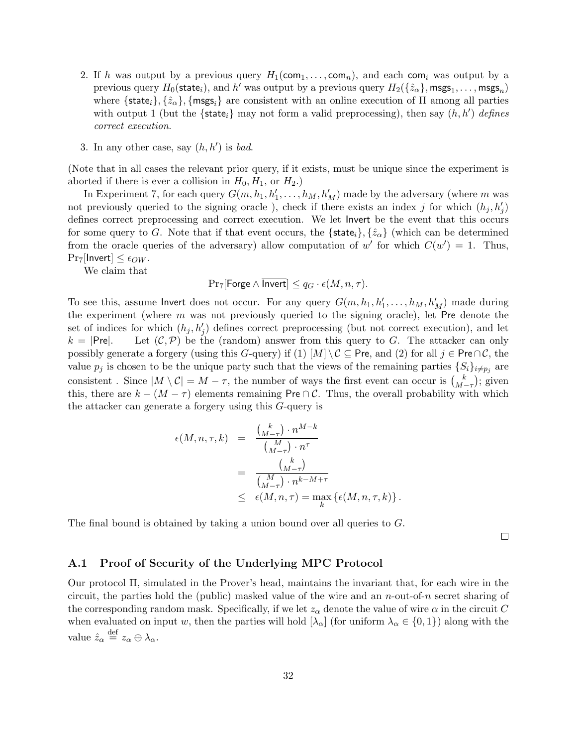2. If $h$ was output by a previous query $H_1(\mathsf{com}_1, \ldots, \mathsf{com}_n)$, and each $\mathsf{com}_i$ was output by a previous query $H_0(\mathsf{state}_i)$, and $h'$ was output by a previous query $H_2(\{\hat{z}_\alpha\}, \mathsf{msgs}_1, \ldots, \mathsf{msgs}_n)$ where $\{\mathsf{state}_i\}, \{\hat{z}_\alpha\}, \{\mathsf{msgs}_i\}$ are consistent with an online execution of $\Pi$ among all parties with output 1 (but the $\{\mathsf{state}_i\}$ may not form a valid preprocessing), then say $(h, h')$ *defines correct execution*.

3. In any other case, say $(h, h')$ is *bad*.

(Note that in all cases the relevant prior query, if it exists, must be unique since the experiment is aborted if there is ever a collision in $H_0, H_1$, or $H_2$.)

In Experiment 7, for each query $G(m, h_1, h'_1, \ldots, h_M, h'_M)$ made by the adversary (where $m$ was not previously queried to the signing oracle ), check if there exists an index $j$ for which $(h_j, h'_j)$ defines correct preprocessing and correct execution. We let $\mathsf{Invert}$ be the event that this occurs for some query to $G$. Note that if that event occurs, the $\{\mathsf{state}_i\}, \{\hat{z}_\alpha\}$ (which can be determined from the oracle queries of the adversary) allow computation of $w'$ for which $C(w') = 1$. Thus, $\Pr_7[\mathsf{Invert}] \leq \epsilon_{OW}$.

We claim that

$$\Pr_7[\mathsf{Forge} \wedge \overline{\mathsf{Invert}}] \leq q_G \cdot \epsilon(M, n, \tau).$$

To see this, assume $\mathsf{Invert}$ does not occur. For any query $G(m, h_1, h'_1, \ldots, h_M, h'_M)$ made during the experiment (where $m$ was not previously queried to the signing oracle), let $\mathsf{Pre}$ denote the set of indices for which $(h_j, h'_j)$ defines correct preprocessing (but not correct execution), and let $k = |\mathsf{Pre}|$. Let $(\mathcal{C}, \mathcal{P})$ be the (random) answer from this query to $G$. The attacker can only possibly generate a forgery (using this $G$-query) if (1) $[M] \setminus \mathcal{C} \subseteq \mathsf{Pre}$, and (2) for all $j \in \mathsf{Pre} \cap \mathcal{C}$, the value $p_j$ is chosen to be the unique party such that the views of the remaining parties $\{S_i\}_{i \neq p_j}$ are consistent . Since $|M \setminus \mathcal{C}| = M - \tau$, the number of ways the first event can occur is $\binom{k}{M-\tau}$; given this, there are $k - (M - \tau)$ elements remaining $\mathsf{Pre} \cap \mathcal{C}$. Thus, the overall probability with which the attacker can generate a forgery using this $G$-query is

$$\begin{aligned}
\epsilon(M, n, \tau, k) &= \frac{\binom{k}{M-\tau} \cdot n^{M-k}}{\binom{M}{M-\tau} \cdot n^{\tau}} \\
&= \frac{\binom{k}{M-\tau}}{\binom{M}{M-\tau} \cdot n^{k-M+\tau}} \\
&\leq \epsilon(M, n, \tau) = \max_k \left\{\epsilon(M, n, \tau, k)\right\}.
\end{aligned}$$

The final bound is obtained by taking a union bound over all queries to $G$.

□

### A.1 Proof of Security of the Underlying MPC Protocol

Our protocol $\Pi$, simulated in the Prover's head, maintains the invariant that, for each wire in the circuit, the parties hold the (public) masked value of the wire and an $n$-out-of-$n$ secret sharing of the corresponding random mask. Specifically, if we let $z_\alpha$ denote the value of wire $\alpha$ in the circuit $C$ when evaluated on input $w$, then the parties will hold $[\lambda_\alpha]$ (for uniform $\lambda_\alpha \in \{0, 1\}$) along with the value $\hat{z}_\alpha \stackrel{\text{def}}{=} z_\alpha \oplus \lambda_\alpha$.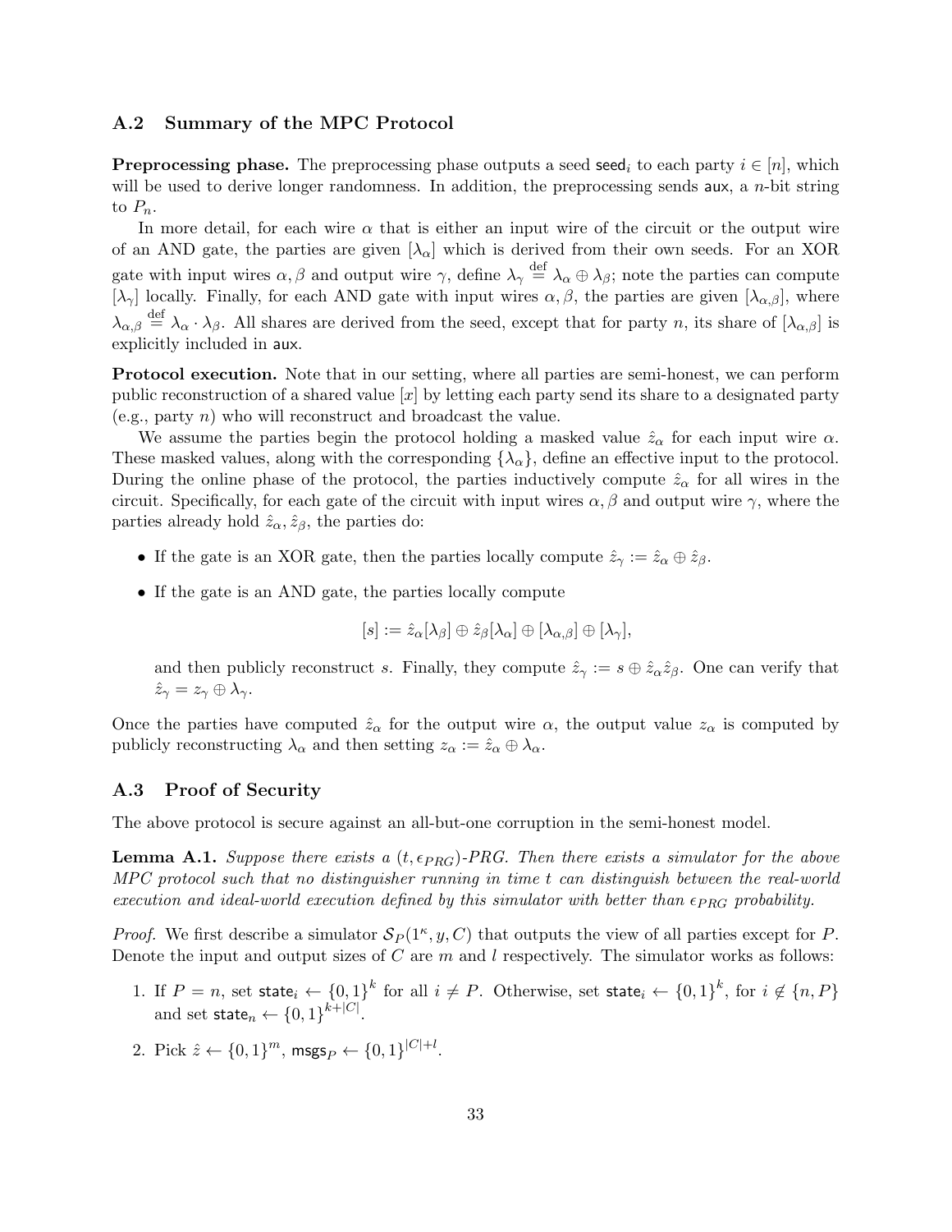### A.2 Summary of the MPC Protocol

**Preprocessing phase.** The preprocessing phase outputs a seed $\mathsf{seed}_i$ to each party $i \in [n]$, which will be used to derive longer randomness. In addition, the preprocessing sends $\mathsf{aux}$, a $n$-bit string to $P_n$.

In more detail, for each wire $\alpha$ that is either an input wire of the circuit or the output wire of an AND gate, the parties are given $[\lambda_\alpha]$ which is derived from their own seeds. For an XOR gate with input wires $\alpha, \beta$ and output wire $\gamma$, define $\lambda_\gamma \stackrel{\text{def}}{=} \lambda_\alpha \oplus \lambda_\beta$; note the parties can compute $[\lambda_\gamma]$ locally. Finally, for each AND gate with input wires $\alpha, \beta$, the parties are given $[\lambda_{\alpha,\beta}]$, where $\lambda_{\alpha,\beta} \stackrel{\text{def}}{=} \lambda_\alpha \cdot \lambda_\beta$. All shares are derived from the seed, except that for party $n$, its share of $[\lambda_{\alpha,\beta}]$ is explicitly included in $\mathsf{aux}$.

**Protocol execution.** Note that in our setting, where all parties are semi-honest, we can perform public reconstruction of a shared value $[x]$ by letting each party send its share to a designated party (e.g., party $n$) who will reconstruct and broadcast the value.

We assume the parties begin the protocol holding a masked value $\hat{z}_\alpha$ for each input wire $\alpha$. These masked values, along with the corresponding $\{\lambda_\alpha\}$, define an effective input to the protocol. During the online phase of the protocol, the parties inductively compute $\hat{z}_\alpha$ for all wires in the circuit. Specifically, for each gate of the circuit with input wires $\alpha, \beta$ and output wire $\gamma$, where the parties already hold $\hat{z}_\alpha, \hat{z}_\beta$, the parties do:

- If the gate is an XOR gate, then the parties locally compute $\hat{z}_\gamma := \hat{z}_\alpha \oplus \hat{z}_\beta$.
- If the gate is an AND gate, the parties locally compute

$$[s] := \hat{z}_\alpha[\lambda_\beta] \oplus \hat{z}_\beta[\lambda_\alpha] \oplus [\lambda_{\alpha,\beta}] \oplus [\lambda_\gamma],$$

  and then publicly reconstruct $s$. Finally, they compute $\hat{z}_\gamma := s \oplus \hat{z}_\alpha \hat{z}_\beta$. One can verify that $\hat{z}_\gamma = z_\gamma \oplus \lambda_\gamma$.

Once the parties have computed $\hat{z}_\alpha$ for the output wire $\alpha$, the output value $z_\alpha$ is computed by publicly reconstructing $\lambda_\alpha$ and then setting $z_\alpha := \hat{z}_\alpha \oplus \lambda_\alpha$.

### A.3 Proof of Security

The above protocol is secure against an all-but-one corruption in the semi-honest model.

**Lemma A.1.** *Suppose there exists a $(t, \epsilon_{PRG})$-PRG. Then there exists a simulator for the above MPC protocol such that no distinguisher running in time $t$ can distinguish between the real-world execution and ideal-world execution defined by this simulator with better than $\epsilon_{PRG}$ probability.*

*Proof.* We first describe a simulator $\mathcal{S}_P(1^\kappa, y, C)$ that outputs the view of all parties except for $P$. Denote the input and output sizes of $C$ are $m$ and $l$ respectively. The simulator works as follows:

1. If $P = n$, set $\mathsf{state}_i \leftarrow \{0,1\}^k$ for all $i \neq P$. Otherwise, set $\mathsf{state}_i \leftarrow \{0,1\}^k$, for $i \notin \{n, P\}$ and set $\mathsf{state}_n \leftarrow \{0,1\}^{k+|C|}$.
2. Pick $\hat{z} \leftarrow \{0,1\}^m$, $\mathsf{msgs}_P \leftarrow \{0,1\}^{|C|+l}$.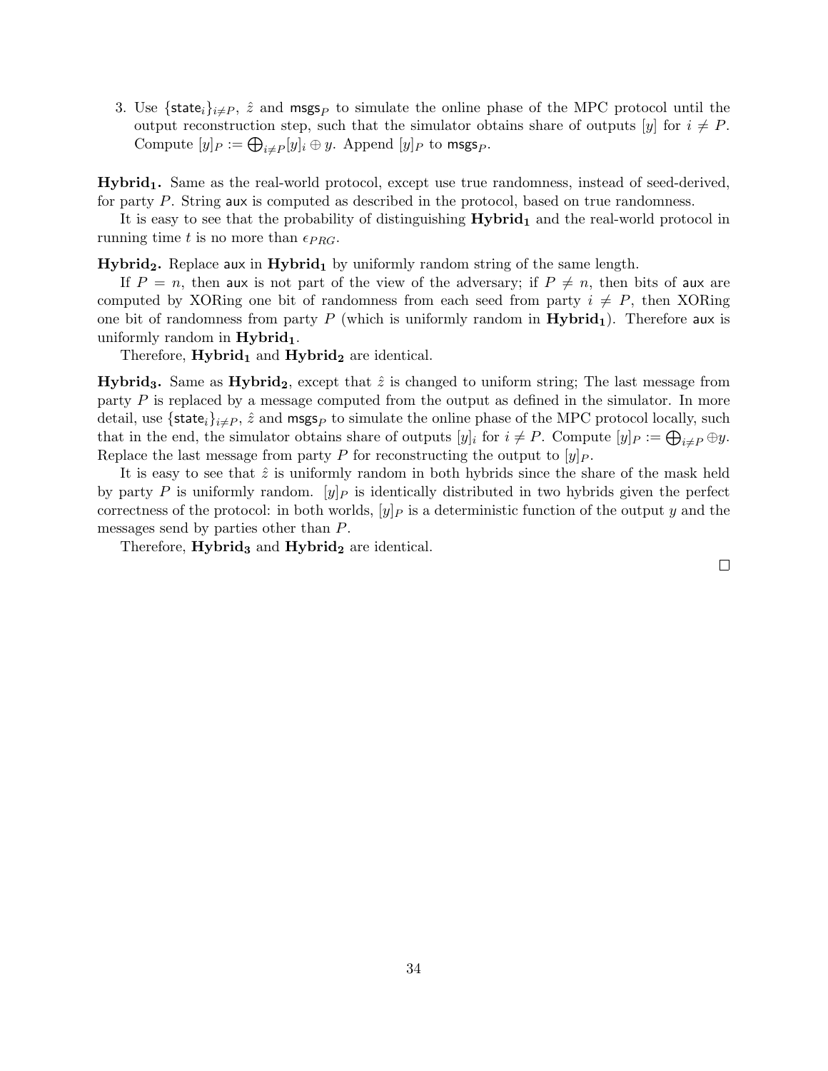3. Use $\{\mathsf{state}_i\}_{i \neq P}$, $\hat{z}$ and $\mathsf{msgs}_P$ to simulate the online phase of the MPC protocol until the output reconstruction step, such that the simulator obtains share of outputs $[y]$ for $i \neq P$. Compute $[y]_P := \bigoplus_{i \neq P} [y]_i \oplus y$. Append $[y]_P$ to $\mathsf{msgs}_P$.

**Hybrid₁.** Same as the real-world protocol, except use true randomness, instead of seed-derived, for party $P$. String $\mathsf{aux}$ is computed as described in the protocol, based on true randomness.

It is easy to see that the probability of distinguishing **Hybrid₁** and the real-world protocol in running time $t$ is no more than $\epsilon_{PRG}$.

**Hybrid₂.** Replace $\mathsf{aux}$ in **Hybrid₁** by uniformly random string of the same length.

If $P = n$, then $\mathsf{aux}$ is not part of the view of the adversary; if $P \neq n$, then bits of $\mathsf{aux}$ are computed by XORing one bit of randomness from each seed from party $i \neq P$, then XORing one bit of randomness from party $P$ (which is uniformly random in **Hybrid₁**). Therefore $\mathsf{aux}$ is uniformly random in **Hybrid₁**.

Therefore, **Hybrid₁** and **Hybrid₂** are identical.

**Hybrid₃.** Same as **Hybrid₂**, except that $\hat{z}$ is changed to uniform string; The last message from party $P$ is replaced by a message computed from the output as defined in the simulator. In more detail, use $\{\mathsf{state}_i\}_{i \neq P}$, $\hat{z}$ and $\mathsf{msgs}_P$ to simulate the online phase of the MPC protocol locally, such that in the end, the simulator obtains share of outputs $[y]_i$ for $i \neq P$. Compute $[y]_P := \bigoplus_{i \neq P} \oplus y$. Replace the last message from party $P$ for reconstructing the output to $[y]_P$.

It is easy to see that $\hat{z}$ is uniformly random in both hybrids since the share of the mask held by party $P$ is uniformly random. $[y]_P$ is identically distributed in two hybrids given the perfect correctness of the protocol: in both worlds, $[y]_P$ is a deterministic function of the output $y$ and the messages send by parties other than $P$.

Therefore, **Hybrid₃** and **Hybrid₂** are identical.

□